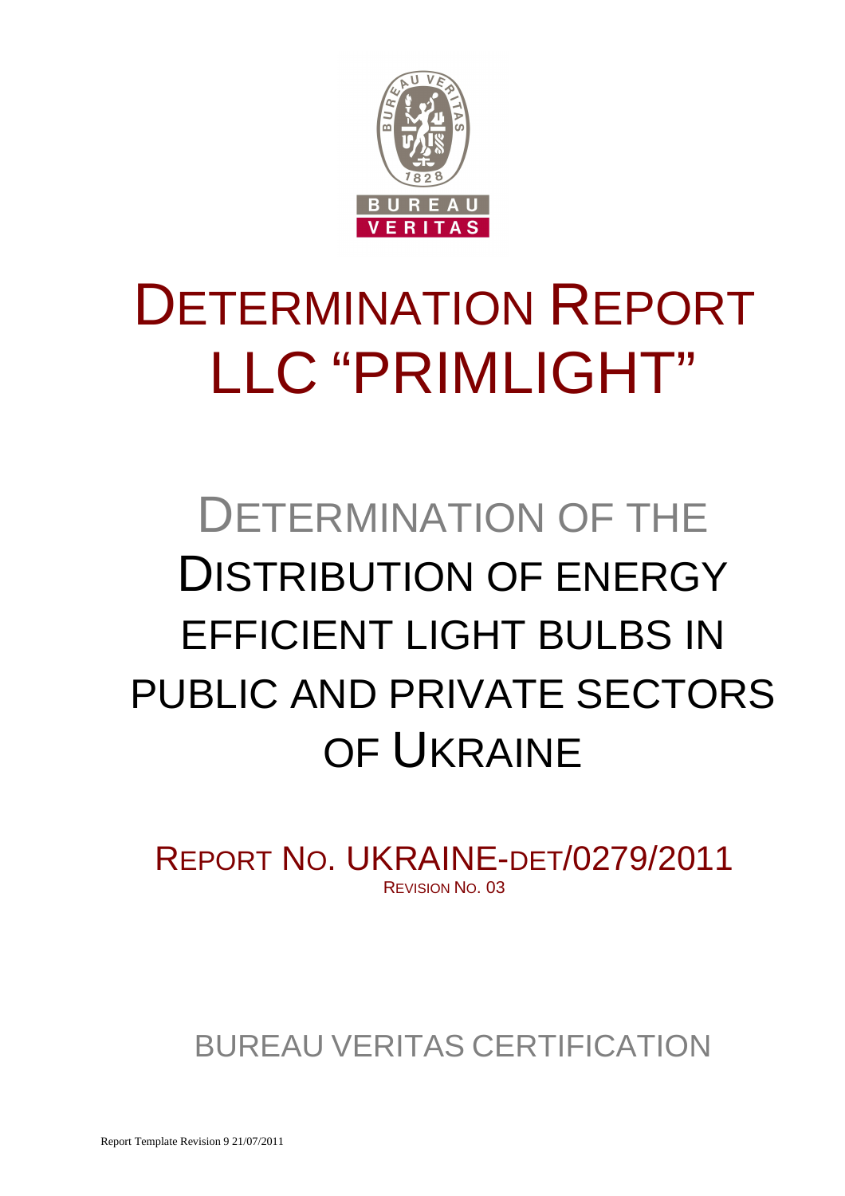# DETERMINATION REPORT LLC "PRIMLIGHT"

## DETERMINATION OF THE DISTRIBUTION OF ENERGY EFFICIENT LIGHT BULBS IN PUBLIC AND PRIVATE SECTORS OF UKRAINE

REPORT NO. UKRAINE-DET/0279/2011

REVISION NO. 03

BUREAU VERITAS CERTIFICATION

Report Template Revision 9 21/07/2011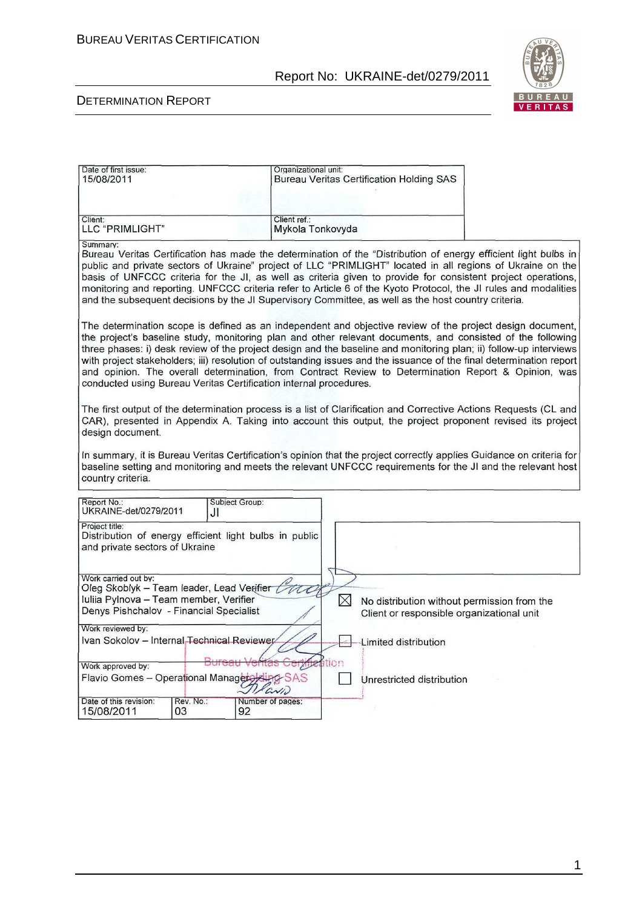| Date of first issue: 15/08/2011 | Organizational unit: Bureau Veritas Certification Holding SAS |
|---|---|
| Client: LLC "PRIMLIGHT" | Client ref.: Mykola Tonkovyda |

Summary:

Bureau Veritas Certification has made the determination of the "Distribution of energy efficient light bulbs in public and private sectors of Ukraine" project of LLC "PRIMLIGHT" located in all regions of Ukraine on the basis of UNFCCC criteria for the JI, as well as criteria given to provide for consistent project operations, monitoring and reporting. UNFCCC criteria refer to Article 6 of the Kyoto Protocol, the JI rules and modalities and the subsequent decisions by the JI Supervisory Committee, as well as the host country criteria.

The determination scope is defined as an independent and objective review of the project design document, the project's baseline study, monitoring plan and other relevant documents, and consisted of the following three phases: i) desk review of the project design and the baseline and monitoring plan; ii) follow-up interviews with project stakeholders; iii) resolution of outstanding issues and the issuance of the final determination report and opinion. The overall determination, from Contract Review to Determination Report & Opinion, was conducted using Bureau Veritas Certification internal procedures.

The first output of the determination process is a list of Clarification and Corrective Actions Requests (CL and CAR), presented in Appendix A. Taking into account this output, the project proponent revised its project design document.

In summary, it is Bureau Veritas Certification's opinion that the project correctly applies Guidance on criteria for baseline setting and monitoring and meets the relevant UNFCCC requirements for the JI and the relevant host country criteria.

| Report No.: UKRAINE-det/0279/2011 | Subject Group: JI | |
|---|---|---|
| Project title: Distribution of energy efficient light bulbs in public and private sectors of Ukraine | | |
| Work carried out by: Oleg Skoblyk – Team leader, Lead Verifier; Iuliia Pylnova – Team member, Verifier; Denys Pishchalov - Financial Specialist | | ☒ No distribution without permission from the Client or responsible organizational unit |
| Work reviewed by: Ivan Sokolov – Internal Technical Reviewer | | ☐ Limited distribution |
| Work approved by: Flavio Gomes – Operational Manager | | ☐ Unrestricted distribution |
| Date of this revision: 15/08/2011 | Rev. No.: 03 | Number of pages: 92 |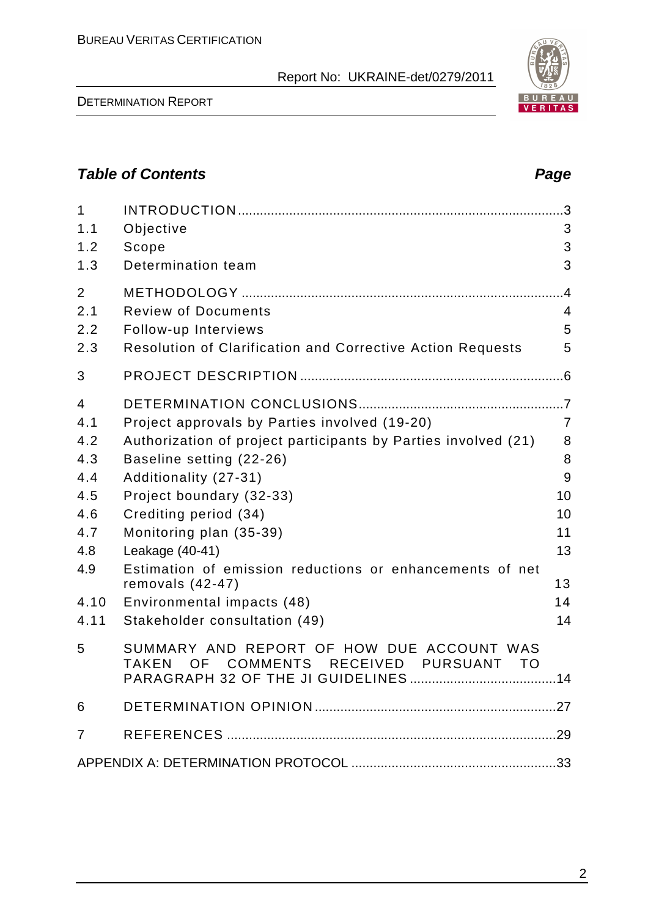## Table of Contents

| | | Page |
|---|---|---|
| 1 | INTRODUCTION | 3 |
| 1.1 | Objective | 3 |
| 1.2 | Scope | 3 |
| 1.3 | Determination team | 3 |
| 2 | METHODOLOGY | 4 |
| 2.1 | Review of Documents | 4 |
| 2.2 | Follow-up Interviews | 5 |
| 2.3 | Resolution of Clarification and Corrective Action Requests | 5 |
| 3 | PROJECT DESCRIPTION | 6 |
| 4 | DETERMINATION CONCLUSIONS | 7 |
| 4.1 | Project approvals by Parties involved (19-20) | 7 |
| 4.2 | Authorization of project participants by Parties involved (21) | 8 |
| 4.3 | Baseline setting (22-26) | 8 |
| 4.4 | Additionality (27-31) | 9 |
| 4.5 | Project boundary (32-33) | 10 |
| 4.6 | Crediting period (34) | 10 |
| 4.7 | Monitoring plan (35-39) | 11 |
| 4.8 | Leakage (40-41) | 13 |
| 4.9 | Estimation of emission reductions or enhancements of net removals (42-47) | 13 |
| 4.10 | Environmental impacts (48) | 14 |
| 4.11 | Stakeholder consultation (49) | 14 |
| 5 | SUMMARY AND REPORT OF HOW DUE ACCOUNT WAS TAKEN OF COMMENTS RECEIVED PURSUANT TO PARAGRAPH 32 OF THE JI GUIDELINES | 14 |
| 6 | DETERMINATION OPINION | 27 |
| 7 | REFERENCES | 29 |
| | APPENDIX A: DETERMINATION PROTOCOL | 33 |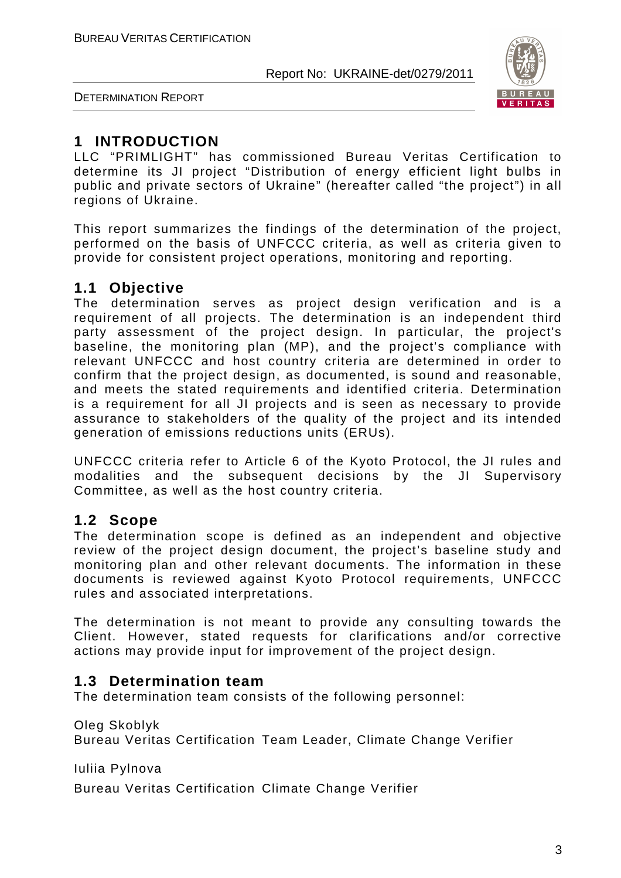# 1 INTRODUCTION

LLC "PRIMLIGHT" has commissioned Bureau Veritas Certification to determine its JI project "Distribution of energy efficient light bulbs in public and private sectors of Ukraine" (hereafter called "the project") in all regions of Ukraine.

This report summarizes the findings of the determination of the project, performed on the basis of UNFCCC criteria, as well as criteria given to provide for consistent project operations, monitoring and reporting.

## 1.1 Objective

The determination serves as project design verification and is a requirement of all projects. The determination is an independent third party assessment of the project design. In particular, the project's baseline, the monitoring plan (MP), and the project's compliance with relevant UNFCCC and host country criteria are determined in order to confirm that the project design, as documented, is sound and reasonable, and meets the stated requirements and identified criteria. Determination is a requirement for all JI projects and is seen as necessary to provide assurance to stakeholders of the quality of the project and its intended generation of emissions reductions units (ERUs).

UNFCCC criteria refer to Article 6 of the Kyoto Protocol, the JI rules and modalities and the subsequent decisions by the JI Supervisory Committee, as well as the host country criteria.

## 1.2 Scope

The determination scope is defined as an independent and objective review of the project design document, the project's baseline study and monitoring plan and other relevant documents. The information in these documents is reviewed against Kyoto Protocol requirements, UNFCCC rules and associated interpretations.

The determination is not meant to provide any consulting towards the Client. However, stated requests for clarifications and/or corrective actions may provide input for improvement of the project design.

## 1.3 Determination team

The determination team consists of the following personnel:

Oleg Skoblyk
Bureau Veritas Certification Team Leader, Climate Change Verifier

Iuliia Pylnova

Bureau Veritas Certification Climate Change Verifier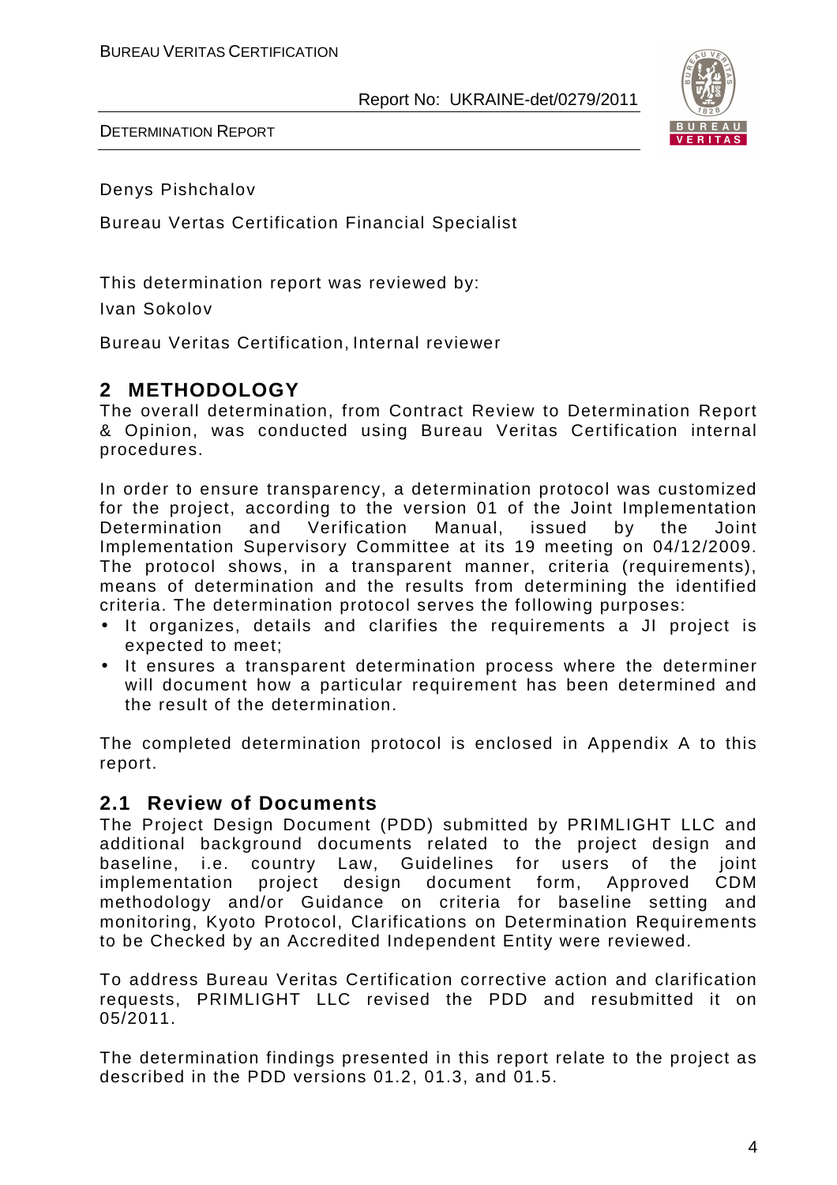Denys Pishchalov

Bureau Vertas Certification Financial Specialist

This determination report was reviewed by:

Ivan Sokolov

Bureau Veritas Certification, Internal reviewer

## 2 METHODOLOGY

The overall determination, from Contract Review to Determination Report & Opinion, was conducted using Bureau Veritas Certification internal procedures.

In order to ensure transparency, a determination protocol was customized for the project, according to the version 01 of the Joint Implementation Determination and Verification Manual, issued by the Joint Implementation Supervisory Committee at its 19 meeting on 04/12/2009. The protocol shows, in a transparent manner, criteria (requirements), means of determination and the results from determining the identified criteria. The determination protocol serves the following purposes:

- It organizes, details and clarifies the requirements a JI project is expected to meet;
- It ensures a transparent determination process where the determiner will document how a particular requirement has been determined and the result of the determination.

The completed determination protocol is enclosed in Appendix A to this report.

### 2.1 Review of Documents

The Project Design Document (PDD) submitted by PRIMLIGHT LLC and additional background documents related to the project design and baseline, i.e. country Law, Guidelines for users of the joint implementation project design document form, Approved CDM methodology and/or Guidance on criteria for baseline setting and monitoring, Kyoto Protocol, Clarifications on Determination Requirements to be Checked by an Accredited Independent Entity were reviewed.

To address Bureau Veritas Certification corrective action and clarification requests, PRIMLIGHT LLC revised the PDD and resubmitted it on 05/2011.

The determination findings presented in this report relate to the project as described in the PDD versions 01.2, 01.3, and 01.5.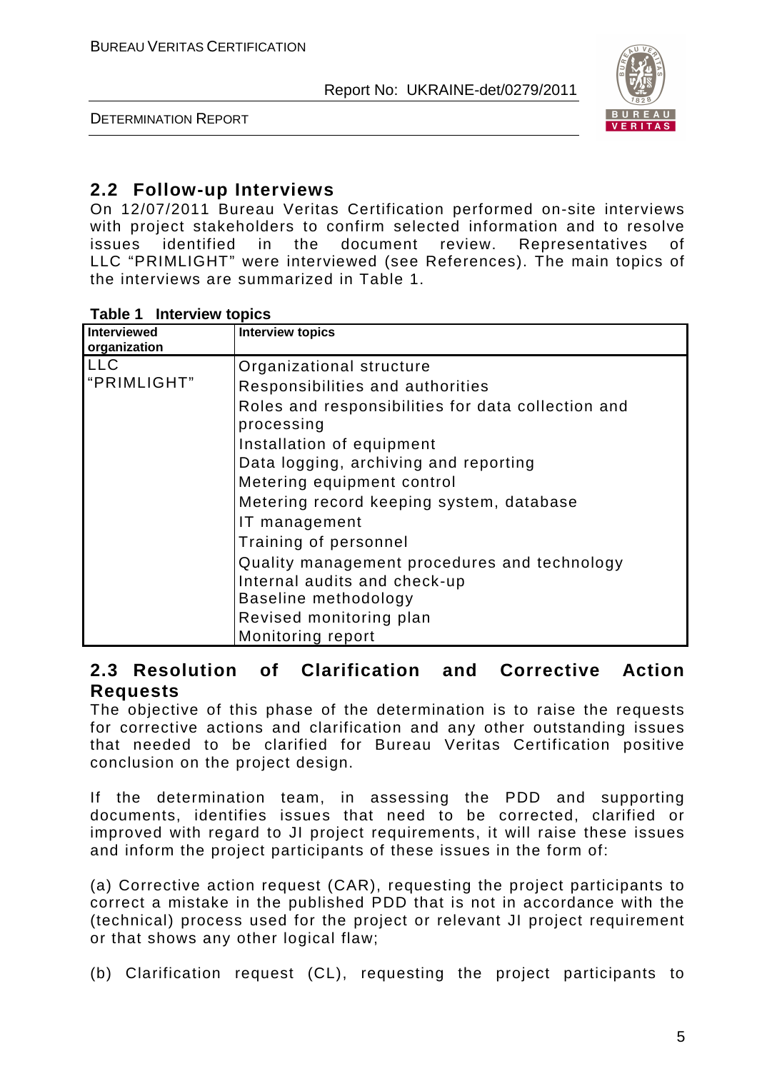## 2.2 Follow-up Interviews

On 12/07/2011 Bureau Veritas Certification performed on-site interviews with project stakeholders to confirm selected information and to resolve issues identified in the document review. Representatives of LLC "PRIMLIGHT" were interviewed (see References). The main topics of the interviews are summarized in Table 1.

**Table 1 Interview topics**

| Interviewed organization | Interview topics |
|---|---|
| LLC "PRIMLIGHT" | Organizational structure<br>Responsibilities and authorities<br>Roles and responsibilities for data collection and processing<br>Installation of equipment<br>Data logging, archiving and reporting<br>Metering equipment control<br>Metering record keeping system, database<br>IT management<br>Training of personnel<br>Quality management procedures and technology<br>Internal audits and check-up<br>Baseline methodology<br>Revised monitoring plan<br>Monitoring report |

## 2.3 Resolution of Clarification and Corrective Action Requests

The objective of this phase of the determination is to raise the requests for corrective actions and clarification and any other outstanding issues that needed to be clarified for Bureau Veritas Certification positive conclusion on the project design.

If the determination team, in assessing the PDD and supporting documents, identifies issues that need to be corrected, clarified or improved with regard to JI project requirements, it will raise these issues and inform the project participants of these issues in the form of:

(a) Corrective action request (CAR), requesting the project participants to correct a mistake in the published PDD that is not in accordance with the (technical) process used for the project or relevant JI project requirement or that shows any other logical flaw;

(b) Clarification request (CL), requesting the project participants to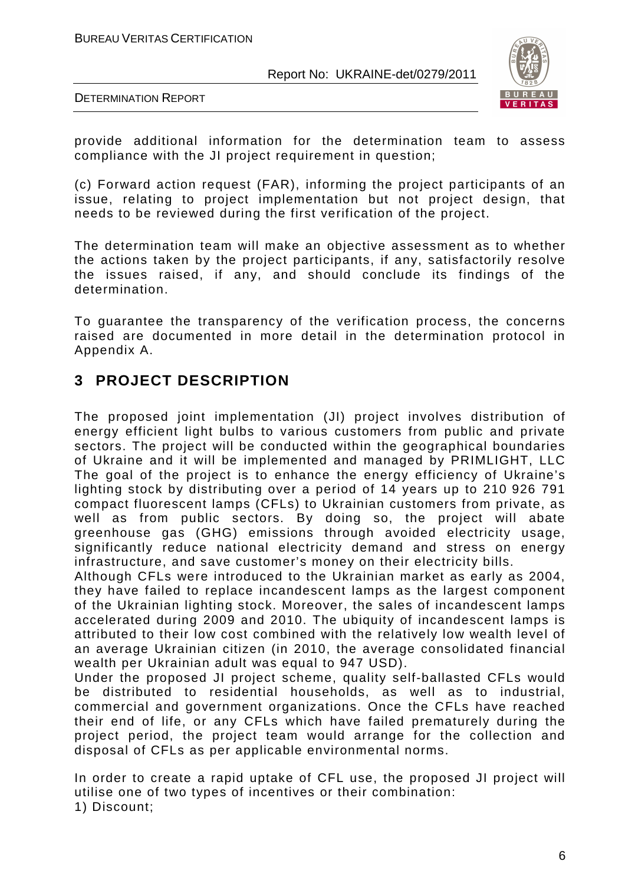provide additional information for the determination team to assess compliance with the JI project requirement in question;

(c) Forward action request (FAR), informing the project participants of an issue, relating to project implementation but not project design, that needs to be reviewed during the first verification of the project.

The determination team will make an objective assessment as to whether the actions taken by the project participants, if any, satisfactorily resolve the issues raised, if any, and should conclude its findings of the determination.

To guarantee the transparency of the verification process, the concerns raised are documented in more detail in the determination protocol in Appendix A.

# 3 PROJECT DESCRIPTION

The proposed joint implementation (JI) project involves distribution of energy efficient light bulbs to various customers from public and private sectors. The project will be conducted within the geographical boundaries of Ukraine and it will be implemented and managed by PRIMLIGHT, LLC The goal of the project is to enhance the energy efficiency of Ukraine's lighting stock by distributing over a period of 14 years up to 210 926 791 compact fluorescent lamps (CFLs) to Ukrainian customers from private, as well as from public sectors. By doing so, the project will abate greenhouse gas (GHG) emissions through avoided electricity usage, significantly reduce national electricity demand and stress on energy infrastructure, and save customer's money on their electricity bills.
Although CFLs were introduced to the Ukrainian market as early as 2004, they have failed to replace incandescent lamps as the largest component of the Ukrainian lighting stock. Moreover, the sales of incandescent lamps accelerated during 2009 and 2010. The ubiquity of incandescent lamps is attributed to their low cost combined with the relatively low wealth level of an average Ukrainian citizen (in 2010, the average consolidated financial wealth per Ukrainian adult was equal to 947 USD).
Under the proposed JI project scheme, quality self-ballasted CFLs would be distributed to residential households, as well as to industrial, commercial and government organizations. Once the CFLs have reached their end of life, or any CFLs which have failed prematurely during the project period, the project team would arrange for the collection and disposal of CFLs as per applicable environmental norms.

In order to create a rapid uptake of CFL use, the proposed JI project will utilise one of two types of incentives or their combination:
1) Discount;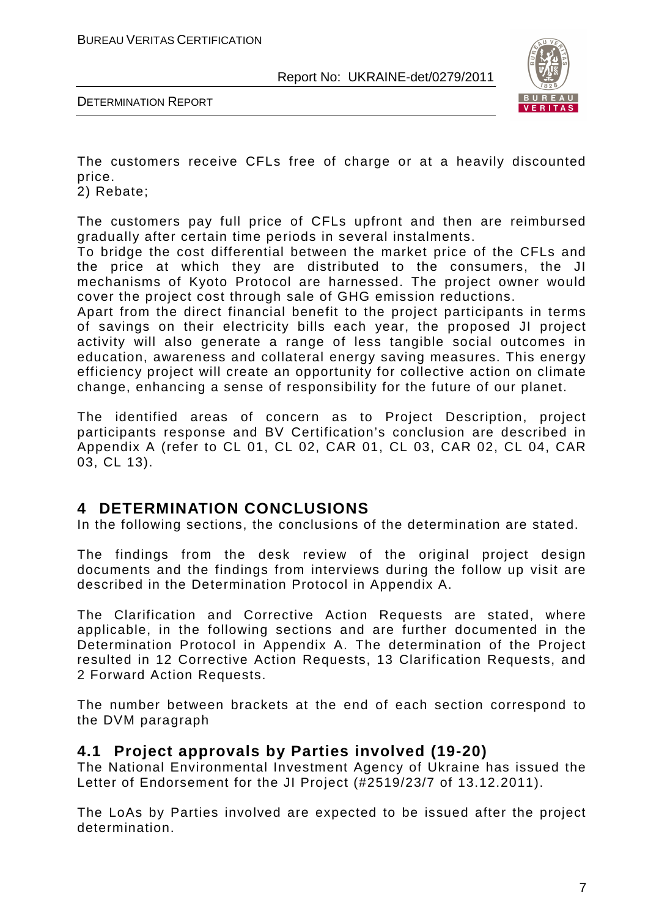The customers receive CFLs free of charge or at a heavily discounted price.

2) Rebate;

The customers pay full price of CFLs upfront and then are reimbursed gradually after certain time periods in several instalments.

To bridge the cost differential between the market price of the CFLs and the price at which they are distributed to the consumers, the JI mechanisms of Kyoto Protocol are harnessed. The project owner would cover the project cost through sale of GHG emission reductions.

Apart from the direct financial benefit to the project participants in terms of savings on their electricity bills each year, the proposed JI project activity will also generate a range of less tangible social outcomes in education, awareness and collateral energy saving measures. This energy efficiency project will create an opportunity for collective action on climate change, enhancing a sense of responsibility for the future of our planet.

The identified areas of concern as to Project Description, project participants response and BV Certification's conclusion are described in Appendix A (refer to CL 01, CL 02, CAR 01, CL 03, CAR 02, CL 04, CAR 03, CL 13).

# 4 DETERMINATION CONCLUSIONS

In the following sections, the conclusions of the determination are stated.

The findings from the desk review of the original project design documents and the findings from interviews during the follow up visit are described in the Determination Protocol in Appendix A.

The Clarification and Corrective Action Requests are stated, where applicable, in the following sections and are further documented in the Determination Protocol in Appendix A. The determination of the Project resulted in 12 Corrective Action Requests, 13 Clarification Requests, and 2 Forward Action Requests.

The number between brackets at the end of each section correspond to the DVM paragraph

## 4.1 Project approvals by Parties involved (19-20)

The National Environmental Investment Agency of Ukraine has issued the Letter of Endorsement for the JI Project (#2519/23/7 of 13.12.2011).

The LoAs by Parties involved are expected to be issued after the project determination.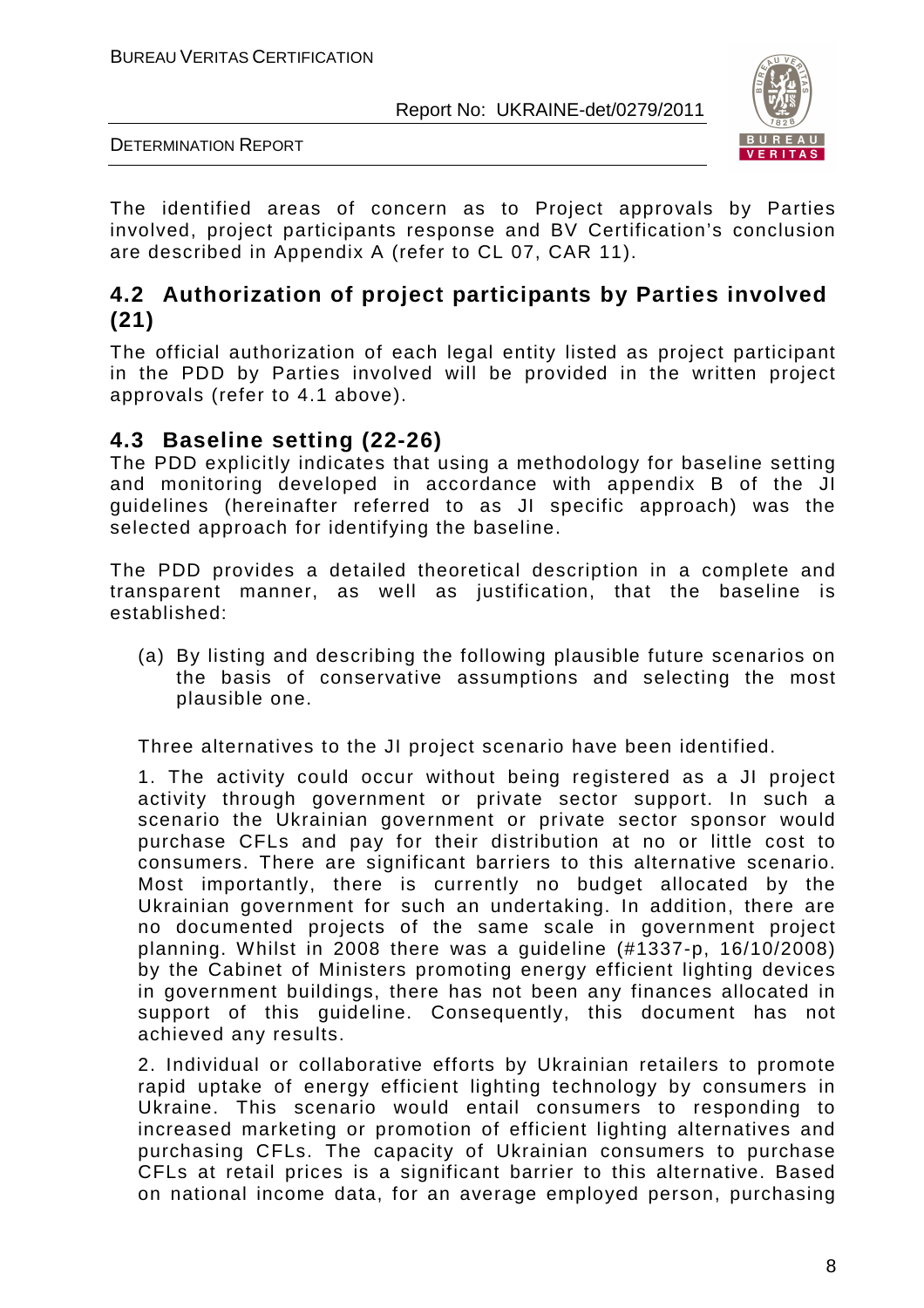The identified areas of concern as to Project approvals by Parties involved, project participants response and BV Certification's conclusion are described in Appendix A (refer to CL 07, CAR 11).

## 4.2 Authorization of project participants by Parties involved (21)

The official authorization of each legal entity listed as project participant in the PDD by Parties involved will be provided in the written project approvals (refer to 4.1 above).

## 4.3 Baseline setting (22-26)

The PDD explicitly indicates that using a methodology for baseline setting and monitoring developed in accordance with appendix B of the JI guidelines (hereinafter referred to as JI specific approach) was the selected approach for identifying the baseline.

The PDD provides a detailed theoretical description in a complete and transparent manner, as well as justification, that the baseline is established:

(a) By listing and describing the following plausible future scenarios on the basis of conservative assumptions and selecting the most plausible one.

Three alternatives to the JI project scenario have been identified.

1. The activity could occur without being registered as a JI project activity through government or private sector support. In such a scenario the Ukrainian government or private sector sponsor would purchase CFLs and pay for their distribution at no or little cost to consumers. There are significant barriers to this alternative scenario. Most importantly, there is currently no budget allocated by the Ukrainian government for such an undertaking. In addition, there are no documented projects of the same scale in government project planning. Whilst in 2008 there was a guideline (#1337-p, 16/10/2008) by the Cabinet of Ministers promoting energy efficient lighting devices in government buildings, there has not been any finances allocated in support of this guideline. Consequently, this document has not achieved any results.

2. Individual or collaborative efforts by Ukrainian retailers to promote rapid uptake of energy efficient lighting technology by consumers in Ukraine. This scenario would entail consumers to responding to increased marketing or promotion of efficient lighting alternatives and purchasing CFLs. The capacity of Ukrainian consumers to purchase CFLs at retail prices is a significant barrier to this alternative. Based on national income data, for an average employed person, purchasing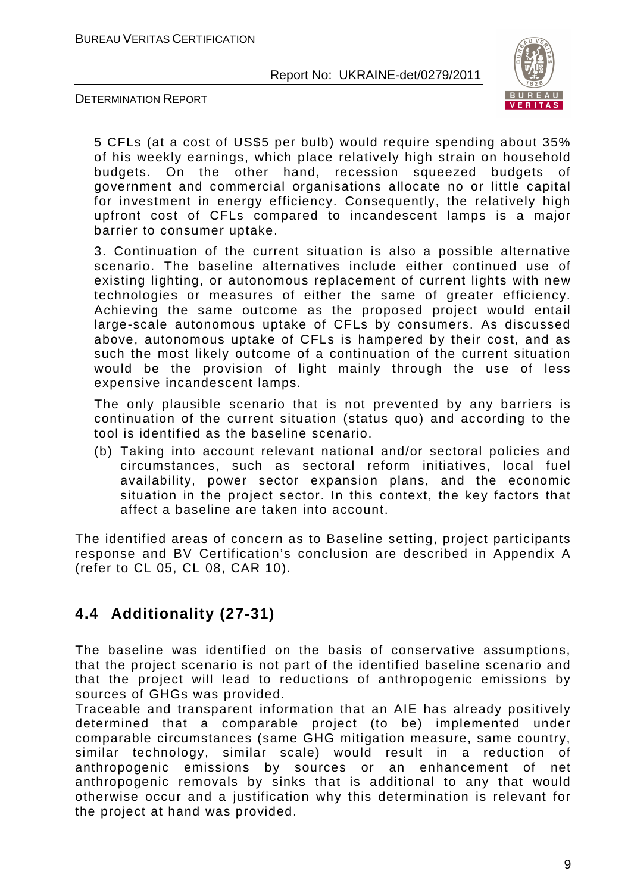5 CFLs (at a cost of US$5 per bulb) would require spending about 35% of his weekly earnings, which place relatively high strain on household budgets. On the other hand, recession squeezed budgets of government and commercial organisations allocate no or little capital for investment in energy efficiency. Consequently, the relatively high upfront cost of CFLs compared to incandescent lamps is a major barrier to consumer uptake.

3. Continuation of the current situation is also a possible alternative scenario. The baseline alternatives include either continued use of existing lighting, or autonomous replacement of current lights with new technologies or measures of either the same of greater efficiency. Achieving the same outcome as the proposed project would entail large-scale autonomous uptake of CFLs by consumers. As discussed above, autonomous uptake of CFLs is hampered by their cost, and as such the most likely outcome of a continuation of the current situation would be the provision of light mainly through the use of less expensive incandescent lamps.

The only plausible scenario that is not prevented by any barriers is continuation of the current situation (status quo) and according to the tool is identified as the baseline scenario.

(b) Taking into account relevant national and/or sectoral policies and circumstances, such as sectoral reform initiatives, local fuel availability, power sector expansion plans, and the economic situation in the project sector. In this context, the key factors that affect a baseline are taken into account.

The identified areas of concern as to Baseline setting, project participants response and BV Certification's conclusion are described in Appendix A (refer to CL 05, CL 08, CAR 10).

## 4.4 Additionality (27-31)

The baseline was identified on the basis of conservative assumptions, that the project scenario is not part of the identified baseline scenario and that the project will lead to reductions of anthropogenic emissions by sources of GHGs was provided.

Traceable and transparent information that an AIE has already positively determined that a comparable project (to be) implemented under comparable circumstances (same GHG mitigation measure, same country, similar technology, similar scale) would result in a reduction of anthropogenic emissions by sources or an enhancement of net anthropogenic removals by sinks that is additional to any that would otherwise occur and a justification why this determination is relevant for the project at hand was provided.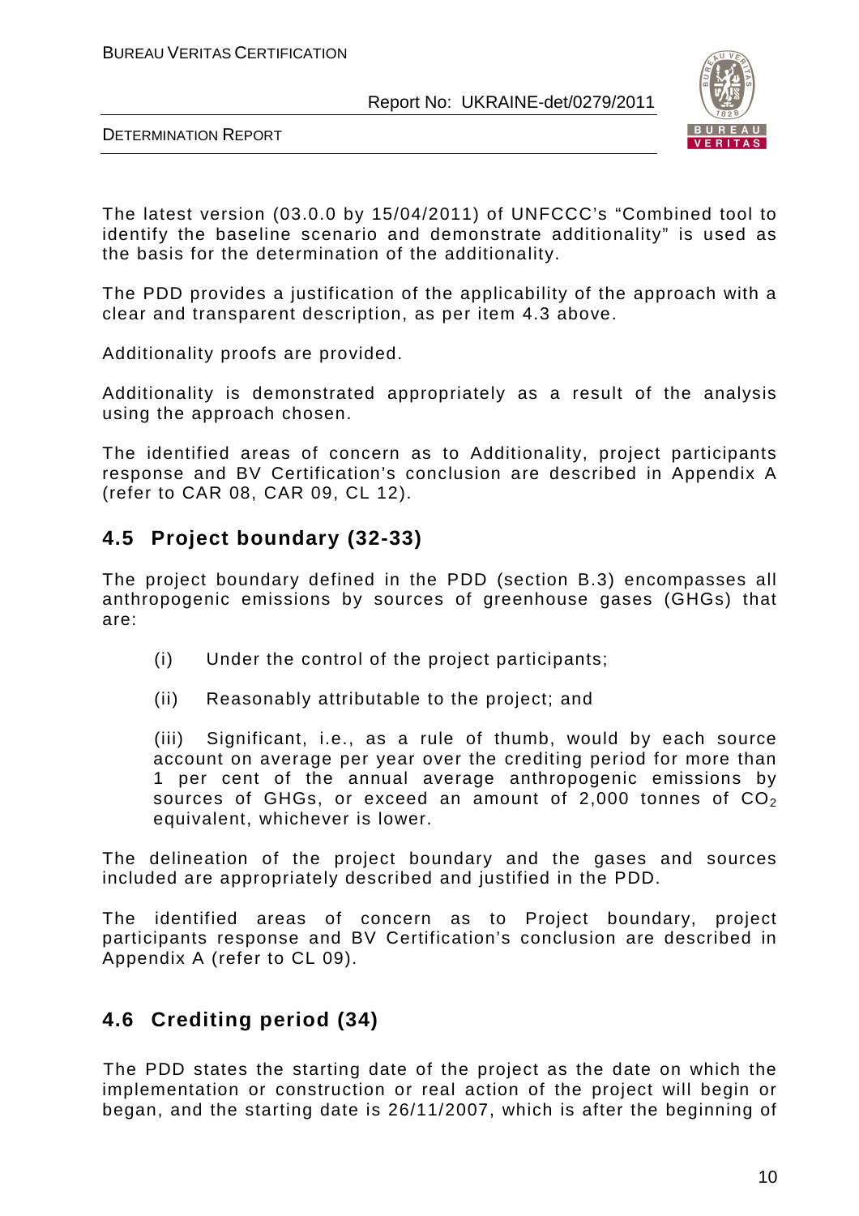The latest version (03.0.0 by 15/04/2011) of UNFCCC's "Combined tool to identify the baseline scenario and demonstrate additionality" is used as the basis for the determination of the additionality.

The PDD provides a justification of the applicability of the approach with a clear and transparent description, as per item 4.3 above.

Additionality proofs are provided.

Additionality is demonstrated appropriately as a result of the analysis using the approach chosen.

The identified areas of concern as to Additionality, project participants response and BV Certification's conclusion are described in Appendix A (refer to CAR 08, CAR 09, CL 12).

## 4.5 Project boundary (32-33)

The project boundary defined in the PDD (section B.3) encompasses all anthropogenic emissions by sources of greenhouse gases (GHGs) that are:

(i) Under the control of the project participants;

(ii) Reasonably attributable to the project; and

(iii) Significant, i.e., as a rule of thumb, would by each source account on average per year over the crediting period for more than 1 per cent of the annual average anthropogenic emissions by sources of GHGs, or exceed an amount of 2,000 tonnes of $CO_2$ equivalent, whichever is lower.

The delineation of the project boundary and the gases and sources included are appropriately described and justified in the PDD.

The identified areas of concern as to Project boundary, project participants response and BV Certification's conclusion are described in Appendix A (refer to CL 09).

## 4.6 Crediting period (34)

The PDD states the starting date of the project as the date on which the implementation or construction or real action of the project will begin or began, and the starting date is 26/11/2007, which is after the beginning of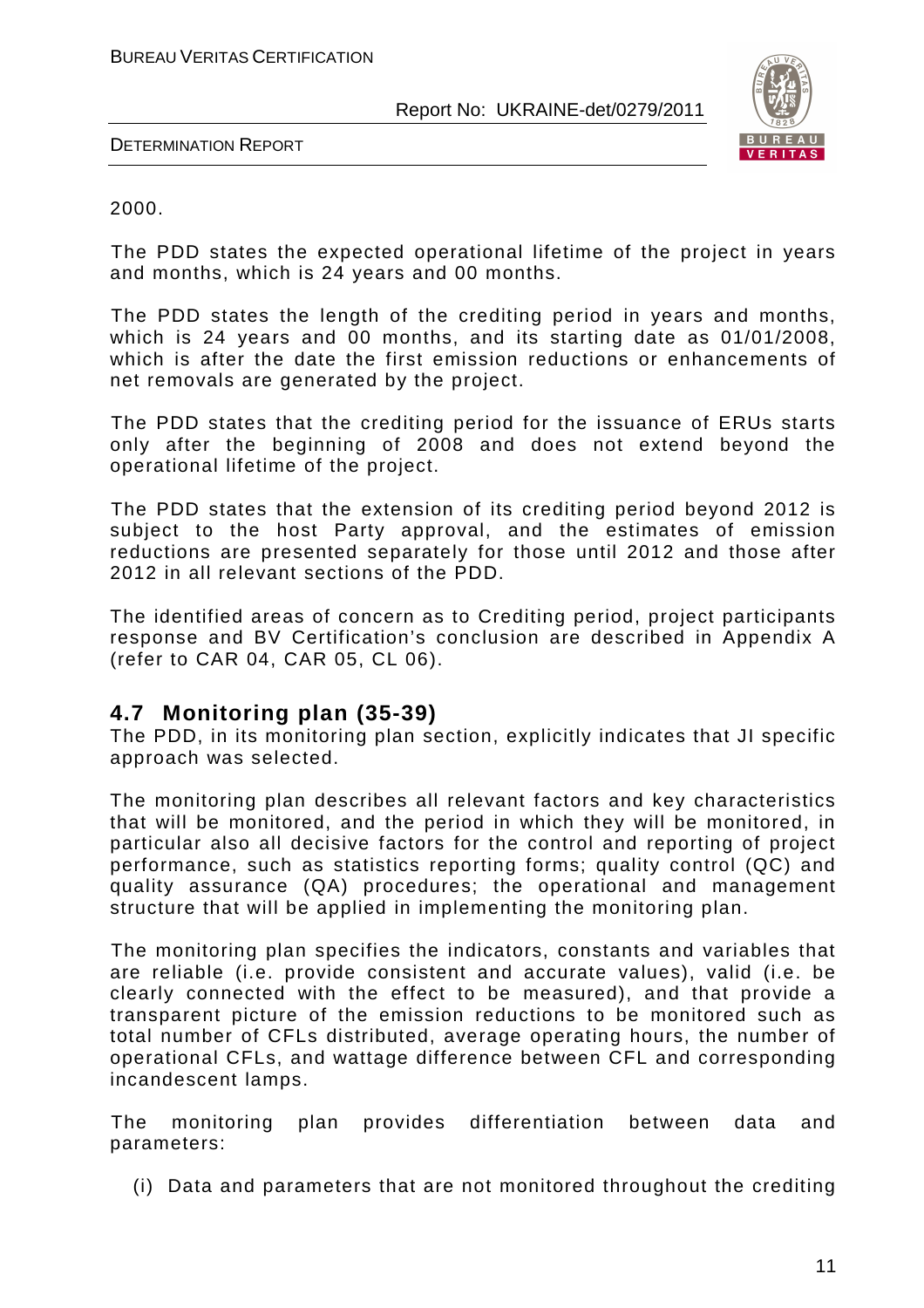2000.

The PDD states the expected operational lifetime of the project in years and months, which is 24 years and 00 months.

The PDD states the length of the crediting period in years and months, which is 24 years and 00 months, and its starting date as 01/01/2008, which is after the date the first emission reductions or enhancements of net removals are generated by the project.

The PDD states that the crediting period for the issuance of ERUs starts only after the beginning of 2008 and does not extend beyond the operational lifetime of the project.

The PDD states that the extension of its crediting period beyond 2012 is subject to the host Party approval, and the estimates of emission reductions are presented separately for those until 2012 and those after 2012 in all relevant sections of the PDD.

The identified areas of concern as to Crediting period, project participants response and BV Certification's conclusion are described in Appendix A (refer to CAR 04, CAR 05, CL 06).

## 4.7 Monitoring plan (35-39)

The PDD, in its monitoring plan section, explicitly indicates that JI specific approach was selected.

The monitoring plan describes all relevant factors and key characteristics that will be monitored, and the period in which they will be monitored, in particular also all decisive factors for the control and reporting of project performance, such as statistics reporting forms; quality control (QC) and quality assurance (QA) procedures; the operational and management structure that will be applied in implementing the monitoring plan.

The monitoring plan specifies the indicators, constants and variables that are reliable (i.e. provide consistent and accurate values), valid (i.e. be clearly connected with the effect to be measured), and that provide a transparent picture of the emission reductions to be monitored such as total number of CFLs distributed, average operating hours, the number of operational CFLs, and wattage difference between CFL and corresponding incandescent lamps.

The monitoring plan provides differentiation between data and parameters:

(i) Data and parameters that are not monitored throughout the crediting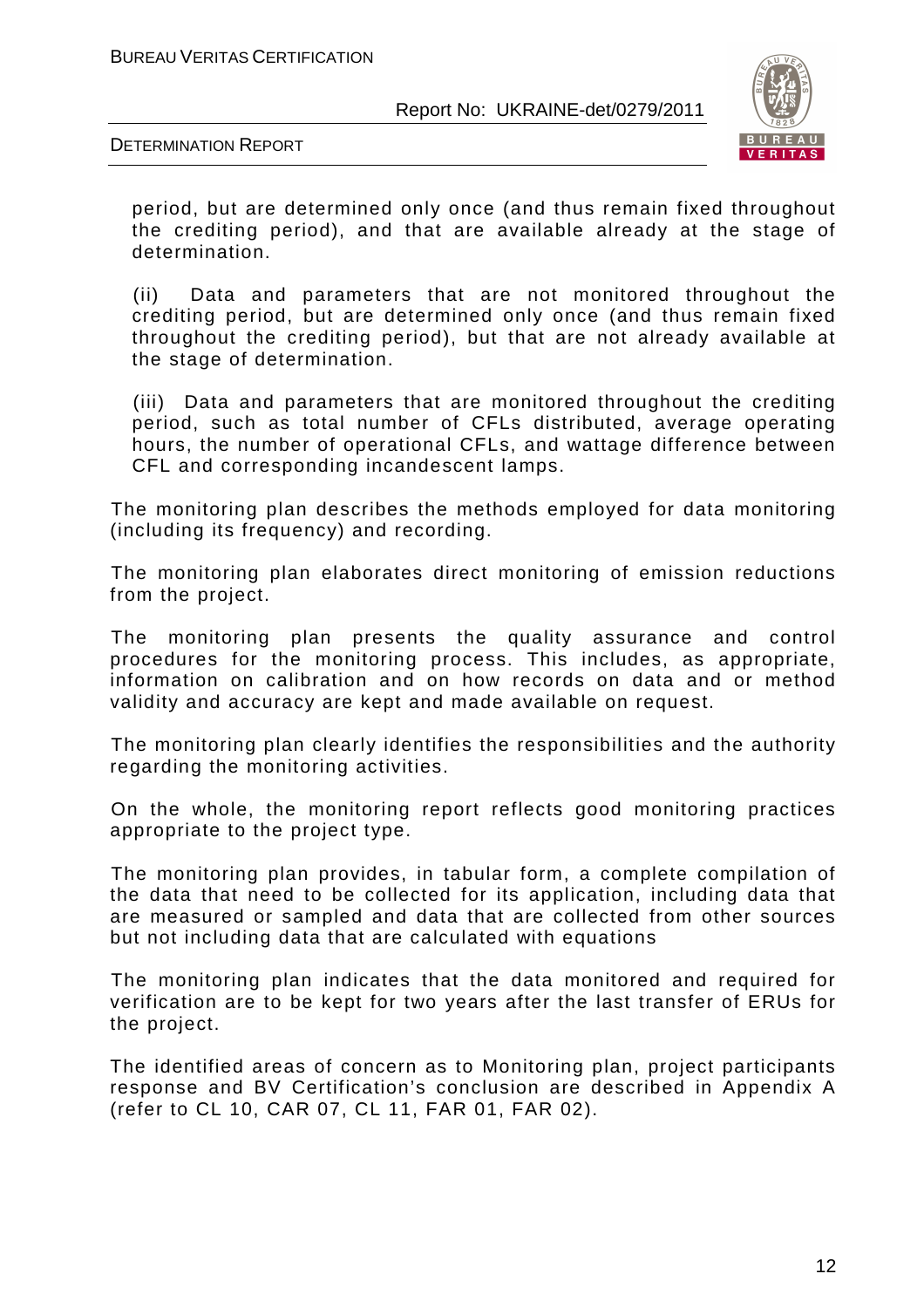period, but are determined only once (and thus remain fixed throughout the crediting period), and that are available already at the stage of determination.

(ii) Data and parameters that are not monitored throughout the crediting period, but are determined only once (and thus remain fixed throughout the crediting period), but that are not already available at the stage of determination.

(iii) Data and parameters that are monitored throughout the crediting period, such as total number of CFLs distributed, average operating hours, the number of operational CFLs, and wattage difference between CFL and corresponding incandescent lamps.

The monitoring plan describes the methods employed for data monitoring (including its frequency) and recording.

The monitoring plan elaborates direct monitoring of emission reductions from the project.

The monitoring plan presents the quality assurance and control procedures for the monitoring process. This includes, as appropriate, information on calibration and on how records on data and or method validity and accuracy are kept and made available on request.

The monitoring plan clearly identifies the responsibilities and the authority regarding the monitoring activities.

On the whole, the monitoring report reflects good monitoring practices appropriate to the project type.

The monitoring plan provides, in tabular form, a complete compilation of the data that need to be collected for its application, including data that are measured or sampled and data that are collected from other sources but not including data that are calculated with equations

The monitoring plan indicates that the data monitored and required for verification are to be kept for two years after the last transfer of ERUs for the project.

The identified areas of concern as to Monitoring plan, project participants response and BV Certification's conclusion are described in Appendix A (refer to CL 10, CAR 07, CL 11, FAR 01, FAR 02).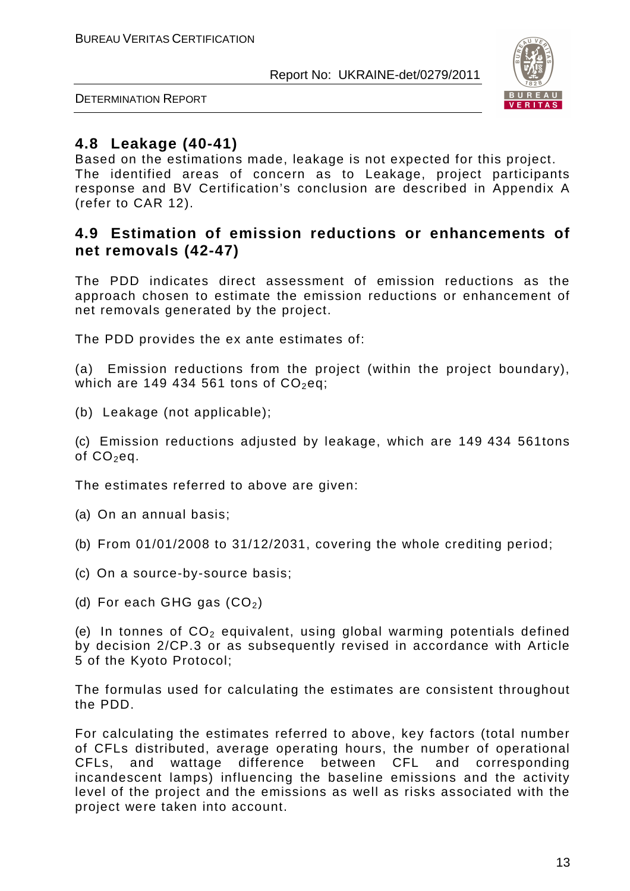## 4.8 Leakage (40-41)

Based on the estimations made, leakage is not expected for this project. The identified areas of concern as to Leakage, project participants response and BV Certification's conclusion are described in Appendix A (refer to CAR 12).

## 4.9 Estimation of emission reductions or enhancements of net removals (42-47)

The PDD indicates direct assessment of emission reductions as the approach chosen to estimate the emission reductions or enhancement of net removals generated by the project.

The PDD provides the ex ante estimates of:

(a) Emission reductions from the project (within the project boundary), which are 149 434 561 tons of $CO_2$eq;

(b) Leakage (not applicable);

(c) Emission reductions adjusted by leakage, which are 149 434 561tons of $CO_2$eq.

The estimates referred to above are given:

(a) On an annual basis;

(b) From 01/01/2008 to 31/12/2031, covering the whole crediting period;

(c) On a source-by-source basis;

(d) For each GHG gas ($CO_2$)

(e) In tonnes of $CO_2$ equivalent, using global warming potentials defined by decision 2/CP.3 or as subsequently revised in accordance with Article 5 of the Kyoto Protocol;

The formulas used for calculating the estimates are consistent throughout the PDD.

For calculating the estimates referred to above, key factors (total number of CFLs distributed, average operating hours, the number of operational CFLs, and wattage difference between CFL and corresponding incandescent lamps) influencing the baseline emissions and the activity level of the project and the emissions as well as risks associated with the project were taken into account.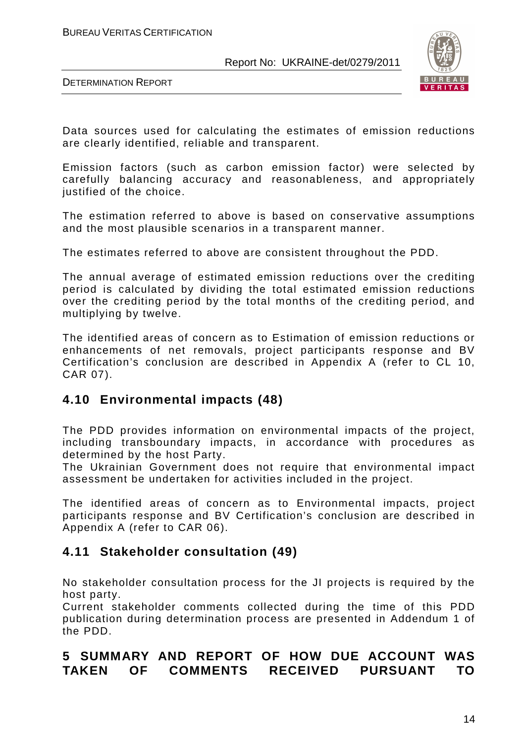Data sources used for calculating the estimates of emission reductions are clearly identified, reliable and transparent.

Emission factors (such as carbon emission factor) were selected by carefully balancing accuracy and reasonableness, and appropriately justified of the choice.

The estimation referred to above is based on conservative assumptions and the most plausible scenarios in a transparent manner.

The estimates referred to above are consistent throughout the PDD.

The annual average of estimated emission reductions over the crediting period is calculated by dividing the total estimated emission reductions over the crediting period by the total months of the crediting period, and multiplying by twelve.

The identified areas of concern as to Estimation of emission reductions or enhancements of net removals, project participants response and BV Certification's conclusion are described in Appendix A (refer to CL 10, CAR 07).

## 4.10 Environmental impacts (48)

The PDD provides information on environmental impacts of the project, including transboundary impacts, in accordance with procedures as determined by the host Party.
The Ukrainian Government does not require that environmental impact assessment be undertaken for activities included in the project.

The identified areas of concern as to Environmental impacts, project participants response and BV Certification's conclusion are described in Appendix A (refer to CAR 06).

## 4.11 Stakeholder consultation (49)

No stakeholder consultation process for the JI projects is required by the host party.
Current stakeholder comments collected during the time of this PDD publication during determination process are presented in Addendum 1 of the PDD.

# 5 SUMMARY AND REPORT OF HOW DUE ACCOUNT WAS TAKEN OF COMMENTS RECEIVED PURSUANT TO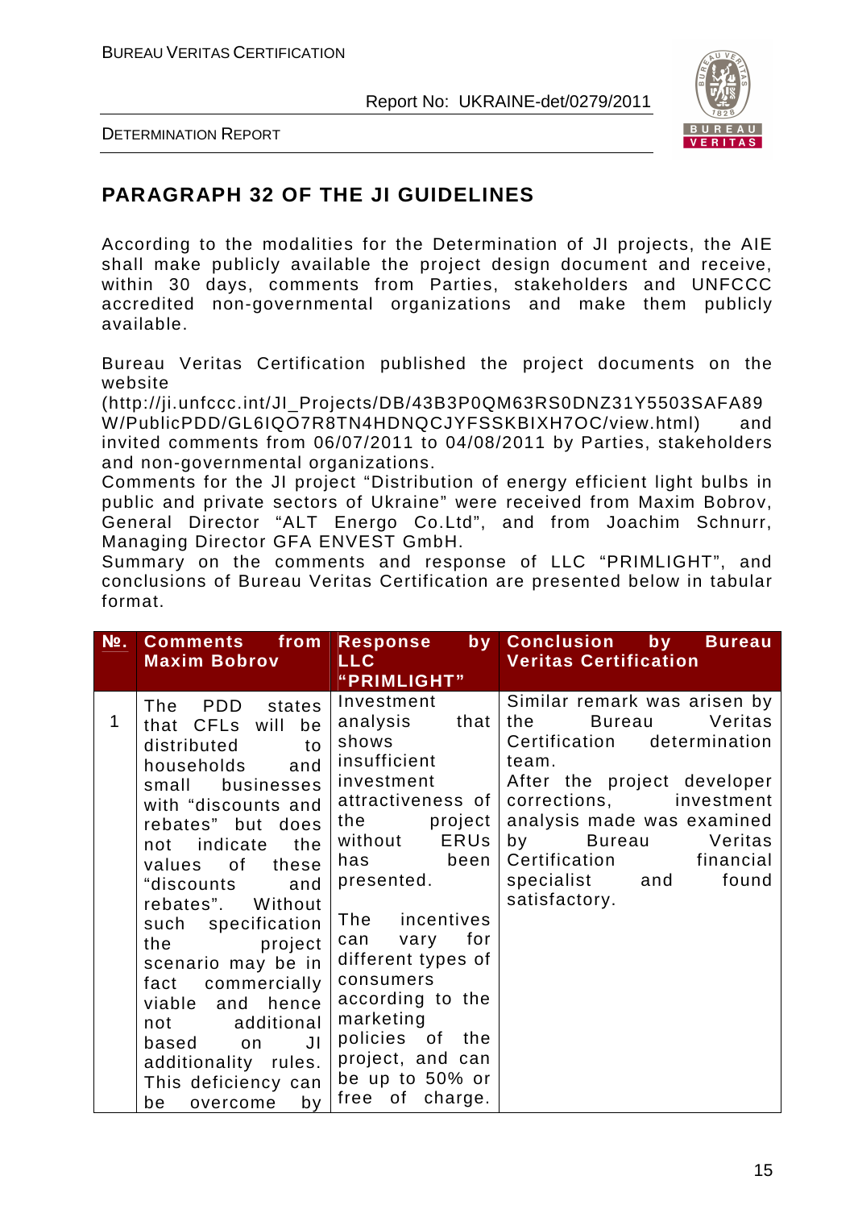## PARAGRAPH 32 OF THE JI GUIDELINES

According to the modalities for the Determination of JI projects, the AIE shall make publicly available the project design document and receive, within 30 days, comments from Parties, stakeholders and UNFCCC accredited non-governmental organizations and make them publicly available.

Bureau Veritas Certification published the project documents on the website (http://ji.unfccc.int/JI_Projects/DB/43B3P0QM63RS0DNZ31Y5503SAFA89W/PublicPDD/GL6IQO7R8TN4HDNQCJYFSSKBIXH7OC/view.html) and invited comments from 06/07/2011 to 04/08/2011 by Parties, stakeholders and non-governmental organizations.
Comments for the JI project "Distribution of energy efficient light bulbs in public and private sectors of Ukraine" were received from Maxim Bobrov, General Director "ALT Energo Co.Ltd", and from Joachim Schnurr, Managing Director GFA ENVEST GmbH.
Summary on the comments and response of LLC "PRIMLIGHT", and conclusions of Bureau Veritas Certification are presented below in tabular format.

| №. | Comments from Maxim Bobrov | Response by LLC "PRIMLIGHT" | Conclusion by Bureau Veritas Certification |
|---|---|---|---|
| 1 | The PDD states that CFLs will be distributed to households and small businesses with "discounts and rebates" but does not indicate the values of these "discounts and rebates". Without such specification the project scenario may be in fact commercially viable and hence not additional based on JI additionality rules. This deficiency can be overcome by | Investment analysis that shows insufficient investment attractiveness of the project without ERUs has been presented.<br><br>The incentives can vary for different types of consumers according to the marketing policies of the project, and can be up to 50% or free of charge. | Similar remark was arisen by the Bureau Veritas Certification determination team.<br>After the project developer corrections, investment analysis made was examined by Bureau Veritas Certification financial specialist and found satisfactory. |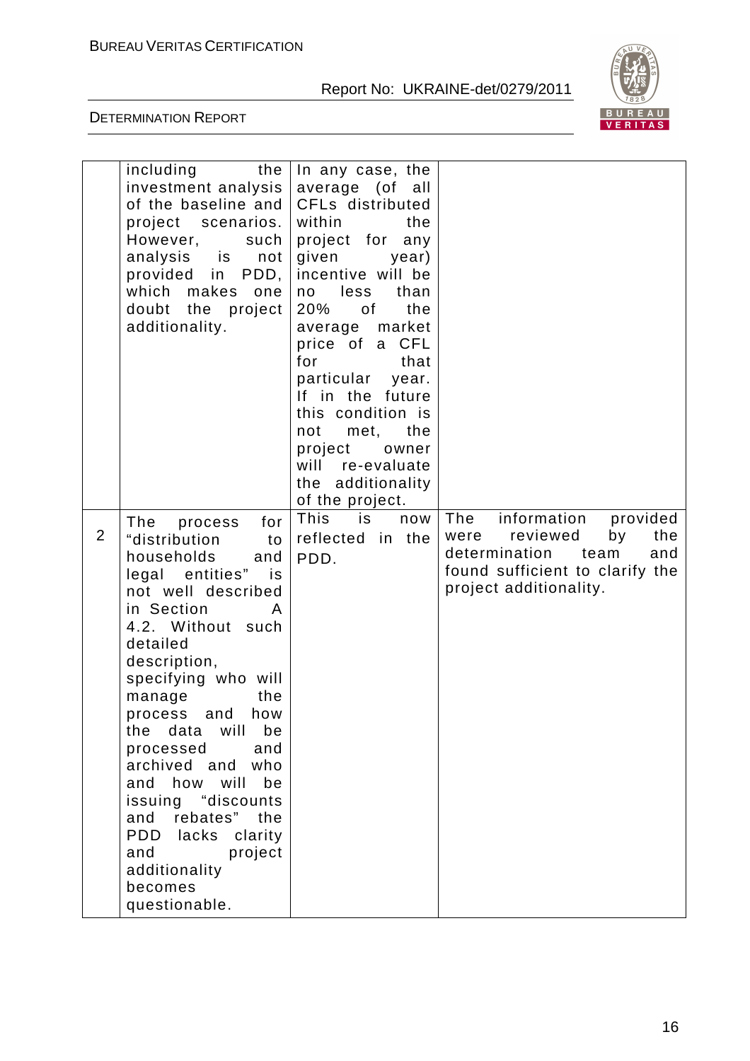| | | | |
|---|---|---|---|
| | including the investment analysis of the baseline and project scenarios. However, such analysis is not provided in PDD, which makes one doubt the project additionality. | In any case, the average (of all CFLs distributed within the project for any given year) incentive will be no less than 20% of the average market price of a CFL for that particular year. If in the future this condition is not met, the project owner will re-evaluate the additionality of the project. | |
| 2 | The process for "distribution to households and legal entities" is not well described in Section A 4.2. Without such detailed description, specifying who will manage the process and how the data will be processed and archived and who and how will be issuing "discounts and rebates" the PDD lacks clarity and project additionality becomes questionable. | This is now reflected in the PDD. | The information provided were reviewed by the determination team and found sufficient to clarify the project additionality. |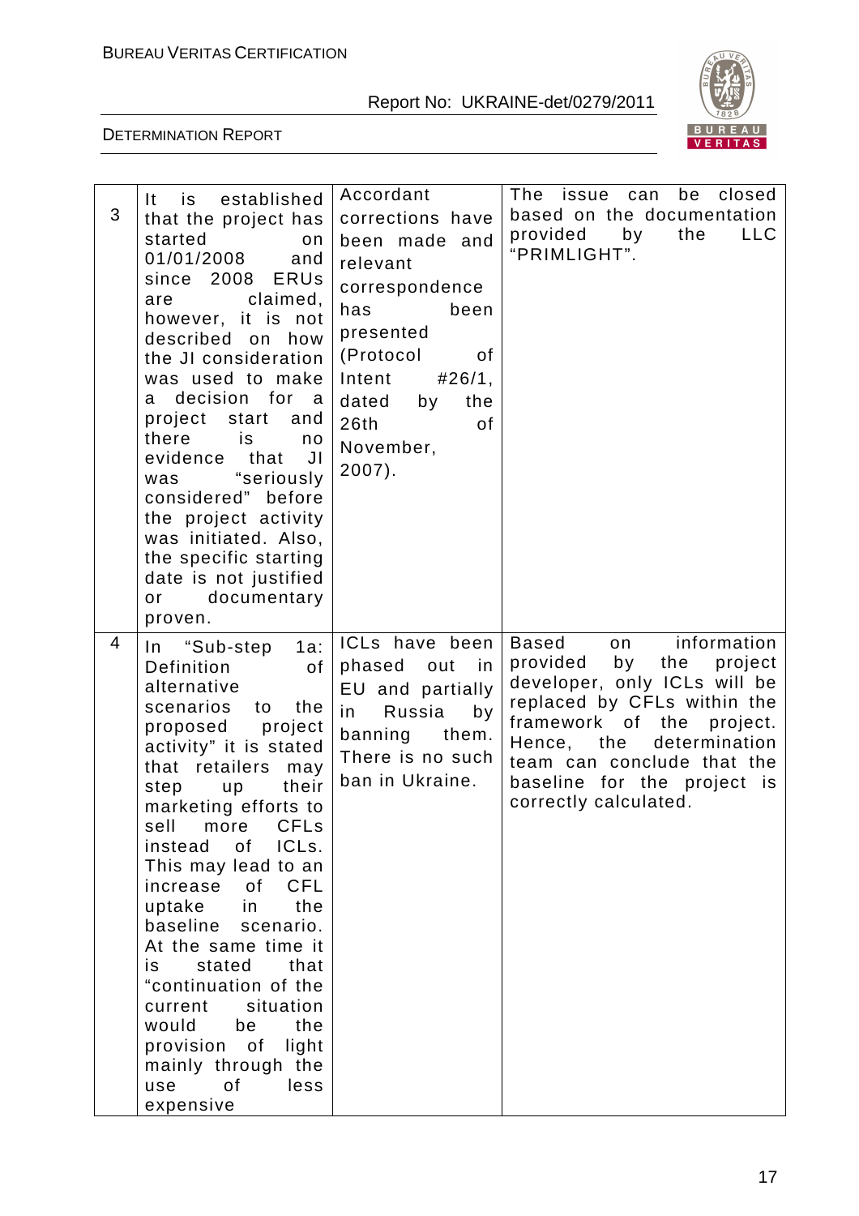| 3 | It is established that the project has started on 01/01/2008 and since 2008 ERUs are claimed, however, it is not described on how the JI consideration was used to make a decision for a project start and there is no evidence that JI was "seriously considered" before the project activity was initiated. Also, the specific starting date is not justified or documentary proven. | Accordant corrections have been made and relevant correspondence has been presented (Protocol of Intent #26/1, dated by the 26th of November, 2007). | The issue can be closed based on the documentation provided by the LLC "PRIMLIGHT". |
|---|---|---|---|
| 4 | In "Sub-step 1a: Definition of alternative scenarios to the proposed project activity" it is stated that retailers may step up their marketing efforts to sell more CFLs instead of ICLs. This may lead to an increase of CFL uptake in the baseline scenario. At the same time it is stated that "continuation of the current situation would be the provision of light mainly through the use of less expensive | ICLs have been phased out in EU and partially in Russia by banning them. There is no such ban in Ukraine. | Based on information provided by the project developer, only ICLs will be replaced by CFLs within the framework of the project. Hence, the determination team can conclude that the baseline for the project is correctly calculated. |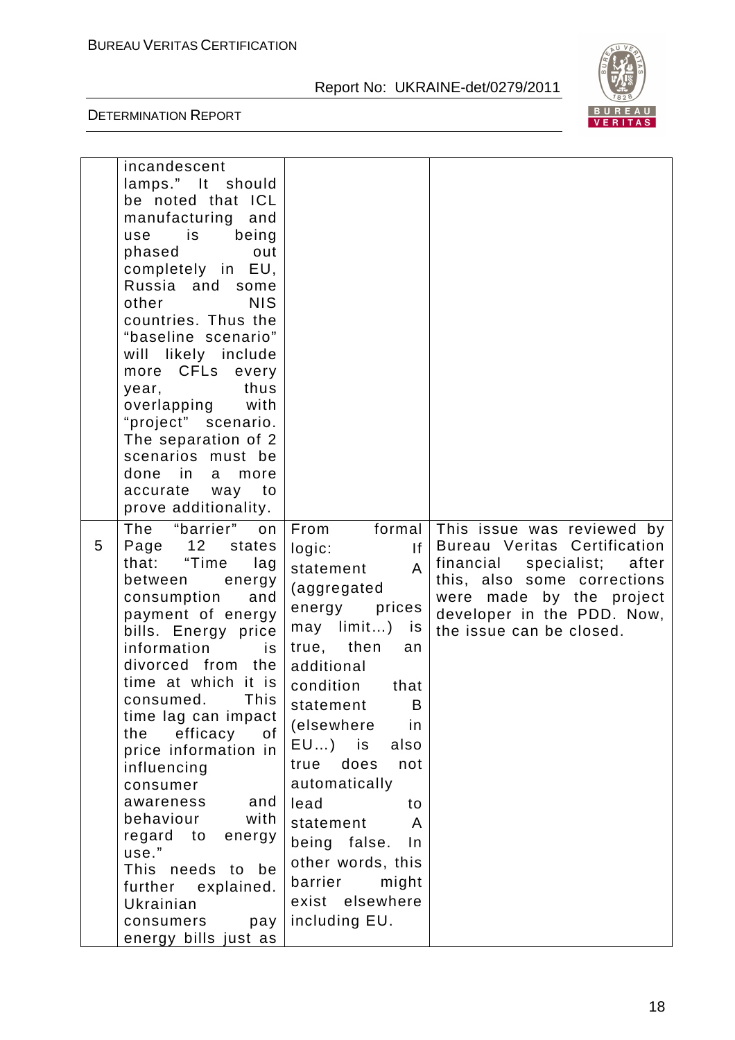| | | | |
|---|---|---|---|
| | incandescent lamps." It should be noted that ICL manufacturing and use is being phased out completely in EU, Russia and some other NIS countries. Thus the "baseline scenario" will likely include more CFLs every year, thus overlapping with "project" scenario. The separation of 2 scenarios must be done in a more accurate way to prove additionality. | | |
| 5 | The "barrier" on Page 12 states that: "Time lag between energy consumption and payment of energy bills. Energy price information is divorced from the time at which it is consumed. This time lag can impact the efficacy of price information in influencing consumer awareness and behaviour with regard to energy use."<br>This needs to be further explained. Ukrainian consumers pay energy bills just as | From formal logic: If statement A (aggregated energy prices may limit…) is true, then an additional condition that statement B (elsewhere in EU…) is also true does not automatically lead to statement A being false. In other words, this barrier might exist elsewhere including EU. | This issue was reviewed by Bureau Veritas Certification financial specialist; after this, also some corrections were made by the project developer in the PDD. Now, the issue can be closed. |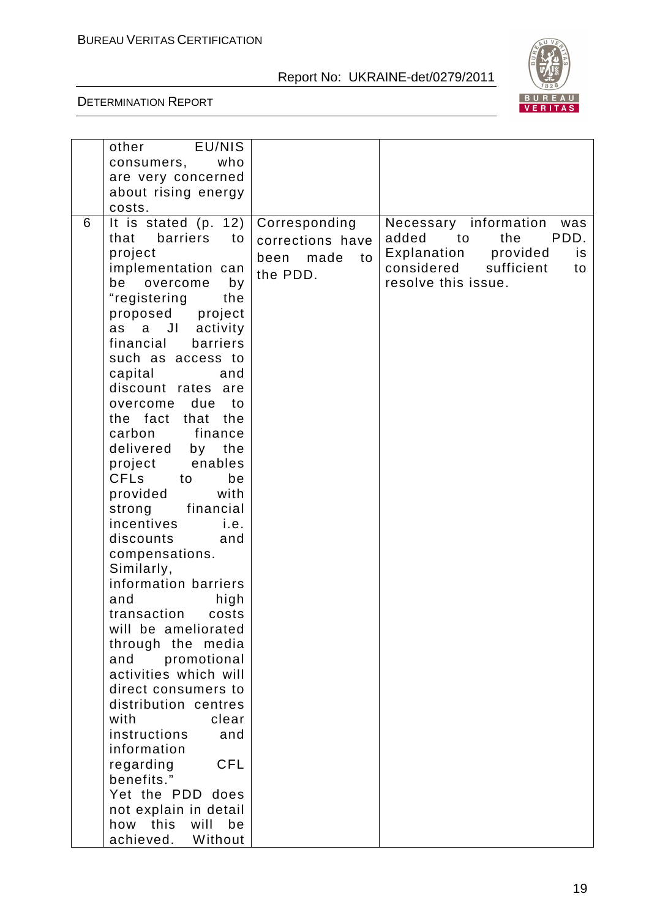| | | | |
|---|---|---|---|
| | other EU/NIS consumers, who are very concerned about rising energy costs. | | |
| 6 | It is stated (p. 12) that barriers to project implementation can be overcome by "registering the proposed project as a JI activity financial barriers such as access to capital and discount rates are overcome due to the fact that the carbon finance delivered by the project enables CFLs to be provided with strong financial incentives i.e. discounts and compensations. Similarly, information barriers and high transaction costs will be ameliorated through the media and promotional activities which will direct consumers to distribution centres with clear instructions and information regarding CFL benefits."<br>Yet the PDD does not explain in detail how this will be achieved. Without | Corresponding corrections have been made to the PDD. | Necessary information was added to the PDD. Explanation provided is considered sufficient to resolve this issue. |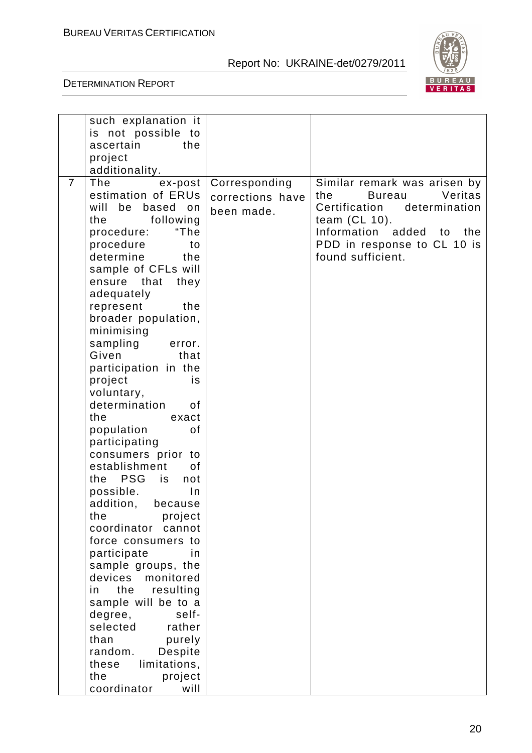|   |   |   |   |
|---|---|---|---|
|   | such explanation it is not possible to ascertain the project additionality. |   |   |
| 7 | The ex-post estimation of ERUs will be based on the following procedure: “The procedure to determine the sample of CFLs will ensure that they adequately represent the broader population, minimising sampling error. Given that participation in the project is voluntary, determination of the exact population of participating consumers prior to establishment of the PSG is not possible. In addition, because the project coordinator cannot force consumers to participate in sample groups, the devices monitored in the resulting sample will be to a degree, self-selected rather than purely random. Despite these limitations, the project coordinator will | Corresponding corrections have been made. | Similar remark was arisen by the Bureau Veritas Certification determination team (CL 10). Information added to the PDD in response to CL 10 is found sufficient. |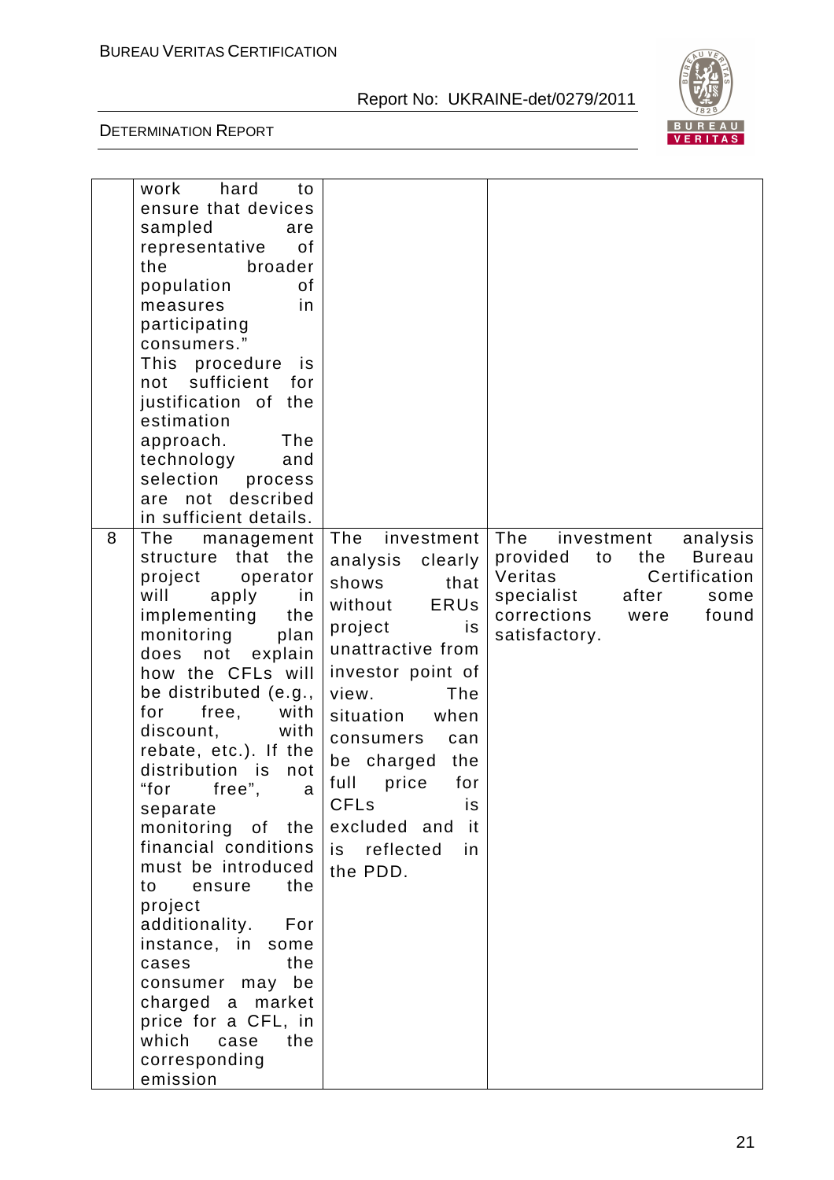| | | | |
|---|---|---|---|
| | work hard to ensure that devices sampled are representative of the broader population of measures in participating consumers." This procedure is not sufficient for justification of the estimation approach. The technology and selection process are not described in sufficient details. | | |
| 8 | The management structure that the project operator will apply in implementing the monitoring plan does not explain how the CFLs will be distributed (e.g., for free, with discount, with rebate, etc.). If the distribution is not "for free", a separate monitoring of the financial conditions must be introduced to ensure the project additionality. For instance, in some cases the consumer may be charged a market price for a CFL, in which case the corresponding emission | The investment analysis clearly shows that without ERUs project is unattractive from investor point of view. The situation when consumers can be charged the full price for CFLs is excluded and it is reflected in the PDD. | The investment analysis provided to the Bureau Veritas Certification specialist after some corrections were found satisfactory. |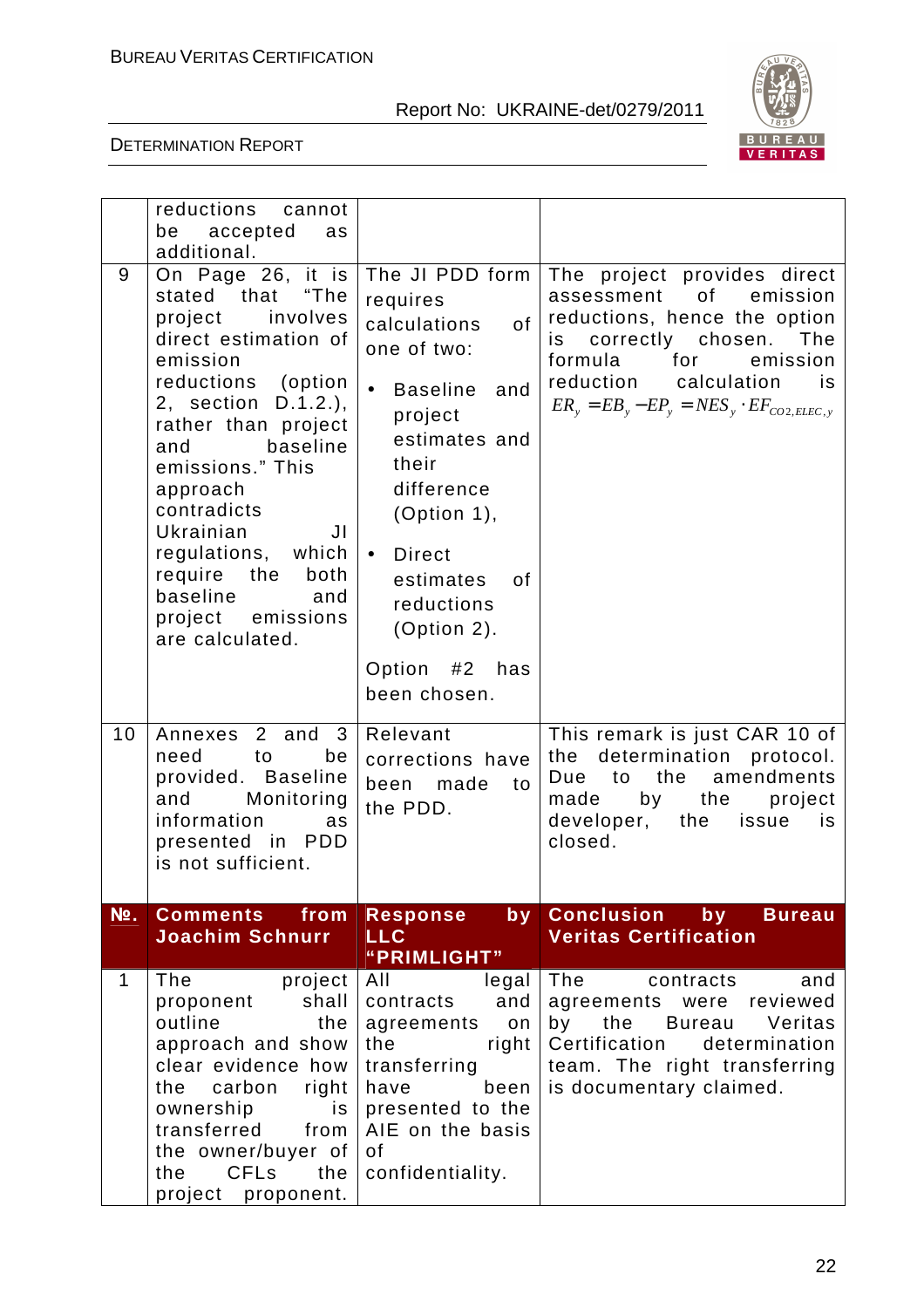| | | | |
|---|---|---|---|
| | reductions cannot be accepted as additional. | | |
| 9 | On Page 26, it is stated that "The project involves direct estimation of emission reductions (option 2, section D.1.2.), rather than project and baseline emissions." This approach contradicts Ukrainian JI regulations, which require the both baseline and project emissions are calculated. | The JI PDD form requires calculations of one of two:<br>• Baseline and project estimates and their difference (Option 1),<br>• Direct estimates of reductions (Option 2).<br><br>Option #2 has been chosen. | The project provides direct assessment of emission reductions, hence the option is correctly chosen. The formula for emission reduction calculation is $ER_y = EB_y - EP_y = NES_y \cdot EF_{CO2,ELEC,y}$ |
| 10 | Annexes 2 and 3 need to be provided. Baseline and Monitoring information as presented in PDD is not sufficient. | Relevant corrections have been made to the PDD. | This remark is just CAR 10 of the determination protocol. Due to the amendments made by the project developer, the issue is closed. |
| **№.** | **Comments from Joachim Schnurr** | **Response by LLC "PRIMLIGHT"** | **Conclusion by Bureau Veritas Certification** |
| 1 | The project proponent shall outline the approach and show clear evidence how the carbon right ownership is transferred from the owner/buyer of the CFLs the project proponent. | All legal contracts and agreements on the right transferring have been presented to the AIE on the basis of confidentiality. | The contracts and agreements were reviewed by the Bureau Veritas Certification determination team. The right transferring is documentary claimed. |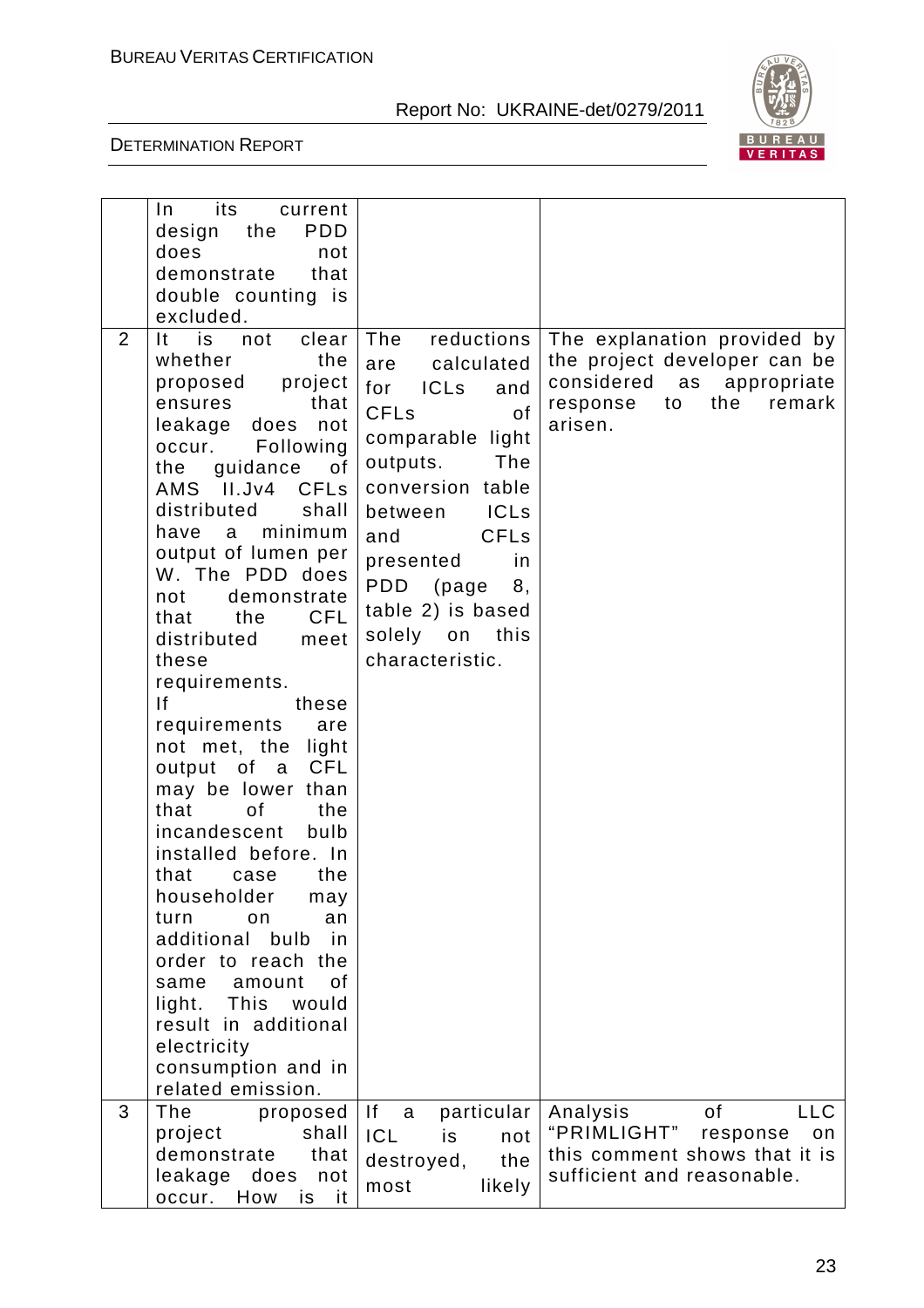| | | | |
|---|---|---|---|
| | In its current design the PDD does not demonstrate that double counting is excluded. | | |
| 2 | It is not clear whether the proposed project ensures that leakage does not occur. Following the guidance of AMS II.Jv4 CFLs distributed shall have a minimum output of lumen per W. The PDD does not demonstrate that the CFL distributed meet these requirements. If these requirements are not met, the light output of a CFL may be lower than that of the incandescent bulb installed before. In that case the householder may turn on an additional bulb in order to reach the same amount of light. This would result in additional electricity consumption and in related emission. | The reductions are calculated for ICLs and CFLs of comparable light outputs. The conversion table between ICLs and CFLs presented in PDD (page 8, table 2) is based solely on this characteristic. | The explanation provided by the project developer can be considered as appropriate response to the remark arisen. |
| 3 | The proposed project shall demonstrate that leakage does not occur. How is it | If a particular ICL is not destroyed, the most likely | Analysis of LLC "PRIMLIGHT" response on this comment shows that it is sufficient and reasonable. |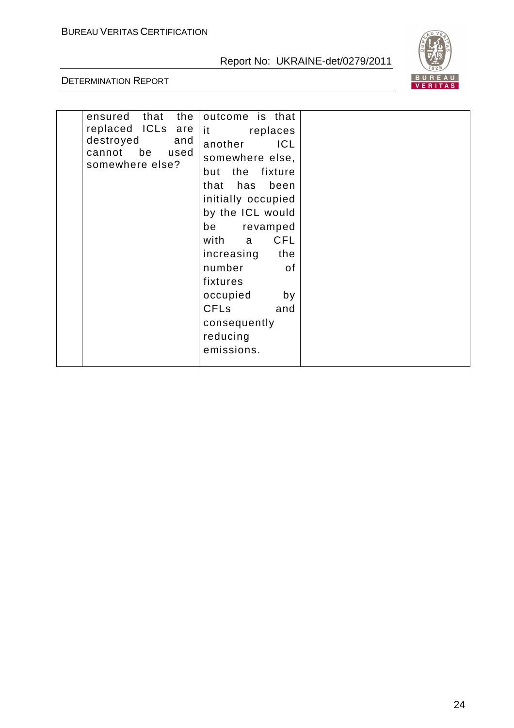| | | | |
|---|---|---|---|
| | ensured that the replaced ICLs are destroyed and cannot be used somewhere else? | outcome is that it replaces another ICL somewhere else, but the fixture that has been initially occupied by the ICL would be revamped with a CFL increasing the number of fixtures occupied by CFLs and consequently reducing emissions. | |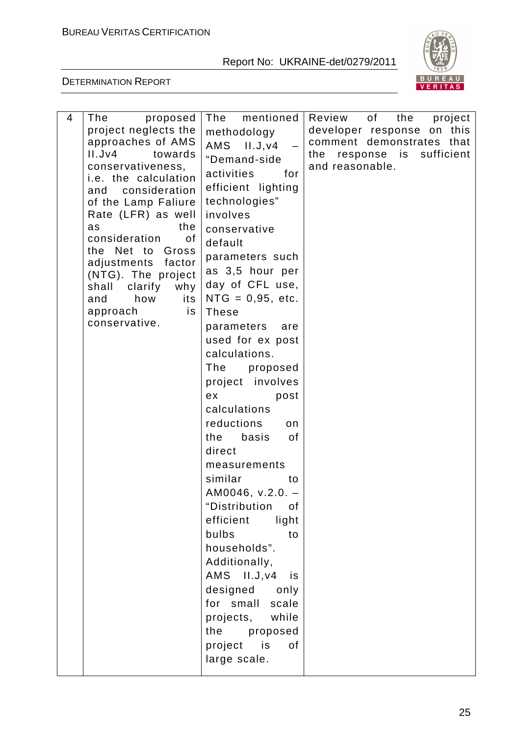| 4 | The proposed project neglects the approaches of AMS II.Jv4 towards conservativeness, i.e. the calculation and consideration of the Lamp Faliure Rate (LFR) as well as the consideration of the Net to Gross adjustments factor (NTG). The project shall clarify why and how its approach is conservative. | The mentioned methodology AMS II.J,v4 – "Demand-side activities for efficient lighting technologies" involves conservative default parameters such as 3,5 hour per day of CFL use, NTG = 0,95, etc. These parameters are used for ex post calculations. The proposed project involves ex post calculations reductions on the basis of direct measurements similar to AM0046, v.2.0. – "Distribution of efficient light bulbs to households". Additionally, AMS II.J,v4 is designed only for small scale projects, while the proposed project is of large scale. | Review of the project developer response on this comment demonstrates that the response is sufficient and reasonable. |
|---|---|---|---|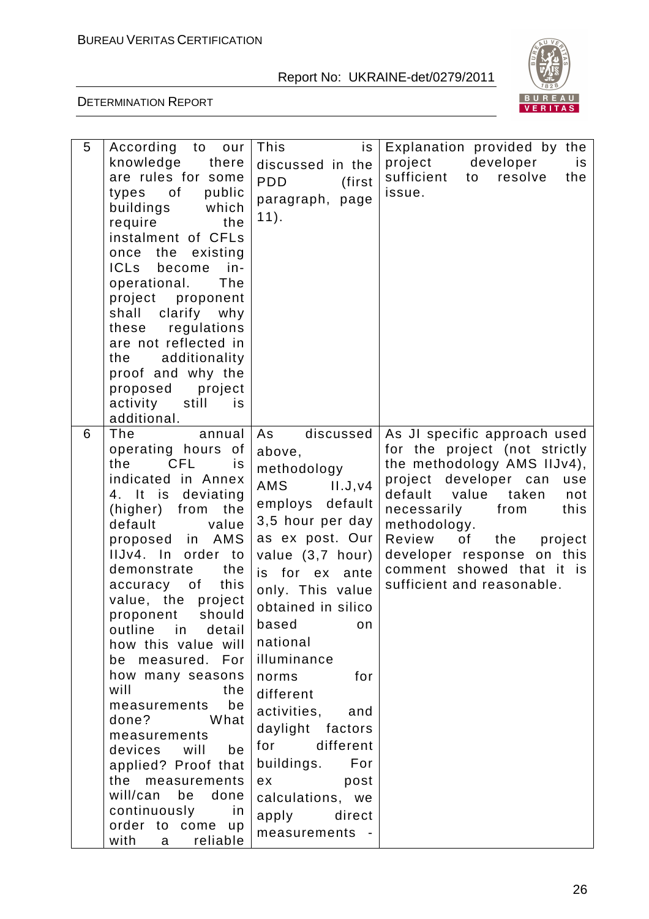| 5 | According to our knowledge there are rules for some types of public buildings which require the instalment of CFLs once the existing ICLs become in-operational. The project proponent shall clarify why these regulations are not reflected in the additionality proof and why the proposed project activity still is additional. | This is discussed in the PDD (first paragraph, page 11). | Explanation provided by the project developer is sufficient to resolve the issue. |
|---|---|---|---|
| 6 | The annual operating hours of the CFL is indicated in Annex 4. It is deviating (higher) from the default value proposed in AMS IIJv4. In order to demonstrate the accuracy of this value, the project proponent should outline in detail how this value will be measured. For how many seasons will the measurements be done? What measurements devices will be applied? Proof that the measurements will/can be done continuously in order to come up with a reliable | As discussed above, methodology AMS II.J,v4 employs default 3,5 hour per day as ex post. Our value (3,7 hour) is for ex ante only. This value obtained in silico based on national illuminance norms for different activities, and daylight factors for different buildings. For ex post calculations, we apply direct measurements - | As JI specific approach used for the project (not strictly the methodology AMS IIJv4), project developer can use default value taken not necessarily from this methodology.<br>Review of the project developer response on this comment showed that it is sufficient and reasonable. |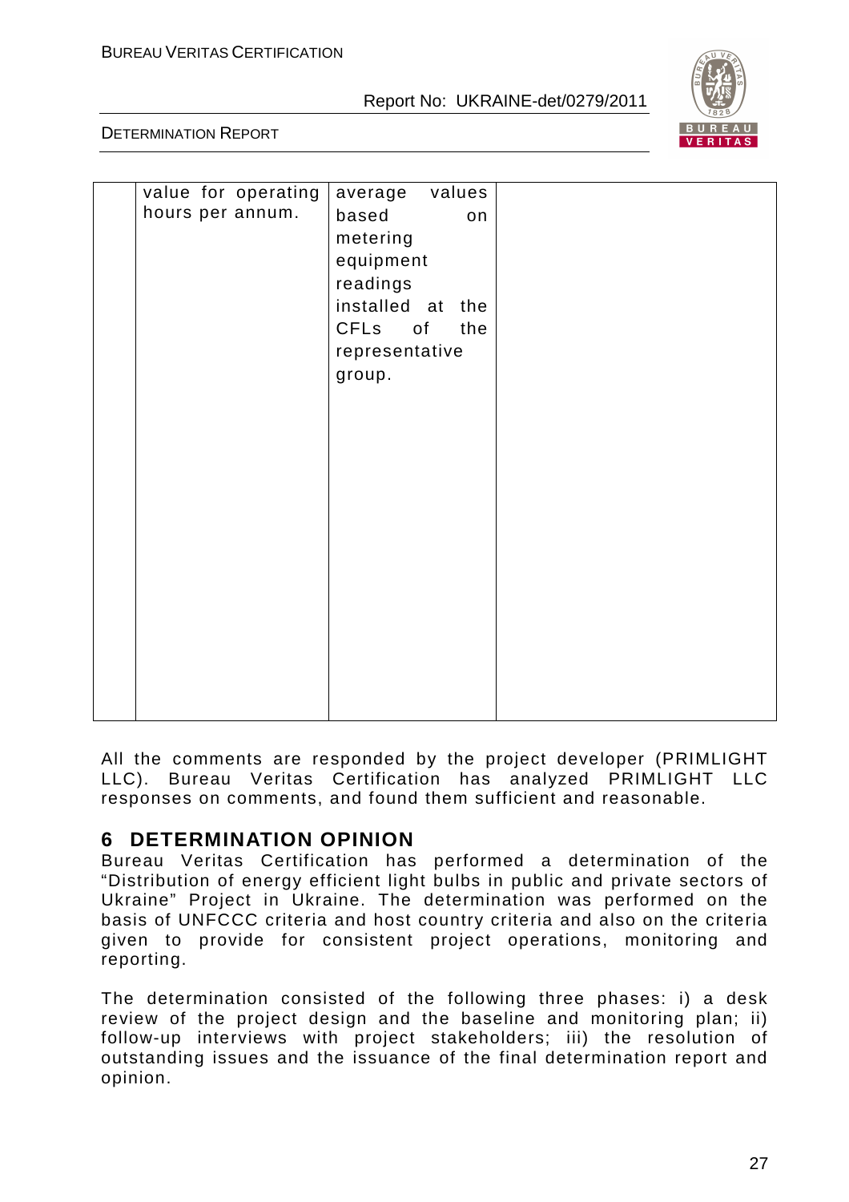|  | value for operating hours per annum. | average values based on metering equipment readings installed at the CFLs of the representative group. |  |
|---|---|---|---|

All the comments are responded by the project developer (PRIMLIGHT LLC). Bureau Veritas Certification has analyzed PRIMLIGHT LLC responses on comments, and found them sufficient and reasonable.

## 6 DETERMINATION OPINION

Bureau Veritas Certification has performed a determination of the "Distribution of energy efficient light bulbs in public and private sectors of Ukraine" Project in Ukraine. The determination was performed on the basis of UNFCCC criteria and host country criteria and also on the criteria given to provide for consistent project operations, monitoring and reporting.

The determination consisted of the following three phases: i) a desk review of the project design and the baseline and monitoring plan; ii) follow-up interviews with project stakeholders; iii) the resolution of outstanding issues and the issuance of the final determination report and opinion.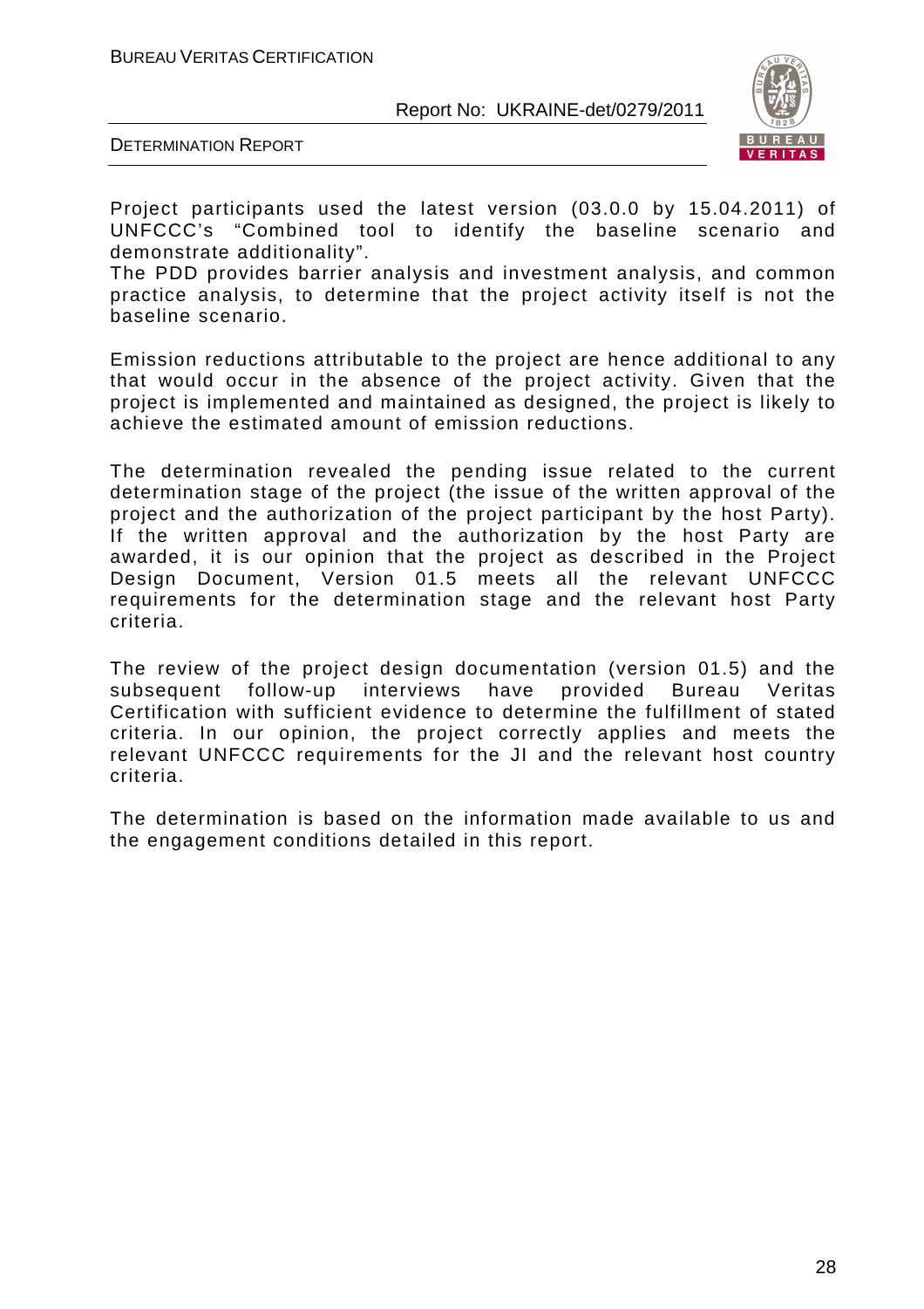Project participants used the latest version (03.0.0 by 15.04.2011) of UNFCCC's "Combined tool to identify the baseline scenario and demonstrate additionality".
The PDD provides barrier analysis and investment analysis, and common practice analysis, to determine that the project activity itself is not the baseline scenario.

Emission reductions attributable to the project are hence additional to any that would occur in the absence of the project activity. Given that the project is implemented and maintained as designed, the project is likely to achieve the estimated amount of emission reductions.

The determination revealed the pending issue related to the current determination stage of the project (the issue of the written approval of the project and the authorization of the project participant by the host Party). If the written approval and the authorization by the host Party are awarded, it is our opinion that the project as described in the Project Design Document, Version 01.5 meets all the relevant UNFCCC requirements for the determination stage and the relevant host Party criteria.

The review of the project design documentation (version 01.5) and the subsequent follow-up interviews have provided Bureau Veritas Certification with sufficient evidence to determine the fulfillment of stated criteria. In our opinion, the project correctly applies and meets the relevant UNFCCC requirements for the JI and the relevant host country criteria.

The determination is based on the information made available to us and the engagement conditions detailed in this report.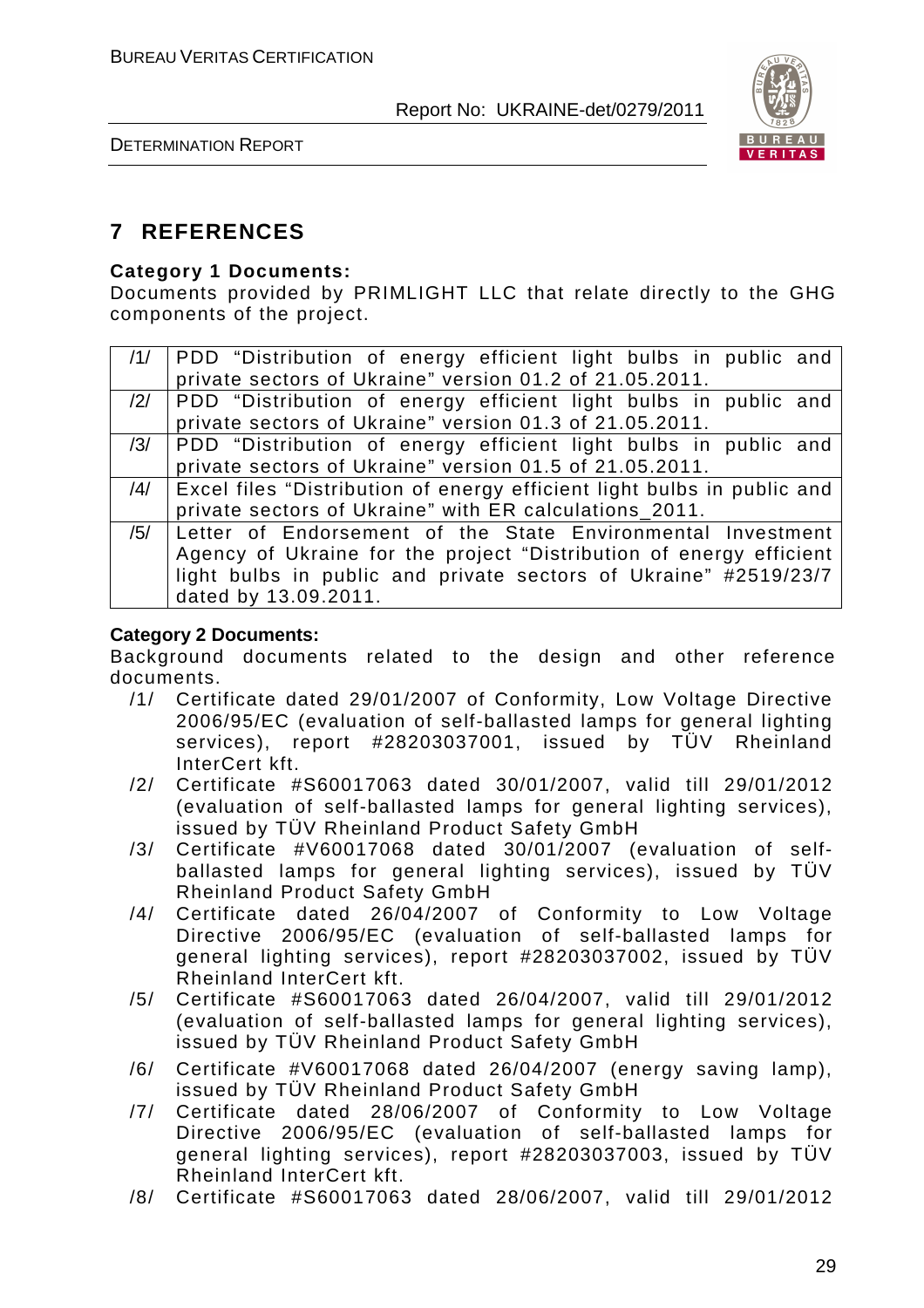# 7 REFERENCES

**Category 1 Documents:**

Documents provided by PRIMLIGHT LLC that relate directly to the GHG components of the project.

| | |
|---|---|
| /1/ | PDD "Distribution of energy efficient light bulbs in public and private sectors of Ukraine" version 01.2 of 21.05.2011. |
| /2/ | PDD "Distribution of energy efficient light bulbs in public and private sectors of Ukraine" version 01.3 of 21.05.2011. |
| /3/ | PDD "Distribution of energy efficient light bulbs in public and private sectors of Ukraine" version 01.5 of 21.05.2011. |
| /4/ | Excel files "Distribution of energy efficient light bulbs in public and private sectors of Ukraine" with ER calculations_2011. |
| /5/ | Letter of Endorsement of the State Environmental Investment Agency of Ukraine for the project "Distribution of energy efficient light bulbs in public and private sectors of Ukraine" #2519/23/7 dated by 13.09.2011. |

**Category 2 Documents:**

Background documents related to the design and other reference documents.

/1/ Certificate dated 29/01/2007 of Conformity, Low Voltage Directive 2006/95/EC (evaluation of self-ballasted lamps for general lighting services), report #28203037001, issued by TÜV Rheinland InterCert kft.

/2/ Certificate #S60017063 dated 30/01/2007, valid till 29/01/2012 (evaluation of self-ballasted lamps for general lighting services), issued by TÜV Rheinland Product Safety GmbH

/3/ Certificate #V60017068 dated 30/01/2007 (evaluation of self-ballasted lamps for general lighting services), issued by TÜV Rheinland Product Safety GmbH

/4/ Certificate dated 26/04/2007 of Conformity to Low Voltage Directive 2006/95/EC (evaluation of self-ballasted lamps for general lighting services), report #28203037002, issued by TÜV Rheinland InterCert kft.

/5/ Certificate #S60017063 dated 26/04/2007, valid till 29/01/2012 (evaluation of self-ballasted lamps for general lighting services), issued by TÜV Rheinland Product Safety GmbH

/6/ Certificate #V60017068 dated 26/04/2007 (energy saving lamp), issued by TÜV Rheinland Product Safety GmbH

/7/ Certificate dated 28/06/2007 of Conformity to Low Voltage Directive 2006/95/EC (evaluation of self-ballasted lamps for general lighting services), report #28203037003, issued by TÜV Rheinland InterCert kft.

/8/ Certificate #S60017063 dated 28/06/2007, valid till 29/01/2012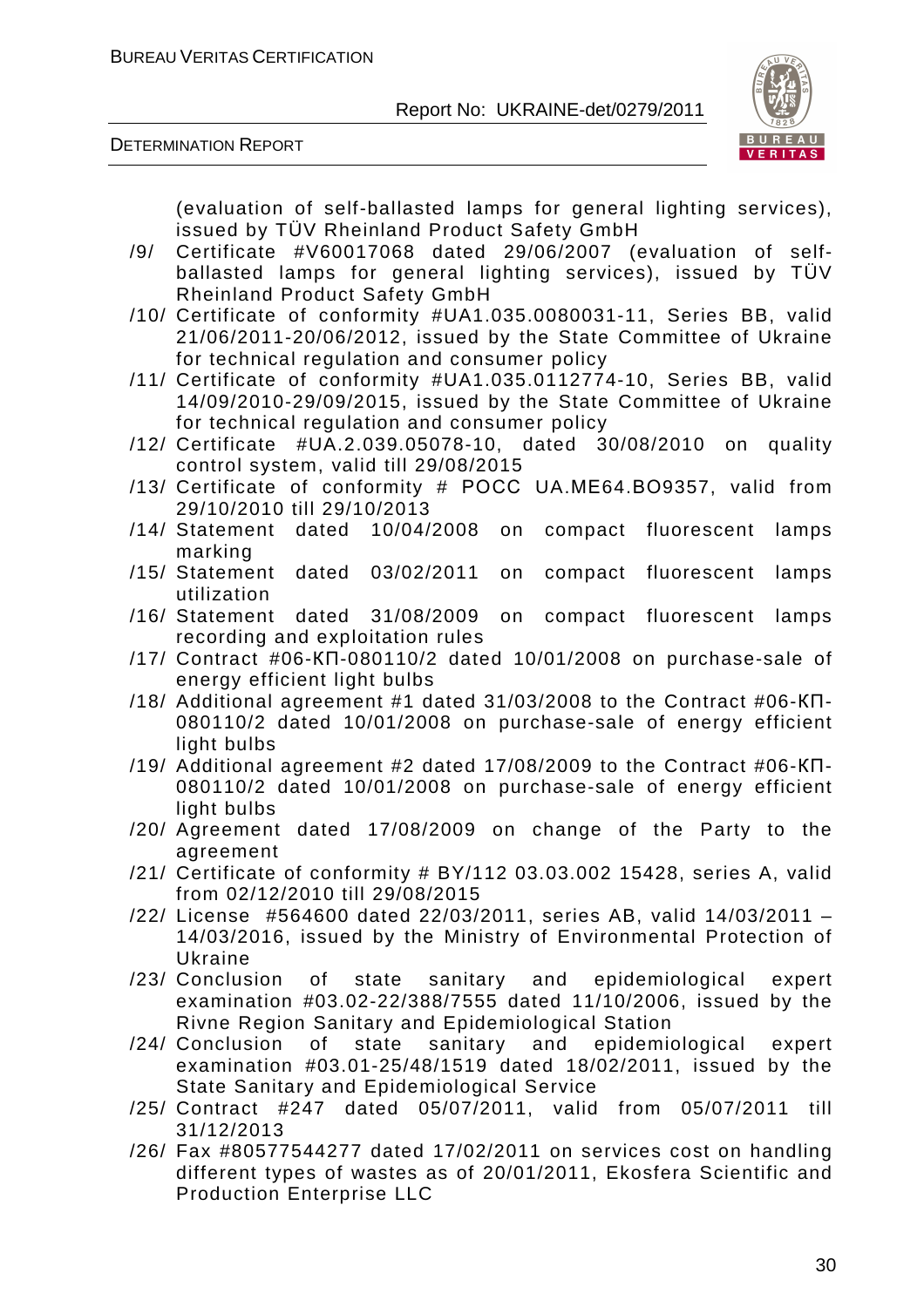(evaluation of self-ballasted lamps for general lighting services), issued by TÜV Rheinland Product Safety GmbH

/9/ Certificate #V60017068 dated 29/06/2007 (evaluation of self-ballasted lamps for general lighting services), issued by TÜV Rheinland Product Safety GmbH

/10/ Certificate of conformity #UA1.035.0080031-11, Series BB, valid 21/06/2011-20/06/2012, issued by the State Committee of Ukraine for technical regulation and consumer policy

/11/ Certificate of conformity #UA1.035.0112774-10, Series BB, valid 14/09/2010-29/09/2015, issued by the State Committee of Ukraine for technical regulation and consumer policy

/12/ Certificate #UA.2.039.05078-10, dated 30/08/2010 on quality control system, valid till 29/08/2015

/13/ Certificate of conformity # POCC UA.ME64.BO9357, valid from 29/10/2010 till 29/10/2013

/14/ Statement dated 10/04/2008 on compact fluorescent lamps marking

/15/ Statement dated 03/02/2011 on compact fluorescent lamps utilization

/16/ Statement dated 31/08/2009 on compact fluorescent lamps recording and exploitation rules

/17/ Contract #06-КП-080110/2 dated 10/01/2008 on purchase-sale of energy efficient light bulbs

/18/ Additional agreement #1 dated 31/03/2008 to the Contract #06-КП-080110/2 dated 10/01/2008 on purchase-sale of energy efficient light bulbs

/19/ Additional agreement #2 dated 17/08/2009 to the Contract #06-КП-080110/2 dated 10/01/2008 on purchase-sale of energy efficient light bulbs

/20/ Agreement dated 17/08/2009 on change of the Party to the agreement

/21/ Certificate of conformity # BY/112 03.03.002 15428, series A, valid from 02/12/2010 till 29/08/2015

/22/ License #564600 dated 22/03/2011, series AB, valid 14/03/2011 – 14/03/2016, issued by the Ministry of Environmental Protection of Ukraine

/23/ Conclusion of state sanitary and epidemiological expert examination #03.02-22/388/7555 dated 11/10/2006, issued by the Rivne Region Sanitary and Epidemiological Station

/24/ Conclusion of state sanitary and epidemiological expert examination #03.01-25/48/1519 dated 18/02/2011, issued by the State Sanitary and Epidemiological Service

/25/ Contract #247 dated 05/07/2011, valid from 05/07/2011 till 31/12/2013

/26/ Fax #80577544277 dated 17/02/2011 on services cost on handling different types of wastes as of 20/01/2011, Ekosfera Scientific and Production Enterprise LLC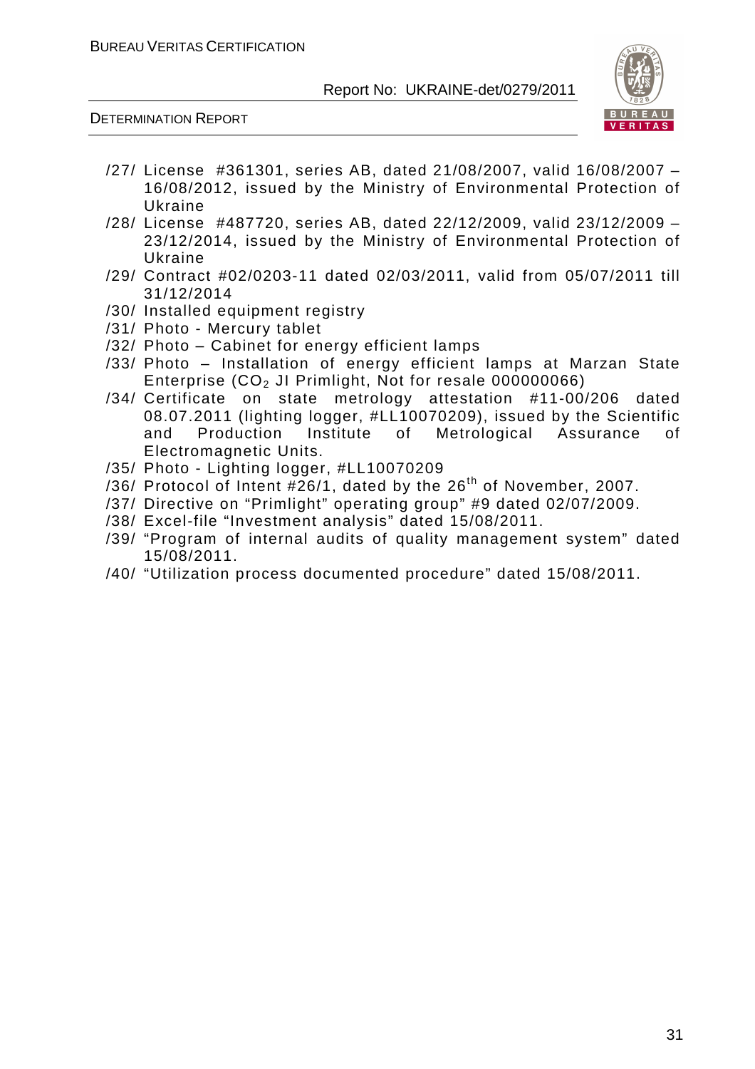/27/ License #361301, series AB, dated 21/08/2007, valid 16/08/2007 – 16/08/2012, issued by the Ministry of Environmental Protection of Ukraine

/28/ License #487720, series AB, dated 22/12/2009, valid 23/12/2009 – 23/12/2014, issued by the Ministry of Environmental Protection of Ukraine

/29/ Contract #02/0203-11 dated 02/03/2011, valid from 05/07/2011 till 31/12/2014

/30/ Installed equipment registry

/31/ Photo - Mercury tablet

/32/ Photo – Cabinet for energy efficient lamps

/33/ Photo – Installation of energy efficient lamps at Marzan State Enterprise ($CO_2$ JI Primlight, Not for resale 000000066)

/34/ Certificate on state metrology attestation #11-00/206 dated 08.07.2011 (lighting logger, #LL10070209), issued by the Scientific and Production Institute of Metrological Assurance of Electromagnetic Units.

/35/ Photo - Lighting logger, #LL10070209

/36/ Protocol of Intent #26/1, dated by the 26th of November, 2007.

/37/ Directive on "Primlight" operating group" #9 dated 02/07/2009.

/38/ Excel-file "Investment analysis" dated 15/08/2011.

/39/ "Program of internal audits of quality management system" dated 15/08/2011.

/40/ "Utilization process documented procedure" dated 15/08/2011.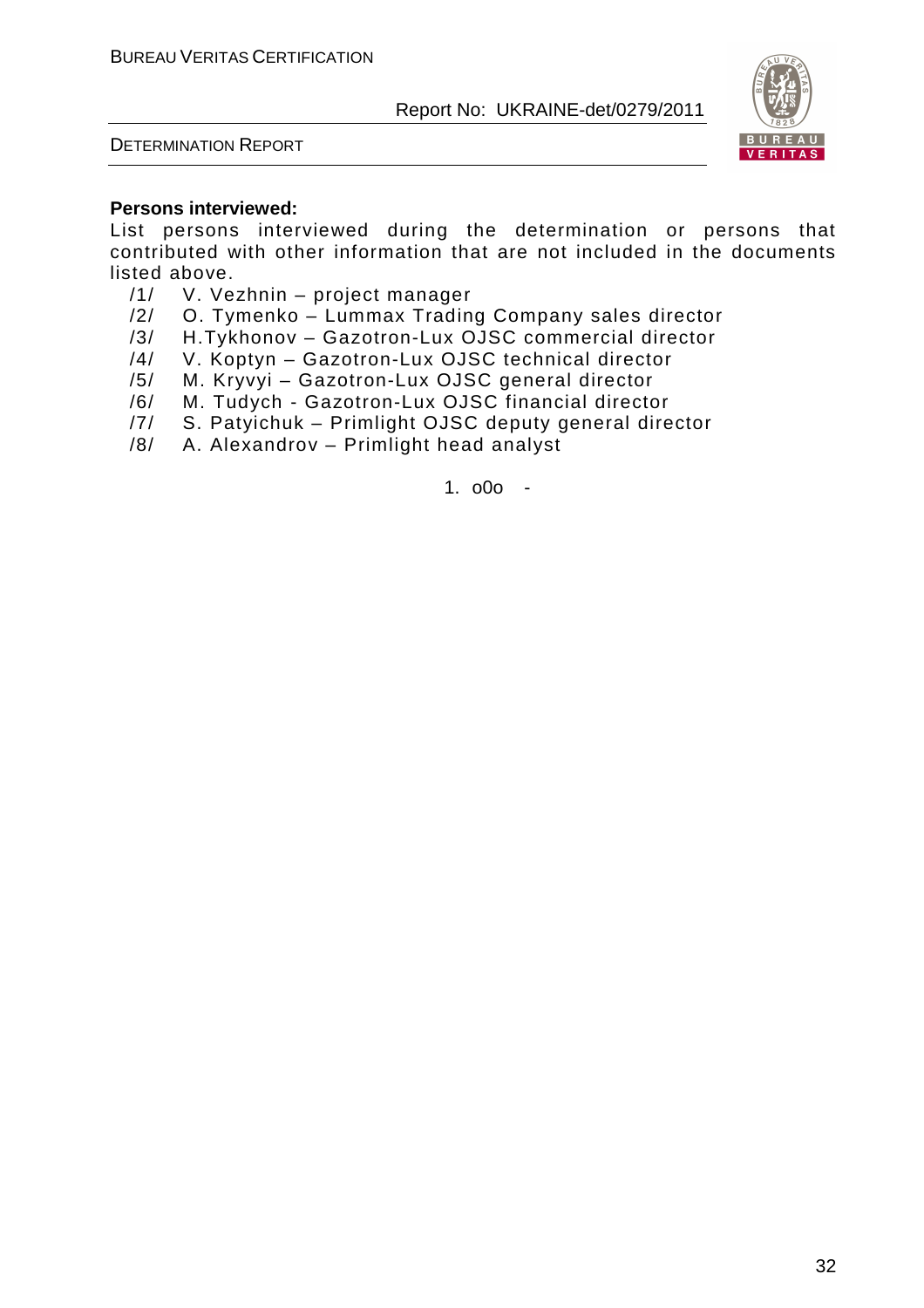**Persons interviewed:**

List persons interviewed during the determination or persons that contributed with other information that are not included in the documents listed above.

/1/ V. Vezhnin – project manager
/2/ O. Tymenko – Lummax Trading Company sales director
/3/ H.Tykhonov – Gazotron-Lux OJSC commercial director
/4/ V. Koptyn – Gazotron-Lux OJSC technical director
/5/ M. Kryvyi – Gazotron-Lux OJSC general director
/6/ M. Tudych - Gazotron-Lux OJSC financial director
/7/ S. Patyichuk – Primlight OJSC deputy general director
/8/ A. Alexandrov – Primlight head analyst

1. o0o -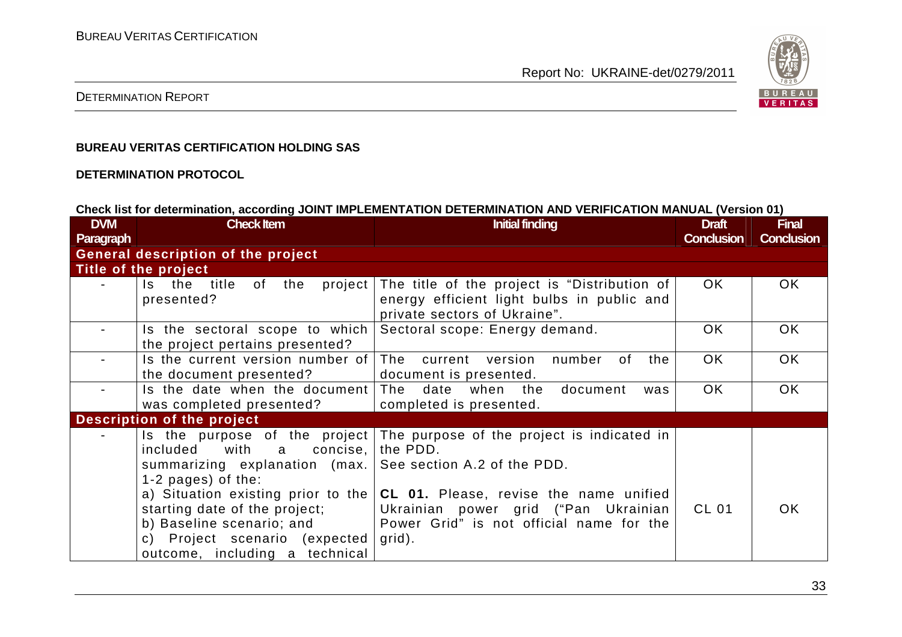**BUREAU VERITAS CERTIFICATION HOLDING SAS**

**DETERMINATION PROTOCOL**

**Check list for determination, according JOINT IMPLEMENTATION DETERMINATION AND VERIFICATION MANUAL (Version 01)**

| DVM Paragraph | Check Item | Initial finding | Draft Conclusion | Final Conclusion |
|---|---|---|---|---|
| **General description of the project** | | | | |
| **Title of the project** | | | | |
| - | Is the title of the project presented? | The title of the project is "Distribution of energy efficient light bulbs in public and private sectors of Ukraine". | OK | OK |
| - | Is the sectoral scope to which the project pertains presented? | Sectoral scope: Energy demand. | OK | OK |
| - | Is the current version number of the document presented? | The current version number of the document is presented. | OK | OK |
| - | Is the date when the document was completed presented? | The date when the document was completed is presented. | OK | OK |
| **Description of the project** | | | | |
| - | Is the purpose of the project included with a concise, summarizing explanation (max. 1-2 pages) of the:<br>a) Situation existing prior to the starting date of the project;<br>b) Baseline scenario; and<br>c) Project scenario (expected outcome, including a technical | The purpose of the project is indicated in the PDD.<br>See section A.2 of the PDD.<br><br>**CL 01.** Please, revise the name unified Ukrainian power grid ("Pan Ukrainian Power Grid" is not official name for the grid). | CL 01 | OK |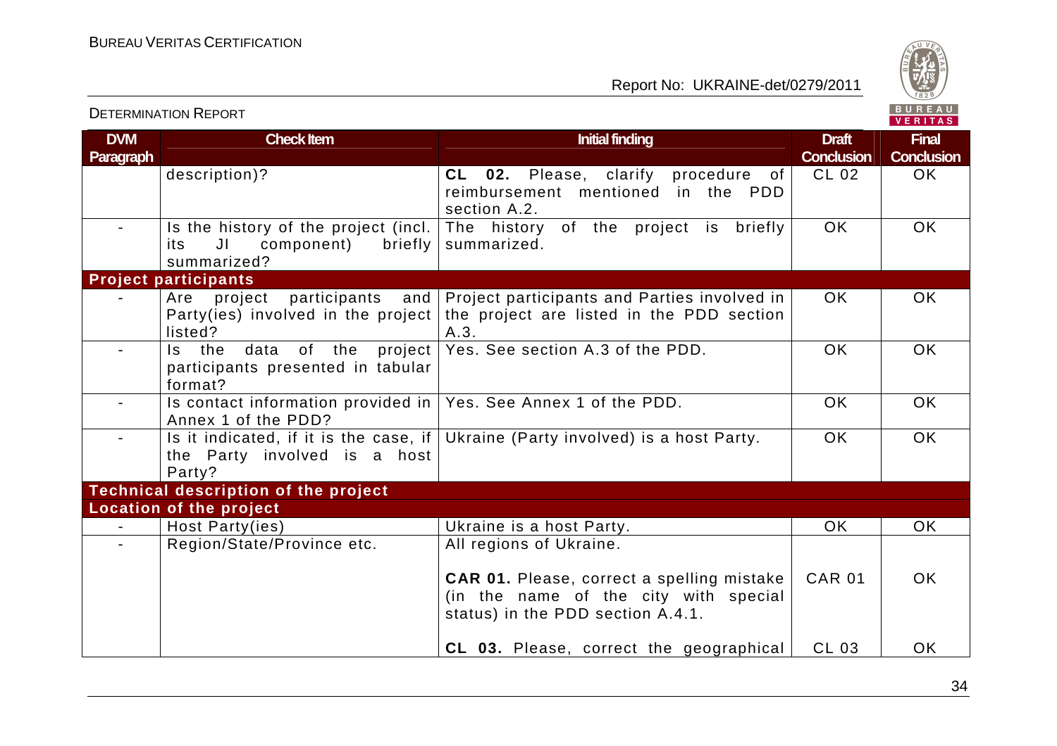| DVM Paragraph | Check Item | Initial finding | Draft Conclusion | Final Conclusion |
|---|---|---|---|---|
| | description)? | **CL 02.** Please, clarify procedure of reimbursement mentioned in the PDD section A.2. | CL 02 | OK |
| - | Is the history of the project (incl. its JI component) briefly summarized? | The history of the project is briefly summarized. | OK | OK |
| **Project participants** | | | | |
| - | Are project participants and Party(ies) involved in the project listed? | Project participants and Parties involved in the project are listed in the PDD section A.3. | OK | OK |
| - | Is the data of the project participants presented in tabular format? | Yes. See section A.3 of the PDD. | OK | OK |
| - | Is contact information provided in Annex 1 of the PDD? | Yes. See Annex 1 of the PDD. | OK | OK |
| - | Is it indicated, if it is the case, if the Party involved is a host Party? | Ukraine (Party involved) is a host Party. | OK | OK |
| **Technical description of the project** | | | | |
| **Location of the project** | | | | |
| - | Host Party(ies) | Ukraine is a host Party. | OK | OK |
| - | Region/State/Province etc. | All regions of Ukraine.<br><br>**CAR 01.** Please, correct a spelling mistake (in the name of the city with special status) in the PDD section A.4.1.<br><br>**CL 03.** Please, correct the geographical | <br><br>CAR 01<br><br>CL 03 | <br><br>OK<br><br>OK |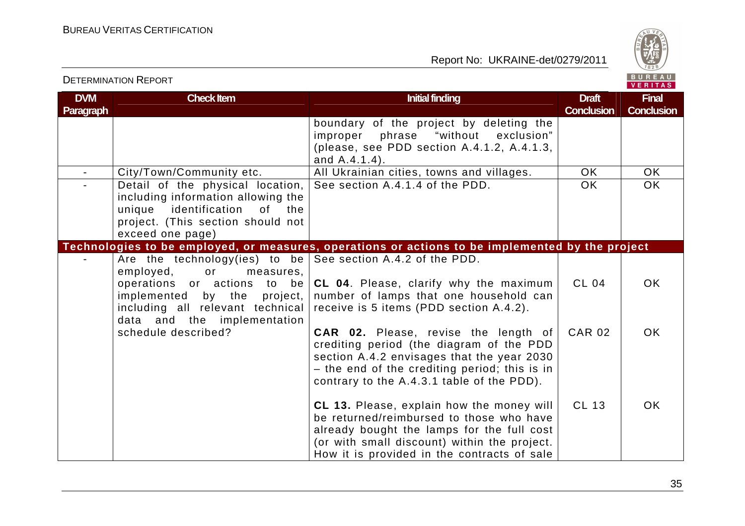| DVM Paragraph | Check Item | Initial finding | Draft Conclusion | Final Conclusion |
|---|---|---|---|---|
| | | boundary of the project by deleting the improper phrase "without exclusion" (please, see PDD section A.4.1.2, A.4.1.3, and A.4.1.4). | | |
| - | City/Town/Community etc. | All Ukrainian cities, towns and villages. | OK | OK |
| - | Detail of the physical location, including information allowing the unique identification of the project. (This section should not exceed one page) | See section A.4.1.4 of the PDD. | OK | OK |
| **Technologies to be employed, or measures, operations or actions to be implemented by the project** | | | | |
| - | Are the technology(ies) to be employed, or measures, operations or actions to be implemented by the project, including all relevant technical data and the implementation schedule described? | See section A.4.2 of the PDD. | | |
| | | **CL 04**. Please, clarify why the maximum number of lamps that one household can receive is 5 items (PDD section A.4.2). | CL 04 | OK |
| | | **CAR 02.** Please, revise the length of crediting period (the diagram of the PDD section A.4.2 envisages that the year 2030 – the end of the crediting period; this is in contrary to the A.4.3.1 table of the PDD). | CAR 02 | OK |
| | | **CL 13.** Please, explain how the money will be returned/reimbursed to those who have already bought the lamps for the full cost (or with small discount) within the project. How it is provided in the contracts of sale | CL 13 | OK |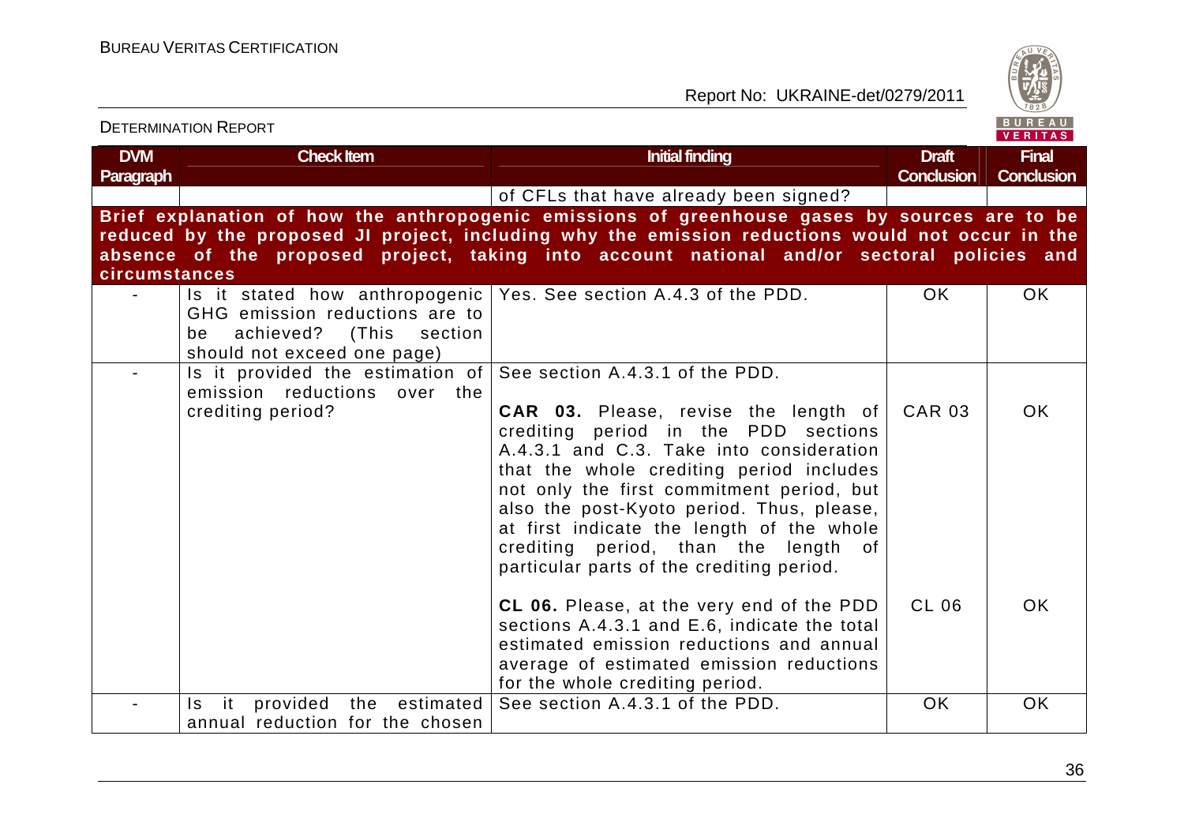| DVM Paragraph | Check Item | Initial finding | Draft Conclusion | Final Conclusion |
|---|---|---|---|---|
| | | of CFLs that have already been signed? | | |
| **Brief explanation of how the anthropogenic emissions of greenhouse gases by sources are to be reduced by the proposed JI project, including why the emission reductions would not occur in the absence of the proposed project, taking into account national and/or sectoral policies and circumstances** | | | | |
| - | Is it stated how anthropogenic GHG emission reductions are to be achieved? (This section should not exceed one page) | Yes. See section A.4.3 of the PDD. | OK | OK |
| - | Is it provided the estimation of emission reductions over the crediting period? | See section A.4.3.1 of the PDD.<br><br>**CAR 03.** Please, revise the length of crediting period in the PDD sections A.4.3.1 and C.3. Take into consideration that the whole crediting period includes not only the first commitment period, but also the post-Kyoto period. Thus, please, at first indicate the length of the whole crediting period, than the length of particular parts of the crediting period.<br><br>**CL 06.** Please, at the very end of the PDD sections A.4.3.1 and E.6, indicate the total estimated emission reductions and annual average of estimated emission reductions for the whole crediting period. | <br><br>CAR 03<br><br><br><br><br><br><br><br>CL 06 | <br><br>OK<br><br><br><br><br><br><br><br>OK |
| - | Is it provided the estimated annual reduction for the chosen | See section A.4.3.1 of the PDD. | OK | OK |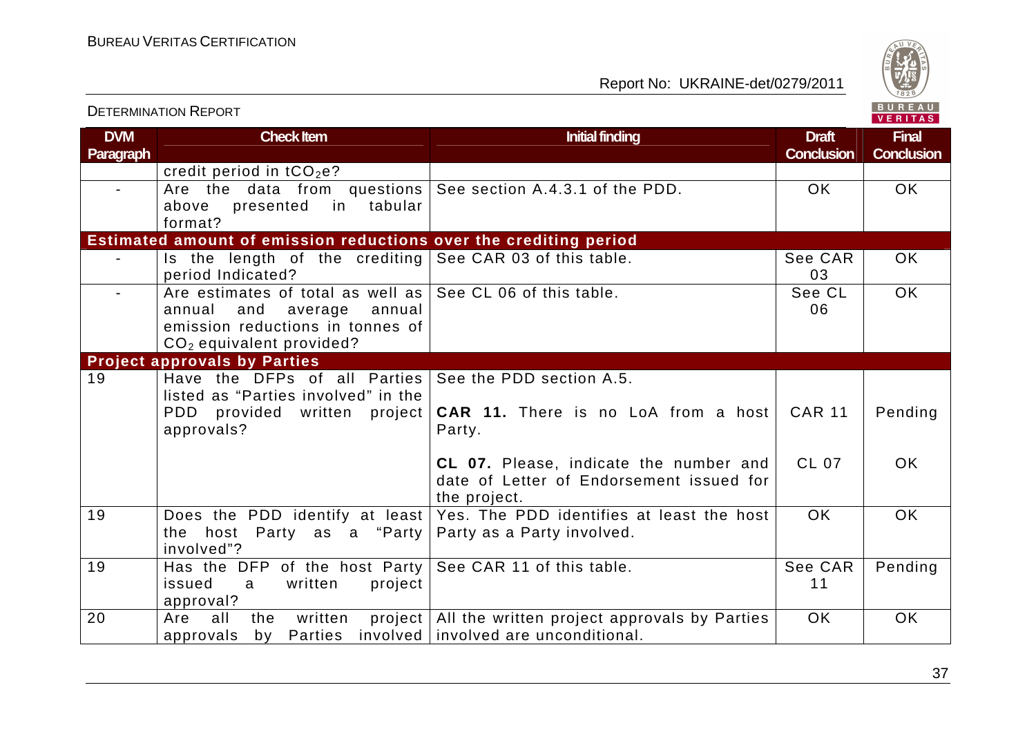| DVM Paragraph | Check Item | Initial finding | Draft Conclusion | Final Conclusion |
|---|---|---|---|---|
| | credit period in $tCO_2e$? | | | |
| - | Are the data from questions above presented in tabular format? | See section A.4.3.1 of the PDD. | OK | OK |
| **Estimated amount of emission reductions over the crediting period** | | | | |
| - | Is the length of the crediting period Indicated? | See CAR 03 of this table. | See CAR 03 | OK |
| - | Are estimates of total as well as annual and average annual emission reductions in tonnes of $CO_2$ equivalent provided? | See CL 06 of this table. | See CL 06 | OK |
| **Project approvals by Parties** | | | | |
| 19 | Have the DFPs of all Parties listed as "Parties involved" in the PDD provided written project approvals? | See the PDD section A.5.<br><br>**CAR 11.** There is no LoA from a host Party.<br><br>**CL 07.** Please, indicate the number and date of Letter of Endorsement issued for the project. | CAR 11<br><br>CL 07 | Pending<br><br>OK |
| 19 | Does the PDD identify at least the host Party as a "Party involved"? | Yes. The PDD identifies at least the host Party as a Party involved. | OK | OK |
| 19 | Has the DFP of the host Party issued a written project approval? | See CAR 11 of this table. | See CAR 11 | Pending |
| 20 | Are all the written project approvals by Parties involved | All the written project approvals by Parties involved are unconditional. | OK | OK |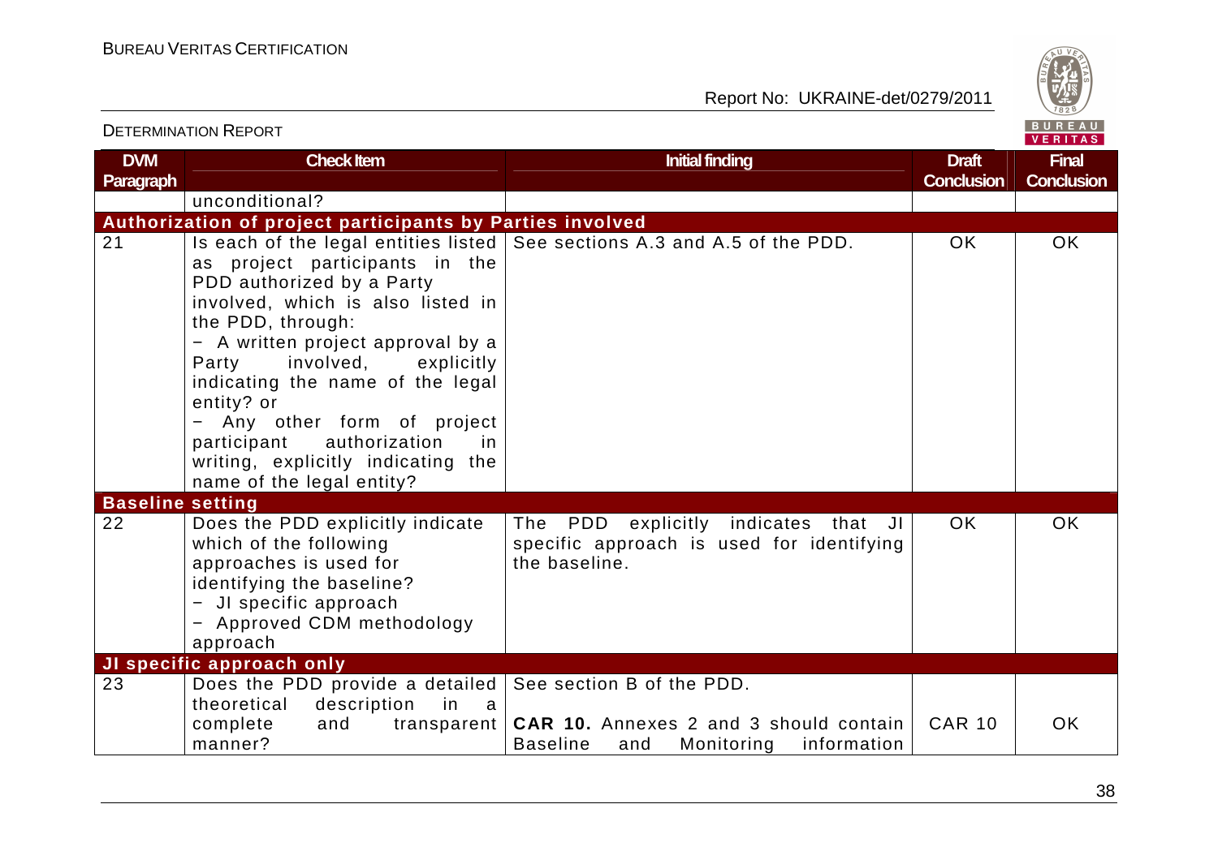| DVM Paragraph | Check Item | Initial finding | Draft Conclusion | Final Conclusion |
|---|---|---|---|---|
| | unconditional? | | | |
| **Authorization of project participants by Parties involved** | | | | |
| 21 | Is each of the legal entities listed as project participants in the PDD authorized by a Party involved, which is also listed in the PDD, through:<br>− A written project approval by a Party involved, explicitly indicating the name of the legal entity? or<br>− Any other form of project participant authorization in writing, explicitly indicating the name of the legal entity? | See sections A.3 and A.5 of the PDD. | OK | OK |
| **Baseline setting** | | | | |
| 22 | Does the PDD explicitly indicate which of the following approaches is used for identifying the baseline?<br>− JI specific approach<br>− Approved CDM methodology approach | The PDD explicitly indicates that JI specific approach is used for identifying the baseline. | OK | OK |
| **JI specific approach only** | | | | |
| 23 | Does the PDD provide a detailed theoretical description in a complete and transparent manner? | See section B of the PDD.<br><br>**CAR 10.** Annexes 2 and 3 should contain Baseline and Monitoring information | CAR 10 | OK |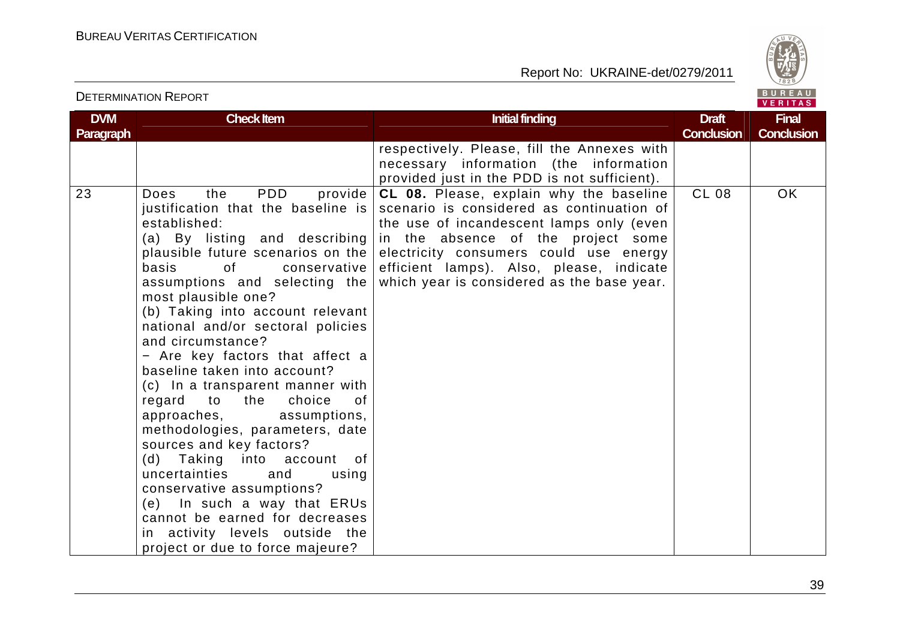| DVM Paragraph | Check Item | Initial finding | Draft Conclusion | Final Conclusion |
|---|---|---|---|---|
| | | respectively. Please, fill the Annexes with necessary information (the information provided just in the PDD is not sufficient). | | |
| 23 | Does the PDD provide justification that the baseline is established:<br>(a) By listing and describing plausible future scenarios on the basis of conservative assumptions and selecting the most plausible one?<br>(b) Taking into account relevant national and/or sectoral policies and circumstance?<br>− Are key factors that affect a baseline taken into account?<br>(c) In a transparent manner with regard to the choice of approaches, assumptions, methodologies, parameters, date sources and key factors?<br>(d) Taking into account of uncertainties and using conservative assumptions?<br>(e) In such a way that ERUs cannot be earned for decreases in activity levels outside the project or due to force majeure? | **CL 08.** Please, explain why the baseline scenario is considered as continuation of the use of incandescent lamps only (even in the absence of the project some electricity consumers could use energy efficient lamps). Also, please, indicate which year is considered as the base year. | CL 08 | OK |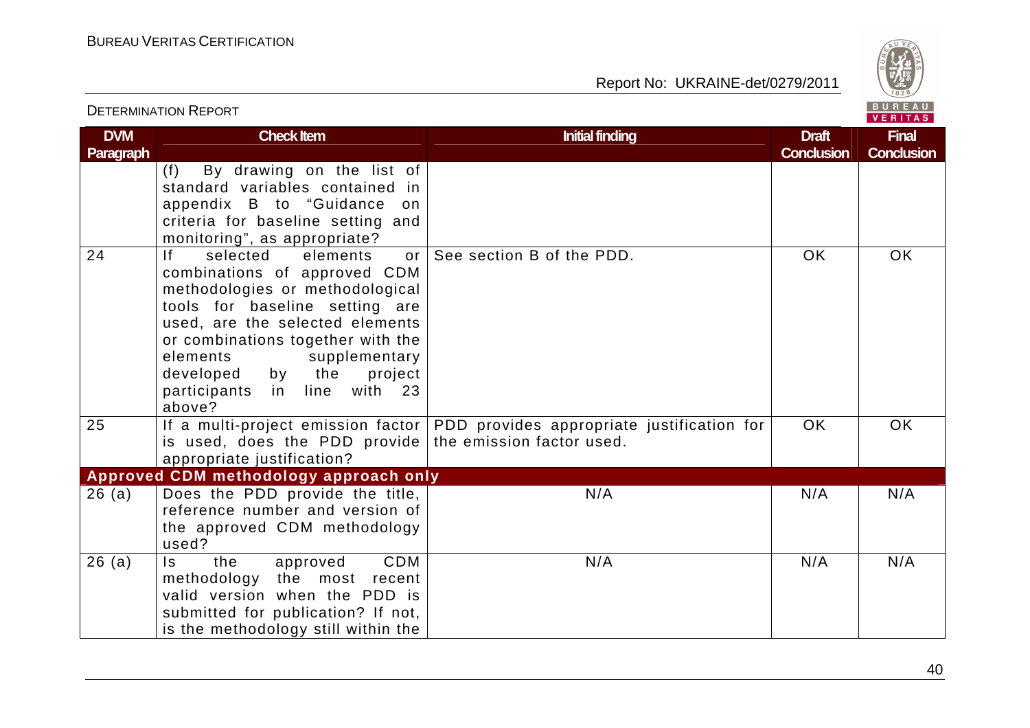| DVM Paragraph | Check Item | Initial finding | Draft Conclusion | Final Conclusion |
|---|---|---|---|---|
| | (f) By drawing on the list of standard variables contained in appendix B to "Guidance on criteria for baseline setting and monitoring", as appropriate? | | | |
| 24 | If selected elements or combinations of approved CDM methodologies or methodological tools for baseline setting are used, are the selected elements or combinations together with the elements supplementary developed by the project participants in line with 23 above? | See section B of the PDD. | OK | OK |
| 25 | If a multi-project emission factor is used, does the PDD provide appropriate justification? | PDD provides appropriate justification for the emission factor used. | OK | OK |
| **Approved CDM methodology approach only** | | | | |
| 26 (a) | Does the PDD provide the title, reference number and version of the approved CDM methodology used? | N/A | N/A | N/A |
| 26 (a) | Is the approved CDM methodology the most recent valid version when the PDD is submitted for publication? If not, is the methodology still within the | N/A | N/A | N/A |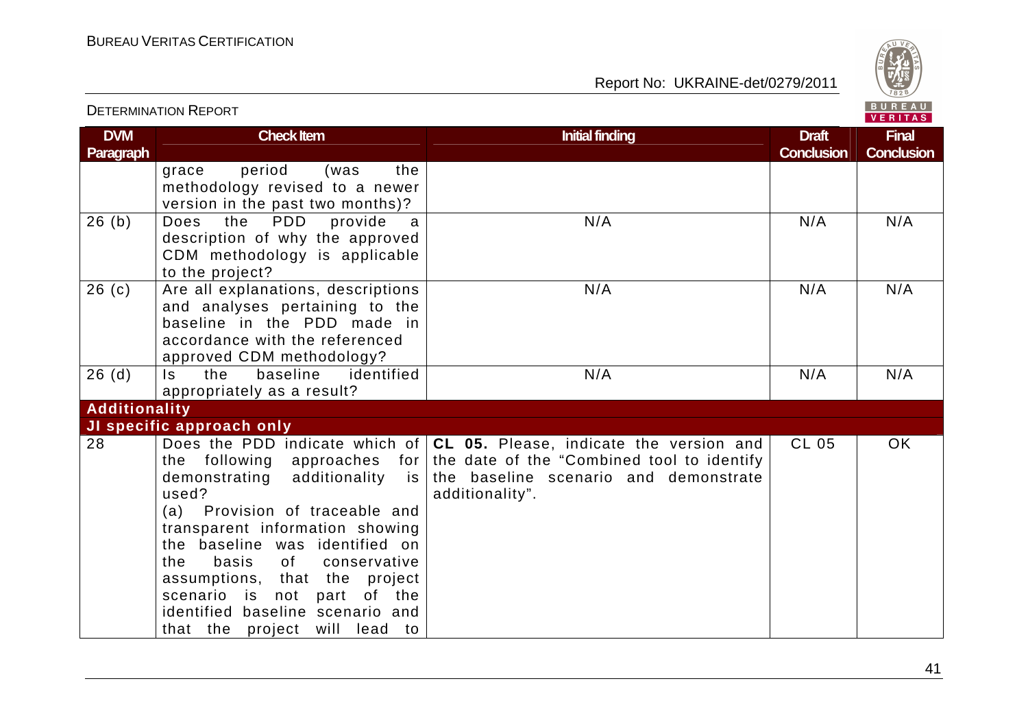| DVM Paragraph | Check Item | Initial finding | Draft Conclusion | Final Conclusion |
|---|---|---|---|---|
| | grace period (was the methodology revised to a newer version in the past two months)? | | | |
| 26 (b) | Does the PDD provide a description of why the approved CDM methodology is applicable to the project? | N/A | N/A | N/A |
| 26 (c) | Are all explanations, descriptions and analyses pertaining to the baseline in the PDD made in accordance with the referenced approved CDM methodology? | N/A | N/A | N/A |
| 26 (d) | Is the baseline identified appropriately as a result? | N/A | N/A | N/A |
| **Additionality** | | | | |
| **JI specific approach only** | | | | |
| 28 | Does the PDD indicate which of the following approaches for demonstrating additionality is used?<br>(a) Provision of traceable and transparent information showing the baseline was identified on the basis of conservative assumptions, that the project scenario is not part of the identified baseline scenario and that the project will lead to | **CL 05.** Please, indicate the version and the date of the "Combined tool to identify the baseline scenario and demonstrate additionality". | CL 05 | OK |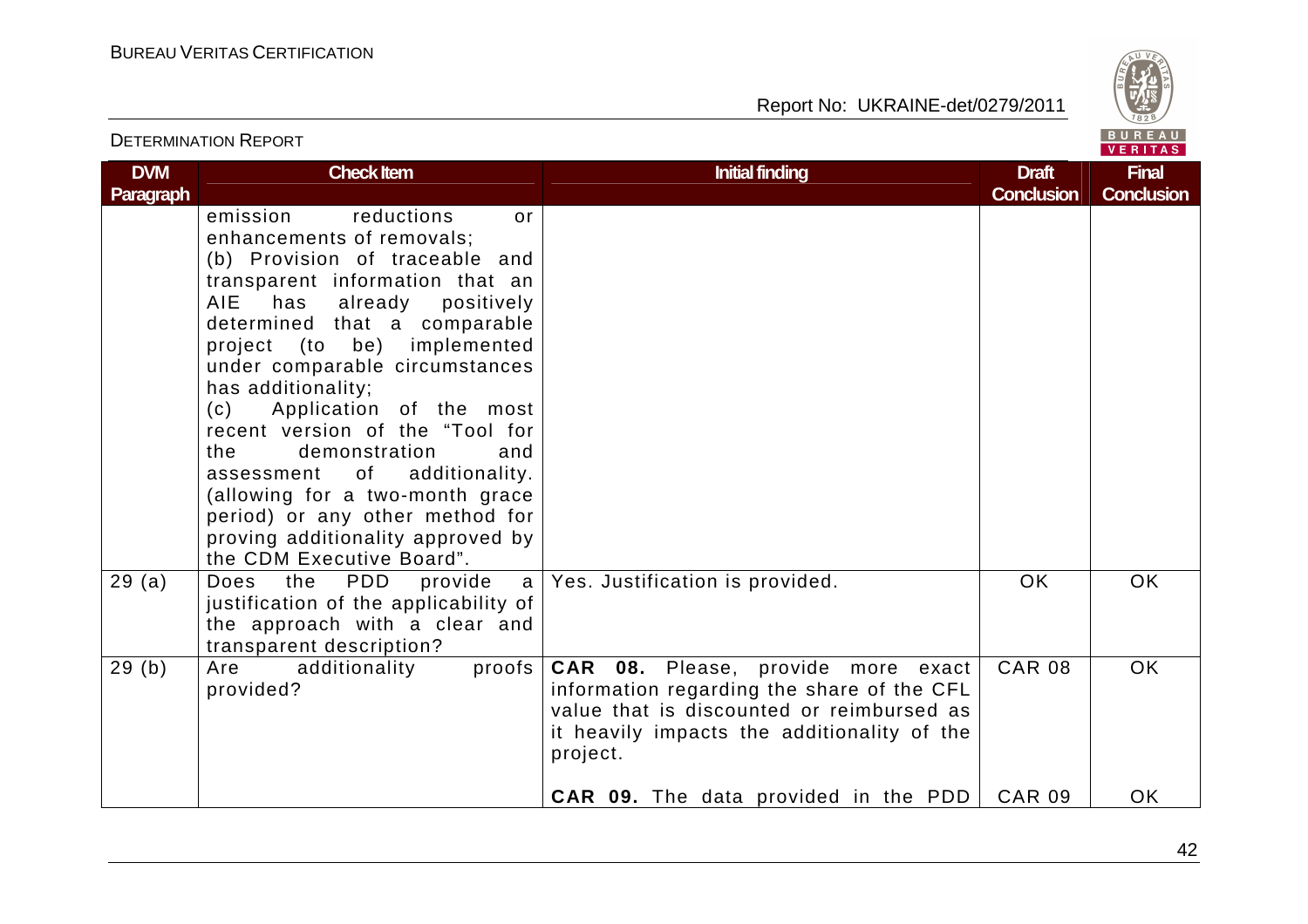| DVM Paragraph | Check Item | Initial finding | Draft Conclusion | Final Conclusion |
|---|---|---|---|---|
| | emission reductions or enhancements of removals;<br>(b) Provision of traceable and transparent information that an AIE has already positively determined that a comparable project (to be) implemented under comparable circumstances has additionality;<br>(c) Application of the most recent version of the "Tool for the demonstration and assessment of additionality. (allowing for a two-month grace period) or any other method for proving additionality approved by the CDM Executive Board". | | | |
| 29 (a) | Does the PDD provide a justification of the applicability of the approach with a clear and transparent description? | Yes. Justification is provided. | OK | OK |
| 29 (b) | Are additionality proofs provided? | **CAR 08.** Please, provide more exact information regarding the share of the CFL value that is discounted or reimbursed as it heavily impacts the additionality of the project. | CAR 08 | OK |
| | | **CAR 09.** The data provided in the PDD | CAR 09 | OK |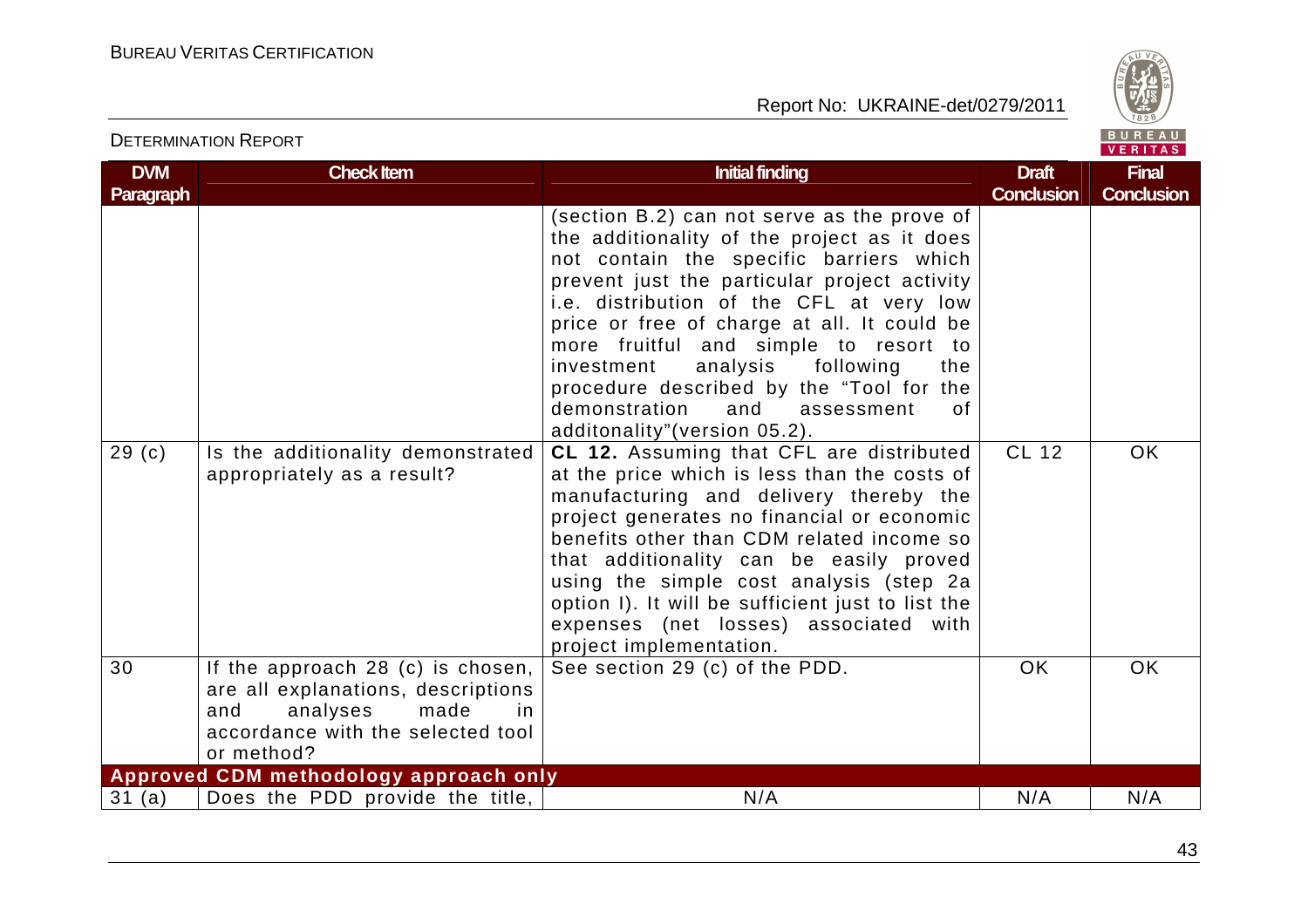| DVM Paragraph | Check Item | Initial finding | Draft Conclusion | Final Conclusion |
|---|---|---|---|---|
| | | (section B.2) can not serve as the prove of the additionality of the project as it does not contain the specific barriers which prevent just the particular project activity i.e. distribution of the CFL at very low price or free of charge at all. It could be more fruitful and simple to resort to investment analysis following the procedure described by the "Tool for the demonstration and assessment of additonality"(version 05.2). | | |
| 29 (c) | Is the additionality demonstrated appropriately as a result? | **CL 12.** Assuming that CFL are distributed at the price which is less than the costs of manufacturing and delivery thereby the project generates no financial or economic benefits other than CDM related income so that additionality can be easily proved using the simple cost analysis (step 2a option I). It will be sufficient just to list the expenses (net losses) associated with project implementation. | CL 12 | OK |
| 30 | If the approach 28 (c) is chosen, are all explanations, descriptions and analyses made in accordance with the selected tool or method? | See section 29 (c) of the PDD. | OK | OK |
| **Approved CDM methodology approach only** | | | | |
| 31 (a) | Does the PDD provide the title, | N/A | N/A | N/A |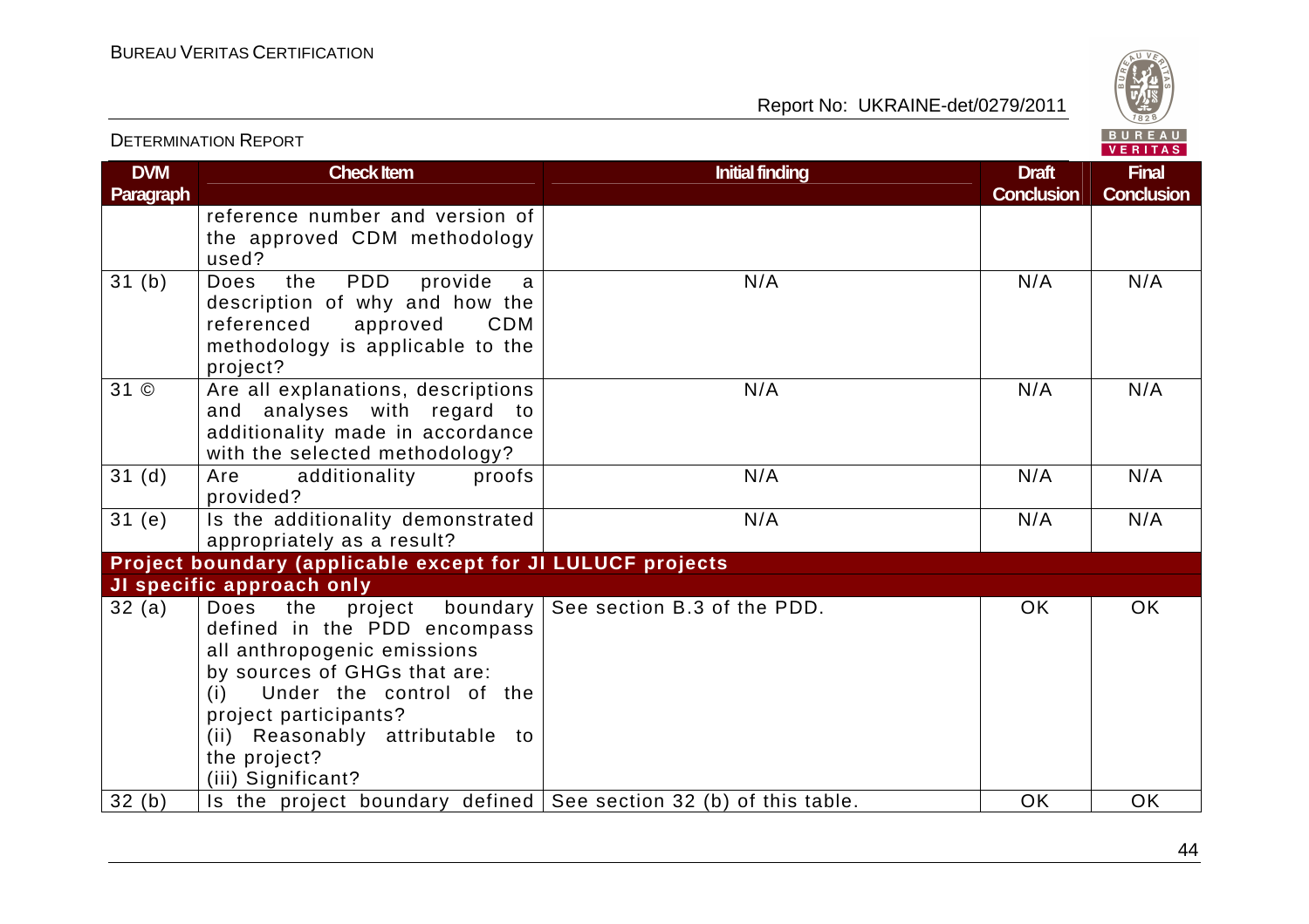| DVM Paragraph | Check Item | Initial finding | Draft Conclusion | Final Conclusion |
|---|---|---|---|---|
| | reference number and version of the approved CDM methodology used? | | | |
| 31 (b) | Does the PDD provide a description of why and how the referenced approved CDM methodology is applicable to the project? | N/A | N/A | N/A |
| 31 © | Are all explanations, descriptions and analyses with regard to additionality made in accordance with the selected methodology? | N/A | N/A | N/A |
| 31 (d) | Are additionality proofs provided? | N/A | N/A | N/A |
| 31 (e) | Is the additionality demonstrated appropriately as a result? | N/A | N/A | N/A |
| **Project boundary (applicable except for JI LULUCF projects** | | | | |
| **JI specific approach only** | | | | |
| 32 (a) | Does the project boundary defined in the PDD encompass all anthropogenic emissions by sources of GHGs that are: (i) Under the control of the project participants? (ii) Reasonably attributable to the project? (iii) Significant? | See section B.3 of the PDD. | OK | OK |
| 32 (b) | Is the project boundary defined | See section 32 (b) of this table. | OK | OK |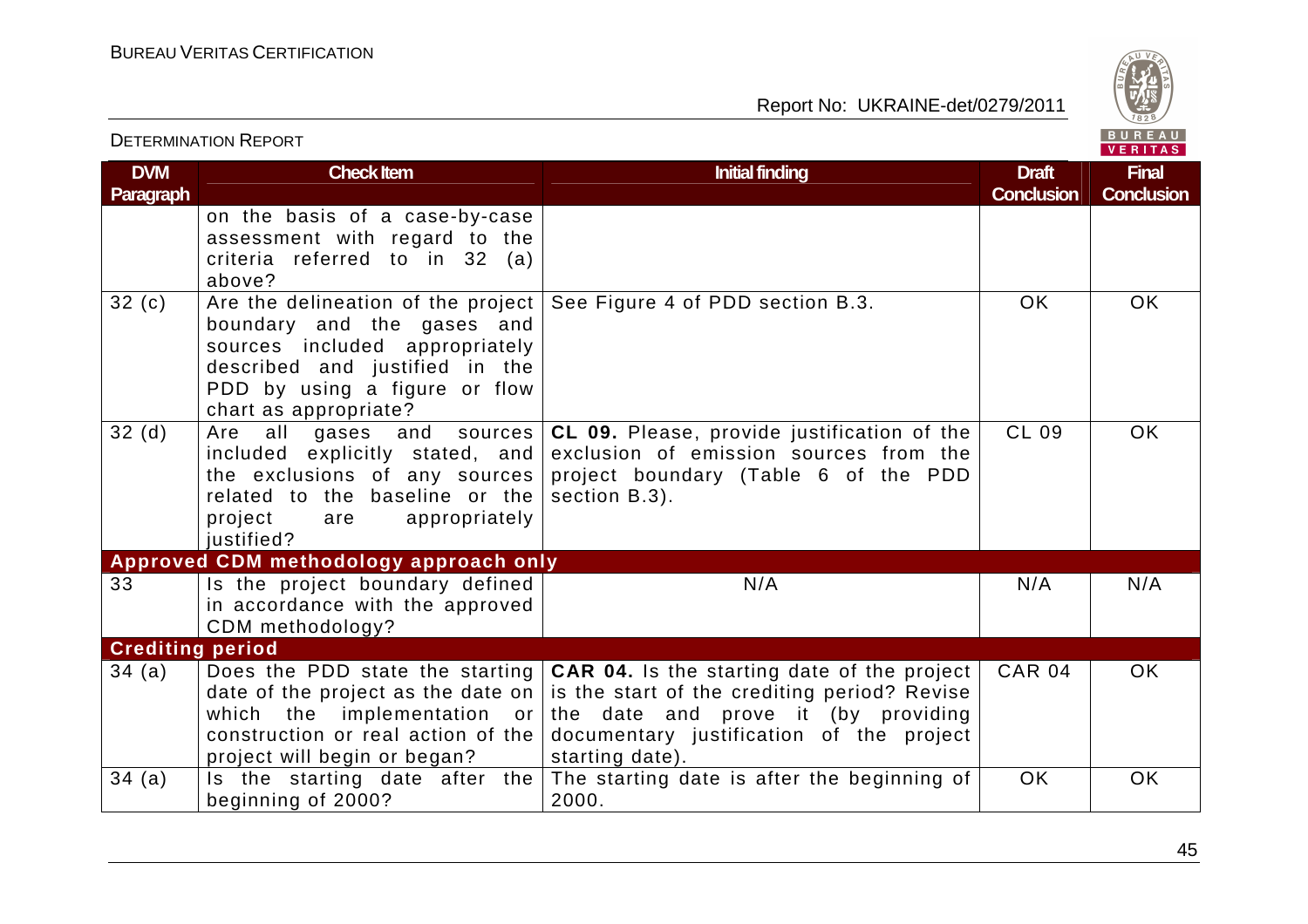| DVM Paragraph | Check Item | Initial finding | Draft Conclusion | Final Conclusion |
|---|---|---|---|---|
| | on the basis of a case-by-case assessment with regard to the criteria referred to in 32 (a) above? | | | |
| 32 (c) | Are the delineation of the project boundary and the gases and sources included appropriately described and justified in the PDD by using a figure or flow chart as appropriate? | See Figure 4 of PDD section B.3. | OK | OK |
| 32 (d) | Are all gases and sources included explicitly stated, and the exclusions of any sources related to the baseline or the project are appropriately justified? | **CL 09.** Please, provide justification of the exclusion of emission sources from the project boundary (Table 6 of the PDD section B.3). | CL 09 | OK |
| **Approved CDM methodology approach only** | | | | |
| 33 | Is the project boundary defined in accordance with the approved CDM methodology? | N/A | N/A | N/A |
| **Crediting period** | | | | |
| 34 (a) | Does the PDD state the starting date of the project as the date on which the implementation or construction or real action of the project will begin or began? | **CAR 04.** Is the starting date of the project is the start of the crediting period? Revise the date and prove it (by providing documentary justification of the project starting date). | CAR 04 | OK |
| 34 (a) | Is the starting date after the beginning of 2000? | The starting date is after the beginning of 2000. | OK | OK |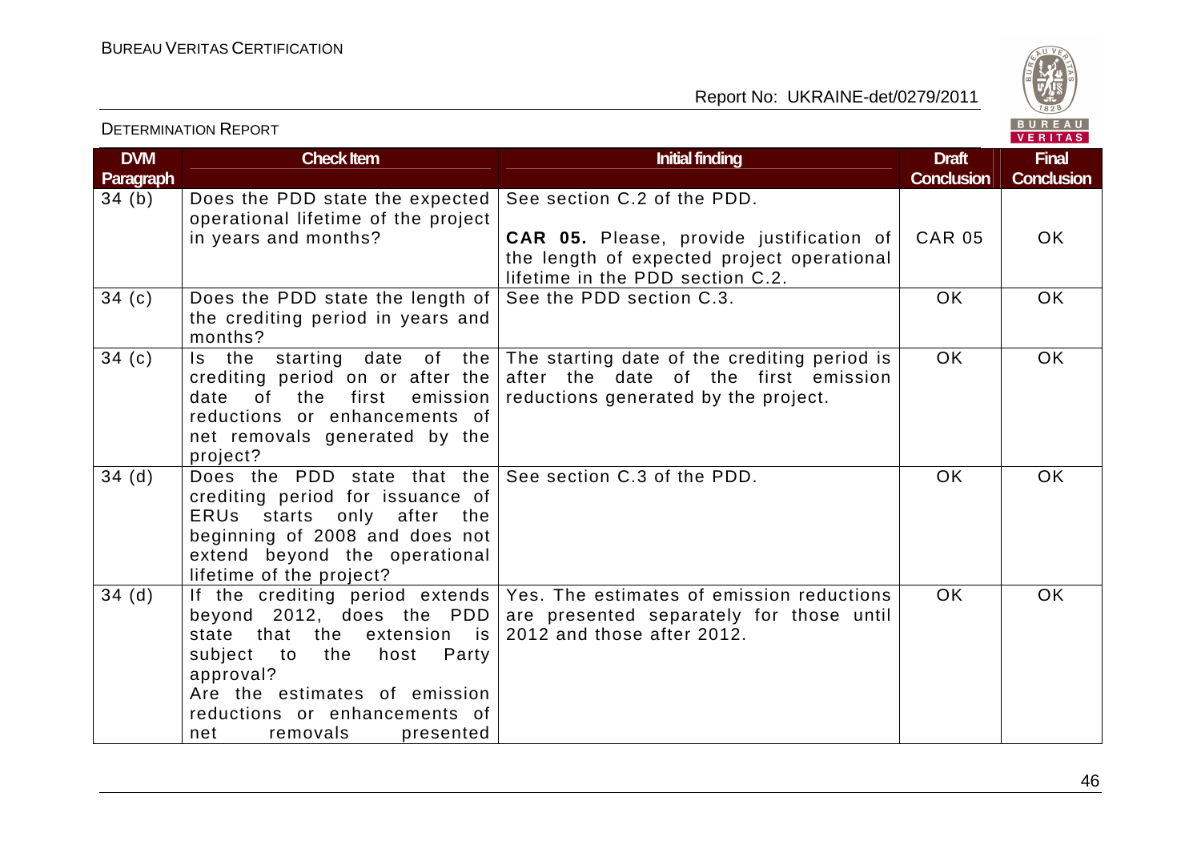| DVM Paragraph | Check Item | Initial finding | Draft Conclusion | Final Conclusion |
|---|---|---|---|---|
| 34 (b) | Does the PDD state the expected operational lifetime of the project in years and months? | See section C.2 of the PDD.<br><br>**CAR 05.** Please, provide justification of the length of expected project operational lifetime in the PDD section C.2. | CAR 05 | OK |
| 34 (c) | Does the PDD state the length of the crediting period in years and months? | See the PDD section C.3. | OK | OK |
| 34 (c) | Is the starting date of the crediting period on or after the date of the first emission reductions or enhancements of net removals generated by the project? | The starting date of the crediting period is after the date of the first emission reductions generated by the project. | OK | OK |
| 34 (d) | Does the PDD state that the crediting period for issuance of ERUs starts only after the beginning of 2008 and does not extend beyond the operational lifetime of the project? | See section C.3 of the PDD. | OK | OK |
| 34 (d) | If the crediting period extends beyond 2012, does the PDD state that the extension is subject to the host Party approval?<br>Are the estimates of emission reductions or enhancements of net removals presented | Yes. The estimates of emission reductions are presented separately for those until 2012 and those after 2012. | OK | OK |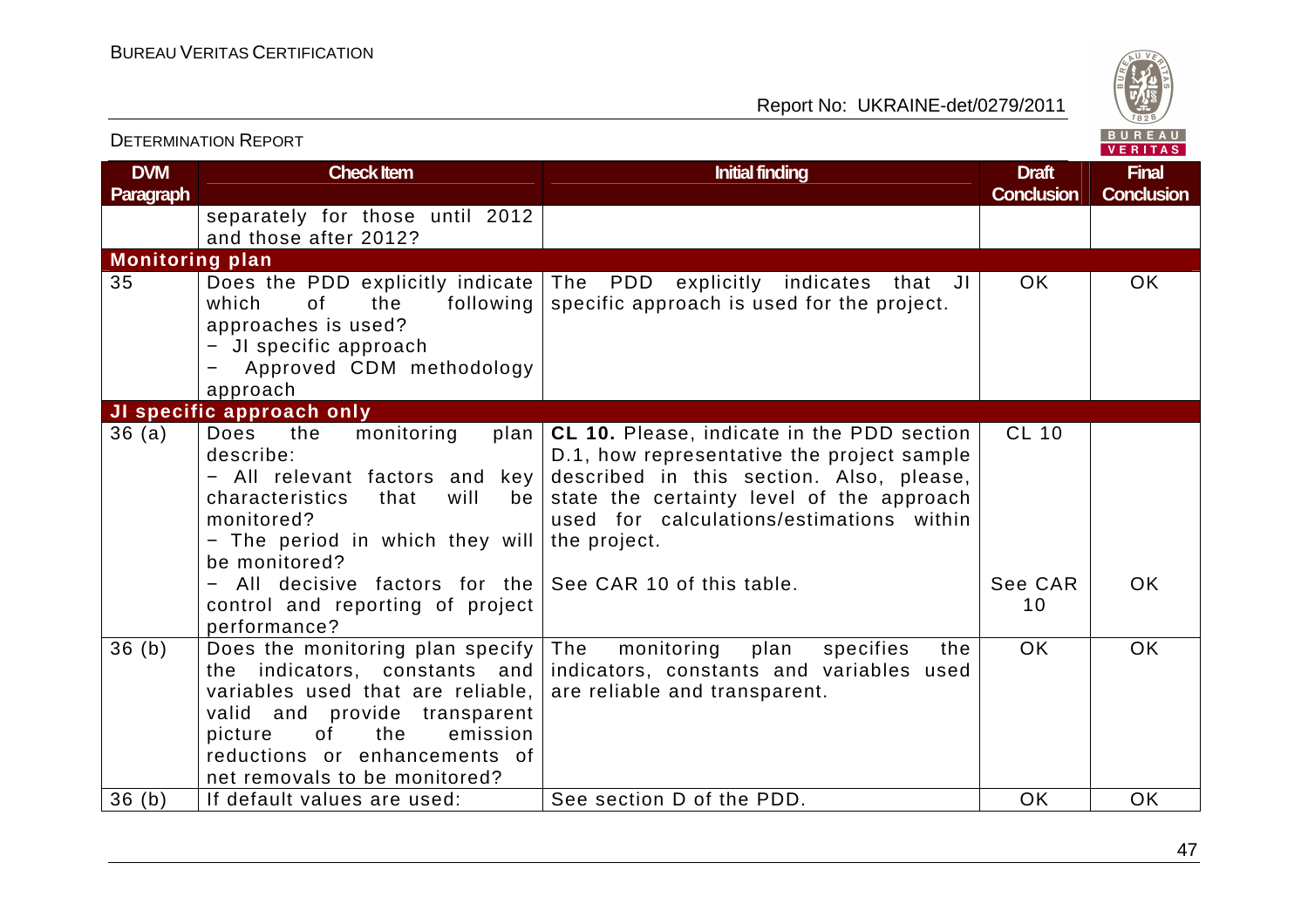| DVM Paragraph | Check Item | Initial finding | Draft Conclusion | Final Conclusion |
|---|---|---|---|---|
| | separately for those until 2012 and those after 2012? | | | |
| **Monitoring plan** | | | | |
| 35 | Does the PDD explicitly indicate which of the following approaches is used?<br>− JI specific approach<br>− Approved CDM methodology approach | The PDD explicitly indicates that JI specific approach is used for the project. | OK | OK |
| **JI specific approach only** | | | | |
| 36 (a) | Does the monitoring plan describe:<br>− All relevant factors and key characteristics that will be monitored?<br>− The period in which they will be monitored? | **CL 10.** Please, indicate in the PDD section D.1, how representative the project sample described in this section. Also, please, state the certainty level of the approach used for calculations/estimations within the project. | CL 10 | |
| | − All decisive factors for the control and reporting of project performance? | See CAR 10 of this table. | See CAR 10 | OK |
| 36 (b) | Does the monitoring plan specify the indicators, constants and variables used that are reliable, valid and provide transparent picture of the emission reductions or enhancements of net removals to be monitored? | The monitoring plan specifies the indicators, constants and variables used are reliable and transparent. | OK | OK |
| 36 (b) | If default values are used: | See section D of the PDD. | OK | OK |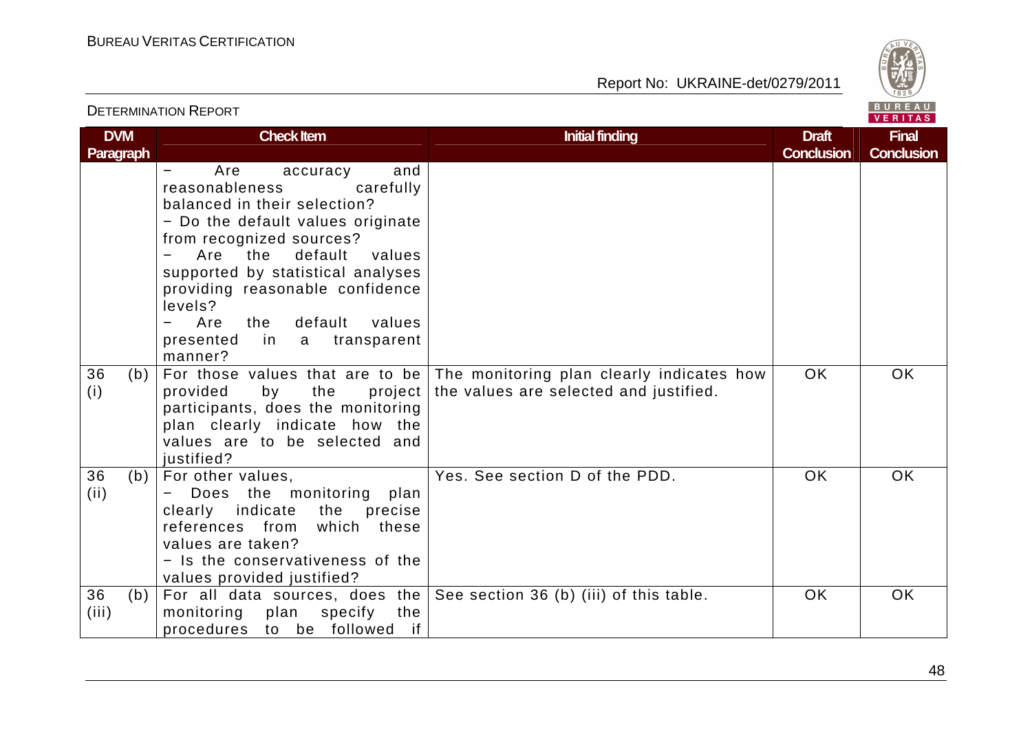| DVM Paragraph | Check Item | Initial finding | Draft Conclusion | Final Conclusion |
|---|---|---|---|---|
| | − Are accuracy and reasonableness carefully balanced in their selection?<br>− Do the default values originate from recognized sources?<br>− Are the default values supported by statistical analyses providing reasonable confidence levels?<br>− Are the default values presented in a transparent manner? | | | |
| 36 (b) (i) | For those values that are to be provided by the project participants, does the monitoring plan clearly indicate how the values are to be selected and justified? | The monitoring plan clearly indicates how the values are selected and justified. | OK | OK |
| 36 (b) (ii) | For other values,<br>− Does the monitoring plan clearly indicate the precise references from which these values are taken?<br>− Is the conservativeness of the values provided justified? | Yes. See section D of the PDD. | OK | OK |
| 36 (b) (iii) | For all data sources, does the monitoring plan specify the procedures to be followed if | See section 36 (b) (iii) of this table. | OK | OK |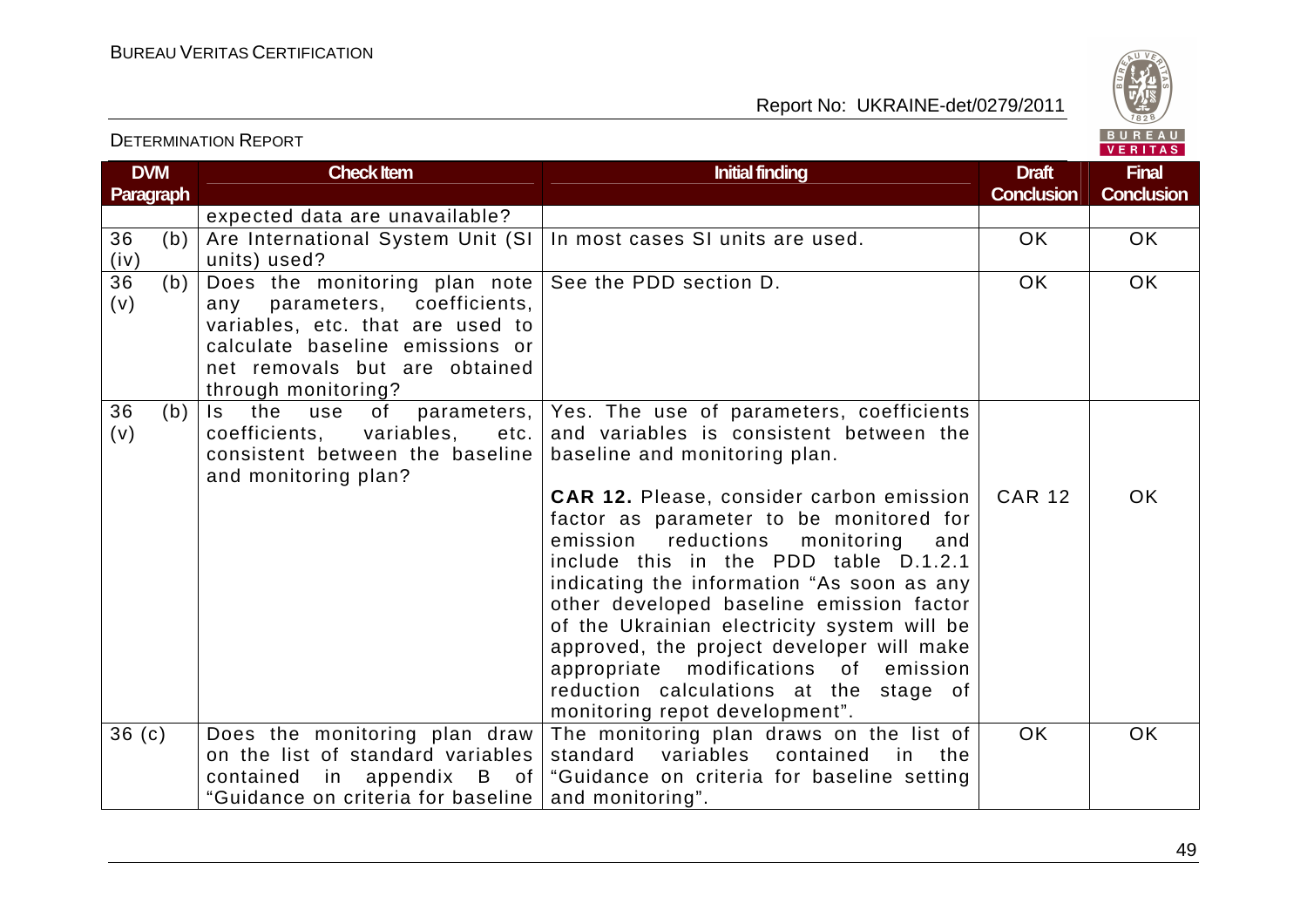| DVM Paragraph | Check Item | Initial finding | Draft Conclusion | Final Conclusion |
|---|---|---|---|---|
| | expected data are unavailable? | | | |
| 36 (b) (iv) | Are International System Unit (SI units) used? | In most cases SI units are used. | OK | OK |
| 36 (b) (v) | Does the monitoring plan note any parameters, coefficients, variables, etc. that are used to calculate baseline emissions or net removals but are obtained through monitoring? | See the PDD section D. | OK | OK |
| 36 (b) (v) | Is the use of parameters, coefficients, variables, etc. consistent between the baseline and monitoring plan? | Yes. The use of parameters, coefficients and variables is consistent between the baseline and monitoring plan.<br><br>**CAR 12.** Please, consider carbon emission factor as parameter to be monitored for emission reductions monitoring and include this in the PDD table D.1.2.1 indicating the information "As soon as any other developed baseline emission factor of the Ukrainian electricity system will be approved, the project developer will make appropriate modifications of emission reduction calculations at the stage of monitoring repot development". | CAR 12 | OK |
| 36 (c) | Does the monitoring plan draw on the list of standard variables contained in appendix B of "Guidance on criteria for baseline | The monitoring plan draws on the list of standard variables contained in the "Guidance on criteria for baseline setting and monitoring". | OK | OK |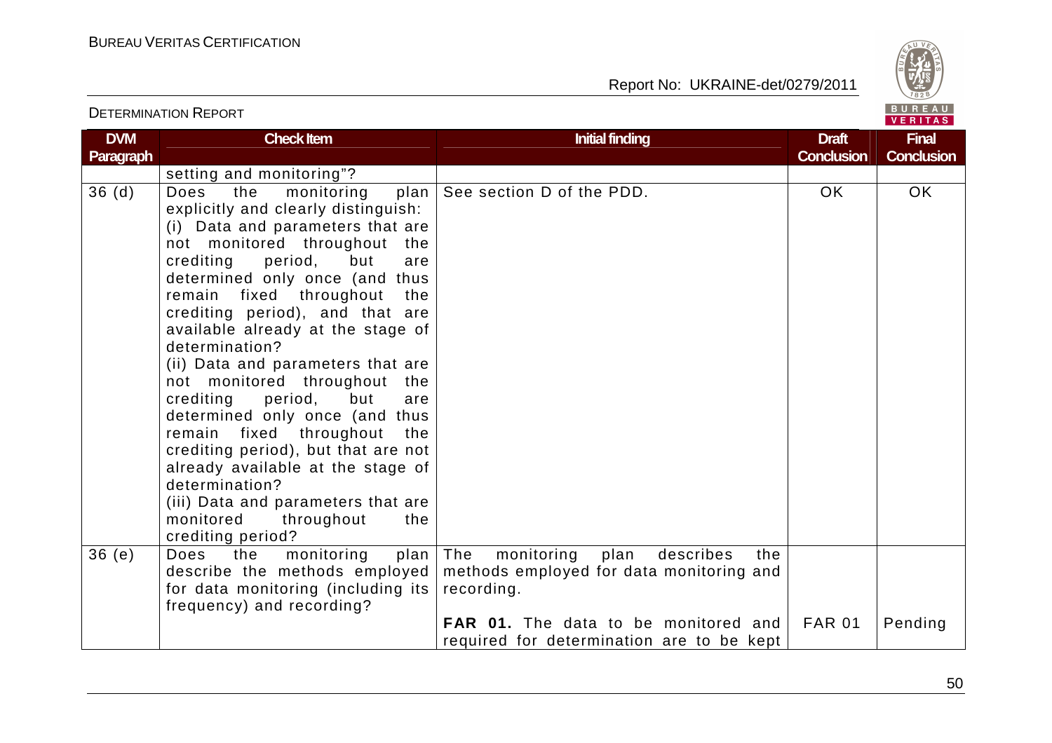| DVM Paragraph | Check Item | Initial finding | Draft Conclusion | Final Conclusion |
|---|---|---|---|---|
| | setting and monitoring"? | | | |
| 36 (d) | Does the monitoring plan explicitly and clearly distinguish:<br>(i) Data and parameters that are not monitored throughout the crediting period, but are determined only once (and thus remain fixed throughout the crediting period), and that are available already at the stage of determination?<br>(ii) Data and parameters that are not monitored throughout the crediting period, but are determined only once (and thus remain fixed throughout the crediting period), but that are not already available at the stage of determination?<br>(iii) Data and parameters that are monitored throughout the crediting period? | See section D of the PDD. | OK | OK |
| 36 (e) | Does the monitoring plan describe the methods employed for data monitoring (including its frequency) and recording? | The monitoring plan describes the methods employed for data monitoring and recording. | | |
| | | **FAR 01.** The data to be monitored and required for determination are to be kept | FAR 01 | Pending |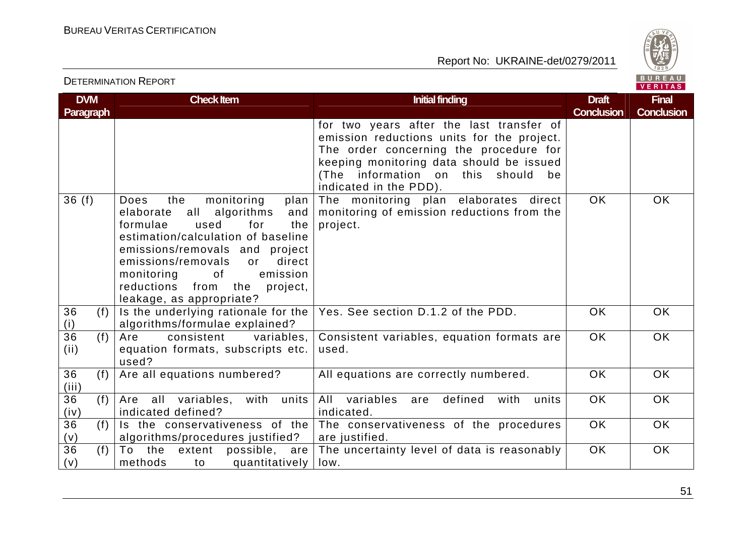DETERMINATION REPORT

| DVM Paragraph | Check Item | Initial finding | Draft Conclusion | Final Conclusion |
|---|---|---|---|---|
| | | for two years after the last transfer of emission reductions units for the project. The order concerning the procedure for keeping monitoring data should be issued (The information on this should be indicated in the PDD). | | |
| 36 (f) | Does the monitoring plan elaborate all algorithms and formulae used for the estimation/calculation of baseline emissions/removals and project emissions/removals or direct monitoring of emission reductions from the project, leakage, as appropriate? | The monitoring plan elaborates direct monitoring of emission reductions from the project. | OK | OK |
| 36 (f) (i) | Is the underlying rationale for the algorithms/formulae explained? | Yes. See section D.1.2 of the PDD. | OK | OK |
| 36 (f) (ii) | Are consistent variables, equation formats, subscripts etc. used? | Consistent variables, equation formats are used. | OK | OK |
| 36 (f) (iii) | Are all equations numbered? | All equations are correctly numbered. | OK | OK |
| 36 (f) (iv) | Are all variables, with units indicated defined? | All variables are defined with units indicated. | OK | OK |
| 36 (f) (v) | Is the conservativeness of the algorithms/procedures justified? | The conservativeness of the procedures are justified. | OK | OK |
| 36 (f) (v) | To the extent possible, are methods to quantitatively | The uncertainty level of data is reasonably low. | OK | OK |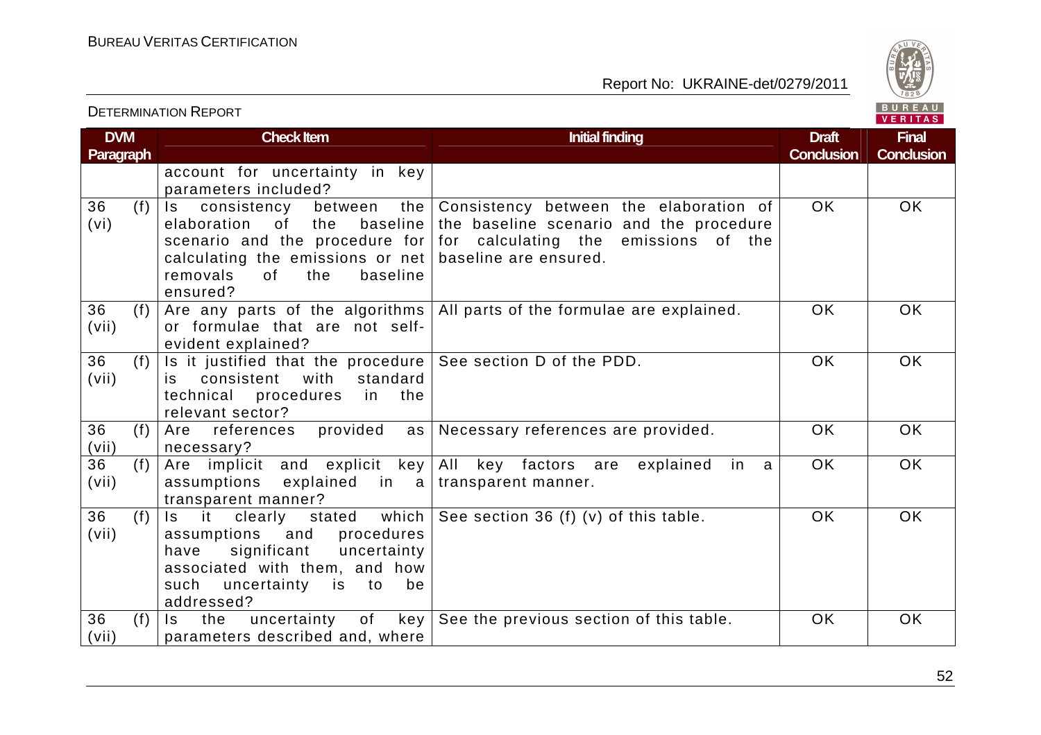| DVM Paragraph | Check Item | Initial finding | Draft Conclusion | Final Conclusion |
|---|---|---|---|---|
| | account for uncertainty in key parameters included? | | | |
| 36 (f) (vi) | Is consistency between the elaboration of the baseline scenario and the procedure for calculating the emissions or net removals of the baseline ensured? | Consistency between the elaboration of the baseline scenario and the procedure for calculating the emissions of the baseline are ensured. | OK | OK |
| 36 (f) (vii) | Are any parts of the algorithms or formulae that are not self-evident explained? | All parts of the formulae are explained. | OK | OK |
| 36 (f) (vii) | Is it justified that the procedure is consistent with standard technical procedures in the relevant sector? | See section D of the PDD. | OK | OK |
| 36 (f) (vii) | Are references provided as necessary? | Necessary references are provided. | OK | OK |
| 36 (f) (vii) | Are implicit and explicit key assumptions explained in a transparent manner? | All key factors are explained in a transparent manner. | OK | OK |
| 36 (f) (vii) | Is it clearly stated which assumptions and procedures have significant uncertainty associated with them, and how such uncertainty is to be addressed? | See section 36 (f) (v) of this table. | OK | OK |
| 36 (f) (vii) | Is the uncertainty of key parameters described and, where | See the previous section of this table. | OK | OK |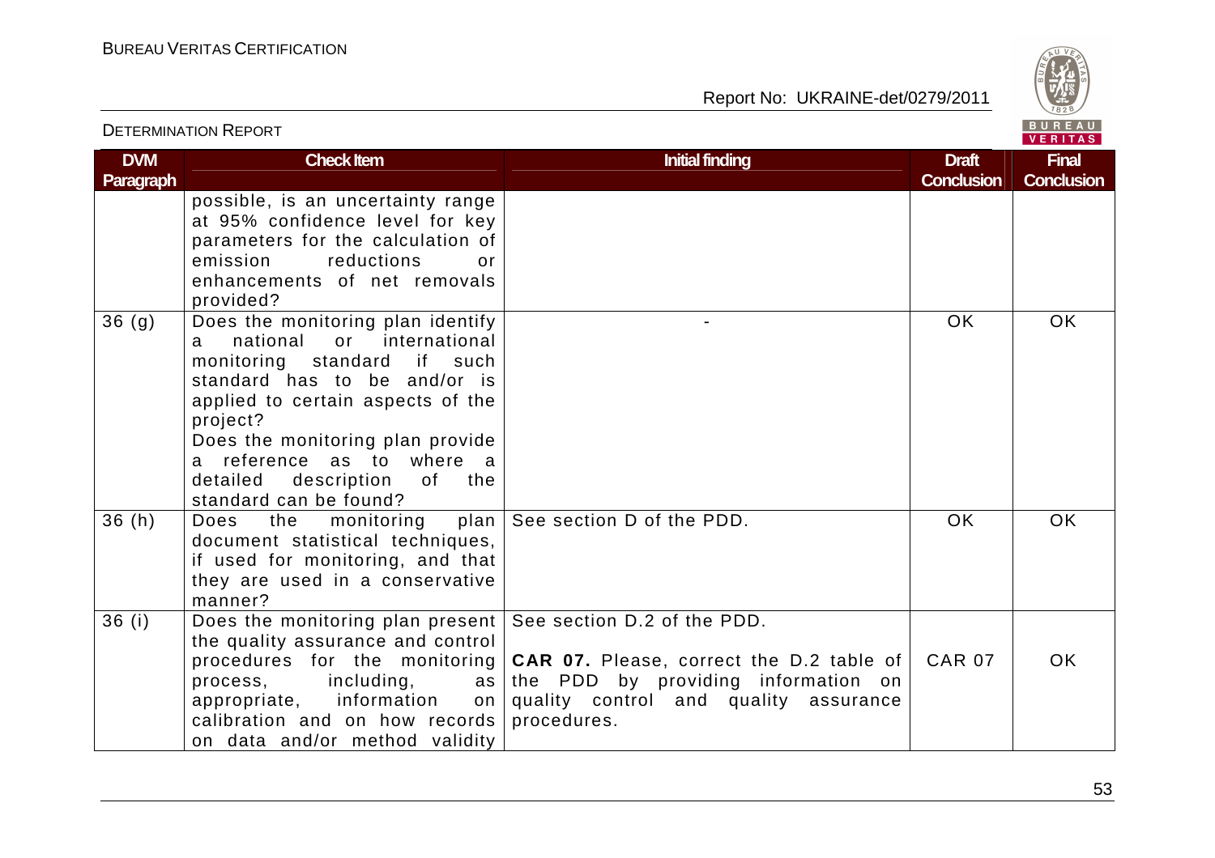| DVM Paragraph | Check Item | Initial finding | Draft Conclusion | Final Conclusion |
|---|---|---|---|---|
| | possible, is an uncertainty range at 95% confidence level for key parameters for the calculation of emission reductions or enhancements of net removals provided? | | | |
| 36 (g) | Does the monitoring plan identify a national or international monitoring standard if such standard has to be and/or is applied to certain aspects of the project? Does the monitoring plan provide a reference as to where a detailed description of the standard can be found? | - | OK | OK |
| 36 (h) | Does the monitoring plan document statistical techniques, if used for monitoring, and that they are used in a conservative manner? | See section D of the PDD. | OK | OK |
| 36 (i) | Does the monitoring plan present the quality assurance and control procedures for the monitoring process, including, as appropriate, information on calibration and on how records on data and/or method validity | See section D.2 of the PDD. **CAR 07.** Please, correct the D.2 table of the PDD by providing information on quality control and quality assurance procedures. | CAR 07 | OK |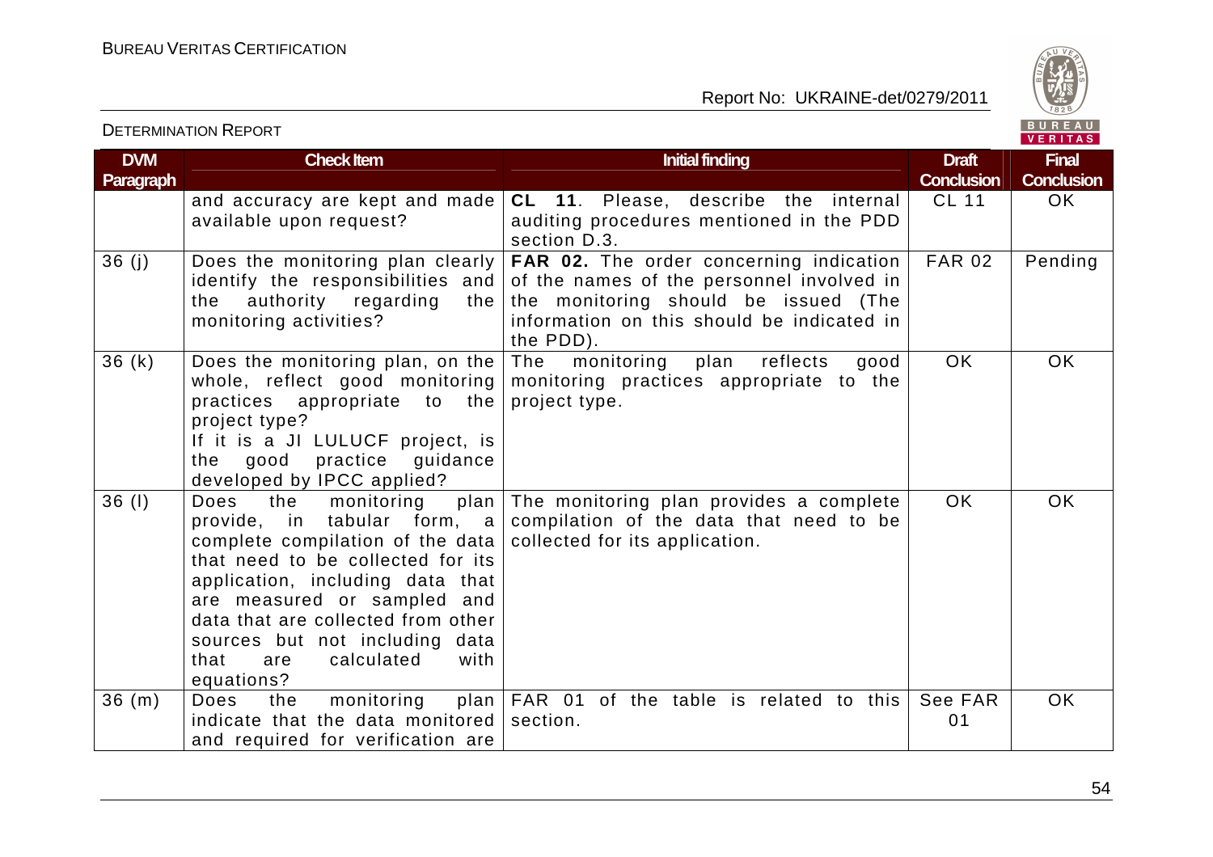| DVM Paragraph | Check Item | Initial finding | Draft Conclusion | Final Conclusion |
|---|---|---|---|---|
| | and accuracy are kept and made available upon request? | **CL 11**. Please, describe the internal auditing procedures mentioned in the PDD section D.3. | CL 11 | OK |
| 36 (j) | Does the monitoring plan clearly identify the responsibilities and the authority regarding the monitoring activities? | **FAR 02.** The order concerning indication of the names of the personnel involved in the monitoring should be issued (The information on this should be indicated in the PDD). | FAR 02 | Pending |
| 36 (k) | Does the monitoring plan, on the whole, reflect good monitoring practices appropriate to the project type?<br>If it is a JI LULUCF project, is the good practice guidance developed by IPCC applied? | The monitoring plan reflects good monitoring practices appropriate to the project type. | OK | OK |
| 36 (l) | Does the monitoring plan provide, in tabular form, a complete compilation of the data that need to be collected for its application, including data that are measured or sampled and data that are collected from other sources but not including data that are calculated with equations? | The monitoring plan provides a complete compilation of the data that need to be collected for its application. | OK | OK |
| 36 (m) | Does the monitoring plan indicate that the data monitored and required for verification are | FAR 01 of the table is related to this section. | See FAR 01 | OK |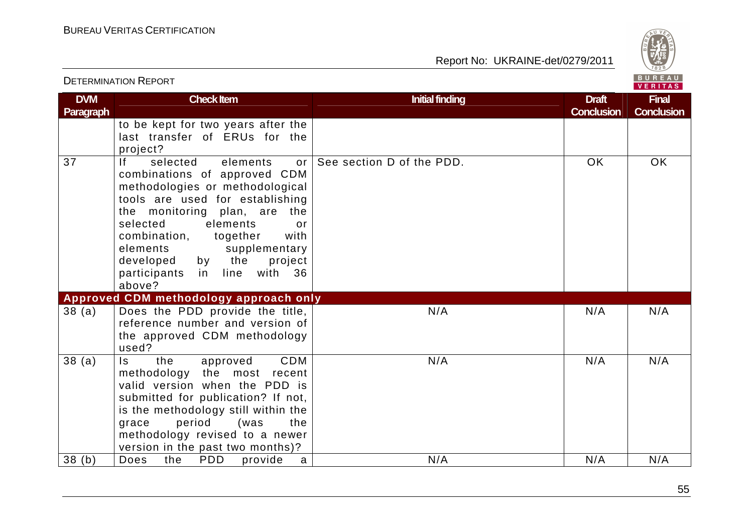| DVM Paragraph | Check Item | Initial finding | Draft Conclusion | Final Conclusion |
|---|---|---|---|---|
| | to be kept for two years after the last transfer of ERUs for the project? | | | |
| 37 | If selected elements or combinations of approved CDM methodologies or methodological tools are used for establishing the monitoring plan, are the selected elements or combination, together with elements supplementary developed by the project participants in line with 36 above? | See section D of the PDD. | OK | OK |
| **Approved CDM methodology approach only** | | | | |
| 38 (a) | Does the PDD provide the title, reference number and version of the approved CDM methodology used? | N/A | N/A | N/A |
| 38 (a) | Is the approved CDM methodology the most recent valid version when the PDD is submitted for publication? If not, is the methodology still within the grace period (was the methodology revised to a newer version in the past two months)? | N/A | N/A | N/A |
| 38 (b) | Does the PDD provide a | N/A | N/A | N/A |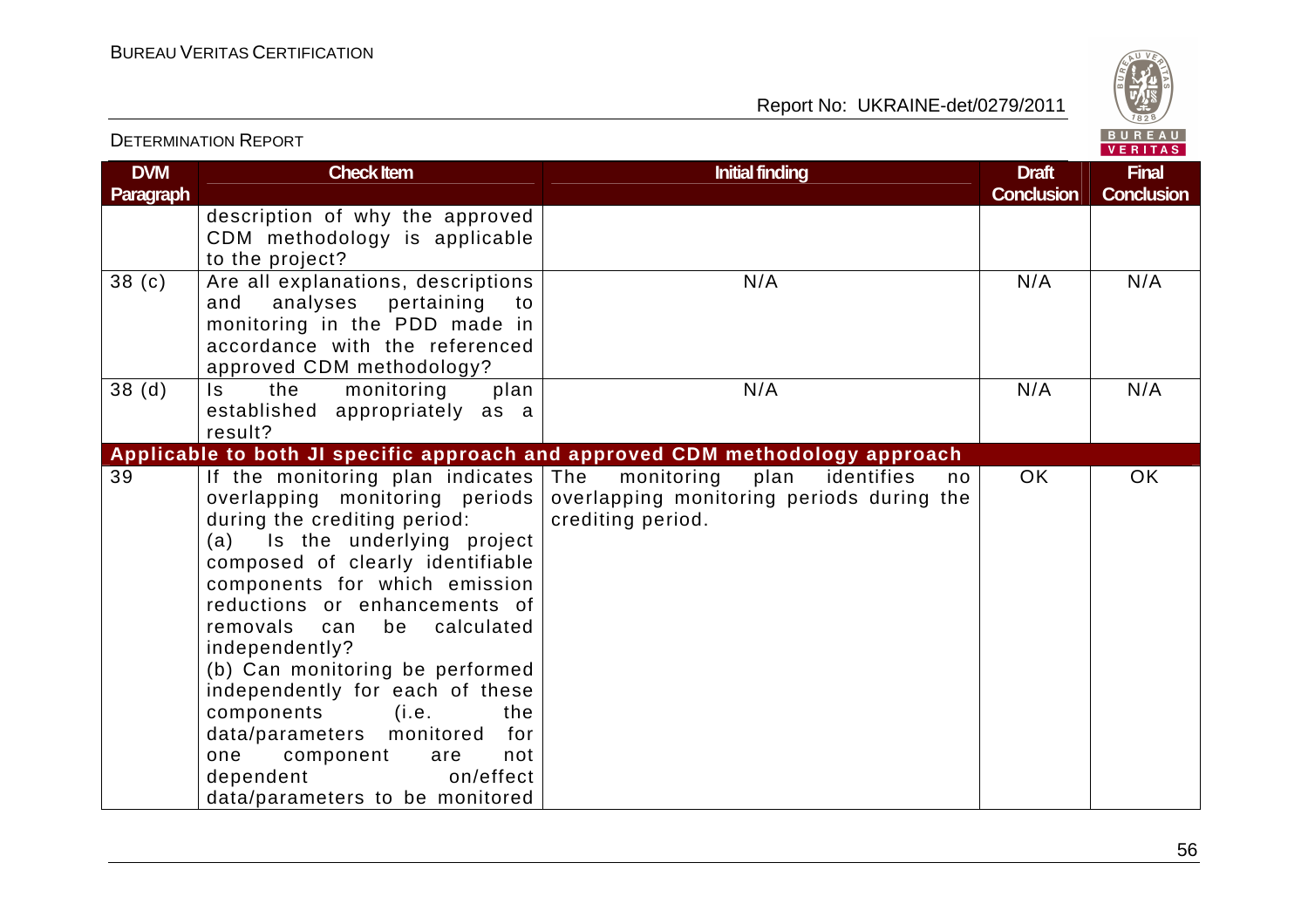| DVM Paragraph | Check Item | Initial finding | Draft Conclusion | Final Conclusion |
|---|---|---|---|---|
| | description of why the approved CDM methodology is applicable to the project? | | | |
| 38 (c) | Are all explanations, descriptions and analyses pertaining to monitoring in the PDD made in accordance with the referenced approved CDM methodology? | N/A | N/A | N/A |
| 38 (d) | Is the monitoring plan established appropriately as a result? | N/A | N/A | N/A |
| **Applicable to both JI specific approach and approved CDM methodology approach** | | | | |
| 39 | If the monitoring plan indicates overlapping monitoring periods during the crediting period:<br>(a) Is the underlying project composed of clearly identifiable components for which emission reductions or enhancements of removals can be calculated independently?<br>(b) Can monitoring be performed independently for each of these components (i.e. the data/parameters monitored for one component are not dependent on/effect data/parameters to be monitored | The monitoring plan identifies no overlapping monitoring periods during the crediting period. | OK | OK |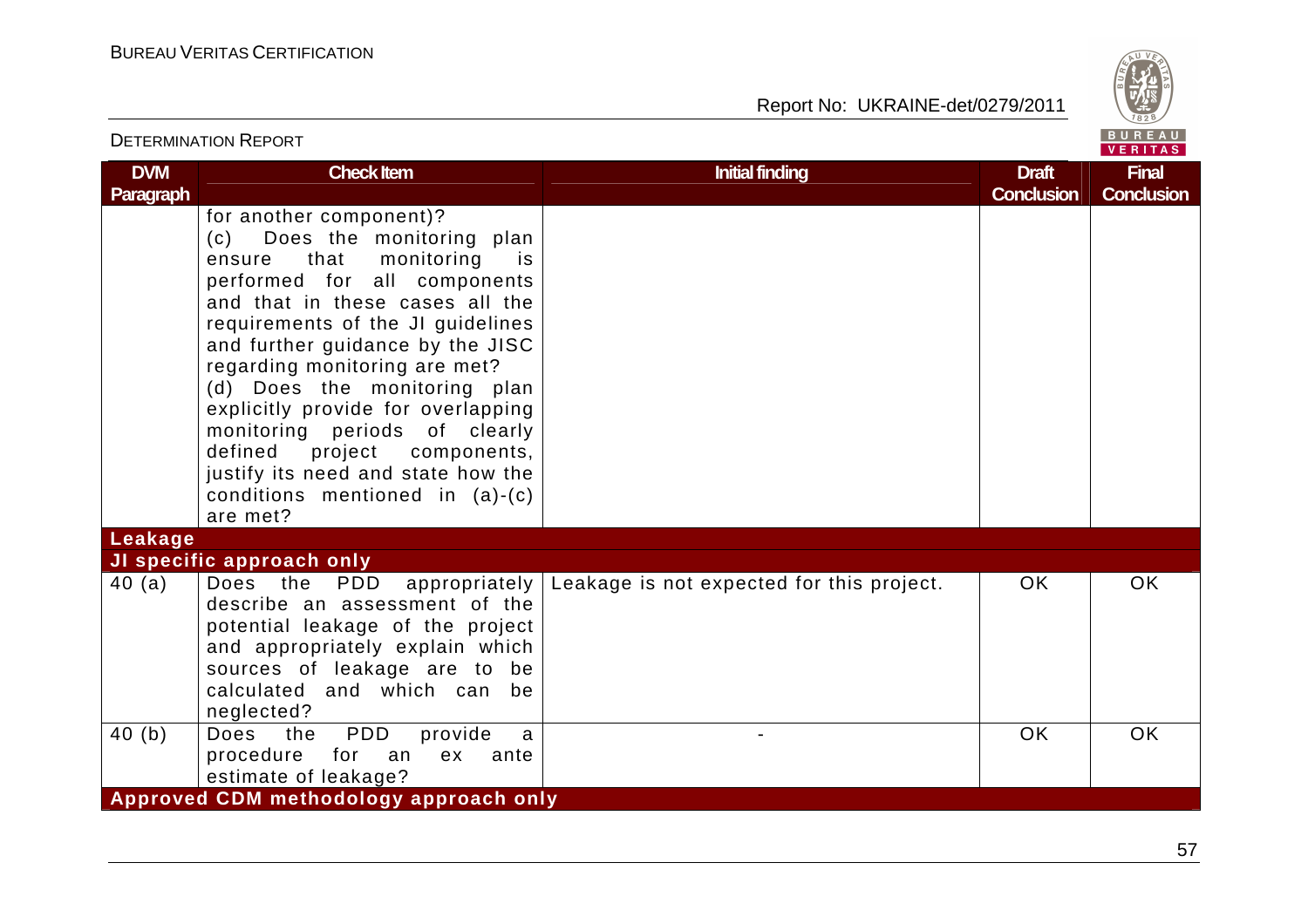| DVM Paragraph | Check Item | Initial finding | Draft Conclusion | Final Conclusion |
|---|---|---|---|---|
| | for another component)?<br>(c) Does the monitoring plan ensure that monitoring is performed for all components and that in these cases all the requirements of the JI guidelines and further guidance by the JISC regarding monitoring are met?<br>(d) Does the monitoring plan explicitly provide for overlapping monitoring periods of clearly defined project components, justify its need and state how the conditions mentioned in (a)-(c) are met? | | | |
| **Leakage** | | | | |
| **JI specific approach only** | | | | |
| 40 (a) | Does the PDD appropriately describe an assessment of the potential leakage of the project and appropriately explain which sources of leakage are to be calculated and which can be neglected? | Leakage is not expected for this project. | OK | OK |
| 40 (b) | Does the PDD provide a procedure for an ex ante estimate of leakage? | - | OK | OK |
| **Approved CDM methodology approach only** | | | | |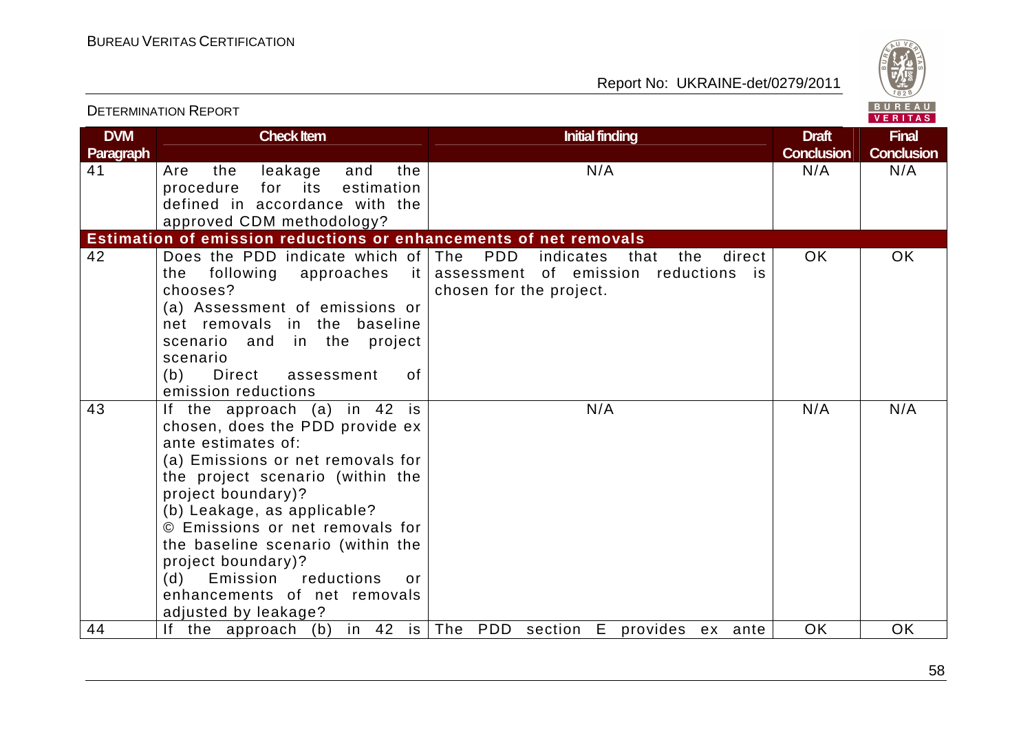| DVM Paragraph | Check Item | Initial finding | Draft Conclusion | Final Conclusion |
|---|---|---|---|---|
| 41 | Are the leakage and the procedure for its estimation defined in accordance with the approved CDM methodology? | N/A | N/A | N/A |
| **Estimation of emission reductions or enhancements of net removals** | | | | |
| 42 | Does the PDD indicate which of the following approaches it chooses?<br>(a) Assessment of emissions or net removals in the baseline scenario and in the project scenario<br>(b) Direct assessment of emission reductions | The PDD indicates that the direct assessment of emission reductions is chosen for the project. | OK | OK |
| 43 | If the approach (a) in 42 is chosen, does the PDD provide ex ante estimates of:<br>(a) Emissions or net removals for the project scenario (within the project boundary)?<br>(b) Leakage, as applicable?<br>© Emissions or net removals for the baseline scenario (within the project boundary)?<br>(d) Emission reductions or enhancements of net removals adjusted by leakage? | N/A | N/A | N/A |
| 44 | If the approach (b) in 42 is | The PDD section E provides ex ante | OK | OK |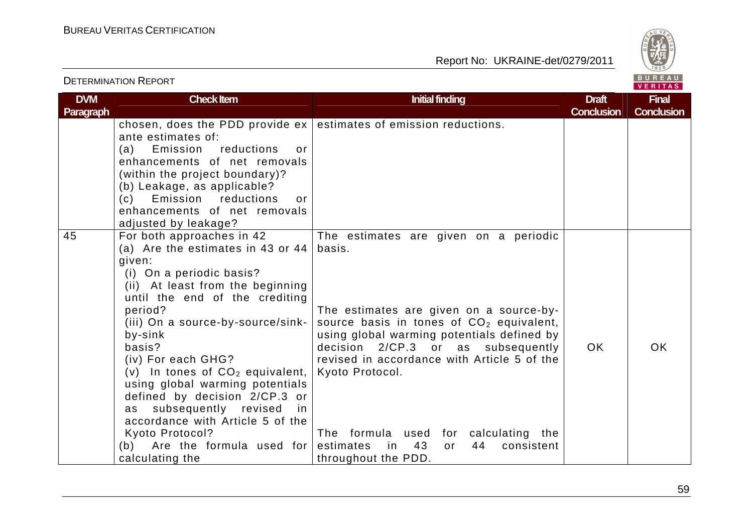| DVM Paragraph | Check Item | Initial finding | Draft Conclusion | Final Conclusion |
|---|---|---|---|---|
| | chosen, does the PDD provide ex ante estimates of:<br>(a) Emission reductions or enhancements of net removals (within the project boundary)?<br>(b) Leakage, as applicable?<br>(c) Emission reductions or enhancements of net removals adjusted by leakage? | estimates of emission reductions. | | |
| 45 | For both approaches in 42<br>(a) Are the estimates in 43 or 44 given:<br>(i) On a periodic basis?<br>(ii) At least from the beginning until the end of the crediting period?<br>(iii) On a source-by-source/sink-by-sink basis?<br>(iv) For each GHG?<br>(v) In tones of $CO_2$ equivalent, using global warming potentials defined by decision 2/CP.3 or as subsequently revised in accordance with Article 5 of the Kyoto Protocol?<br>(b) Are the formula used for calculating the | The estimates are given on a periodic basis.<br><br>The estimates are given on a source-by-source basis in tones of $CO_2$ equivalent, using global warming potentials defined by decision 2/CP.3 or as subsequently revised in accordance with Article 5 of the Kyoto Protocol.<br><br>The formula used for calculating the estimates in 43 or 44 consistent throughout the PDD. | OK | OK |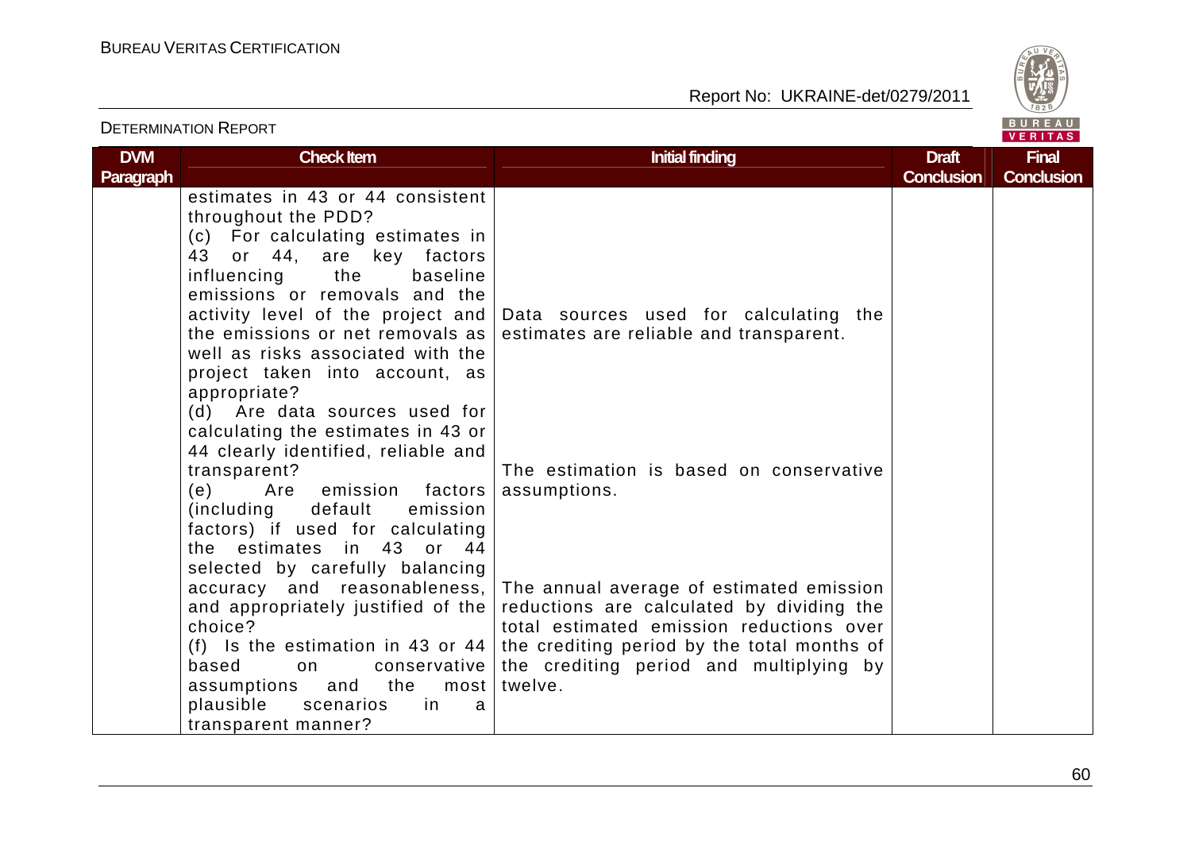| DVM Paragraph | Check Item | Initial finding | Draft Conclusion | Final Conclusion |
|---|---|---|---|---|
| | estimates in 43 or 44 consistent throughout the PDD?<br>(c) For calculating estimates in 43 or 44, are key factors influencing the baseline emissions or removals and the activity level of the project and the emissions or net removals as well as risks associated with the project taken into account, as appropriate?<br>(d) Are data sources used for calculating the estimates in 43 or 44 clearly identified, reliable and transparent?<br>(e) Are emission factors (including default emission factors) if used for calculating the estimates in 43 or 44 selected by carefully balancing accuracy and reasonableness, and appropriately justified of the choice?<br>(f) Is the estimation in 43 or 44 based on conservative assumptions and the most plausible scenarios in a transparent manner? | Data sources used for calculating the estimates are reliable and transparent.<br><br>The estimation is based on conservative assumptions.<br><br>The annual average of estimated emission reductions are calculated by dividing the total estimated emission reductions over the crediting period by the total months of the crediting period and multiplying by twelve. | | |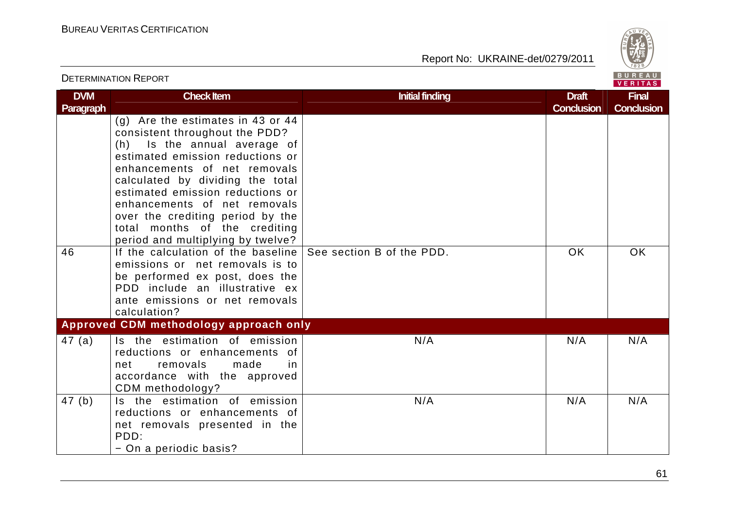| DVM Paragraph | Check Item | Initial finding | Draft Conclusion | Final Conclusion |
|---|---|---|---|---|
| | (g) Are the estimates in 43 or 44 consistent throughout the PDD?<br>(h) Is the annual average of estimated emission reductions or enhancements of net removals calculated by dividing the total estimated emission reductions or enhancements of net removals over the crediting period by the total months of the crediting period and multiplying by twelve? | | | |
| 46 | If the calculation of the baseline emissions or net removals is to be performed ex post, does the PDD include an illustrative ex ante emissions or net removals calculation? | See section B of the PDD. | OK | OK |
| **Approved CDM methodology approach only** | | | | |
| 47 (a) | Is the estimation of emission reductions or enhancements of net removals made in accordance with the approved CDM methodology? | N/A | N/A | N/A |
| 47 (b) | Is the estimation of emission reductions or enhancements of net removals presented in the PDD:<br>− On a periodic basis? | N/A | N/A | N/A |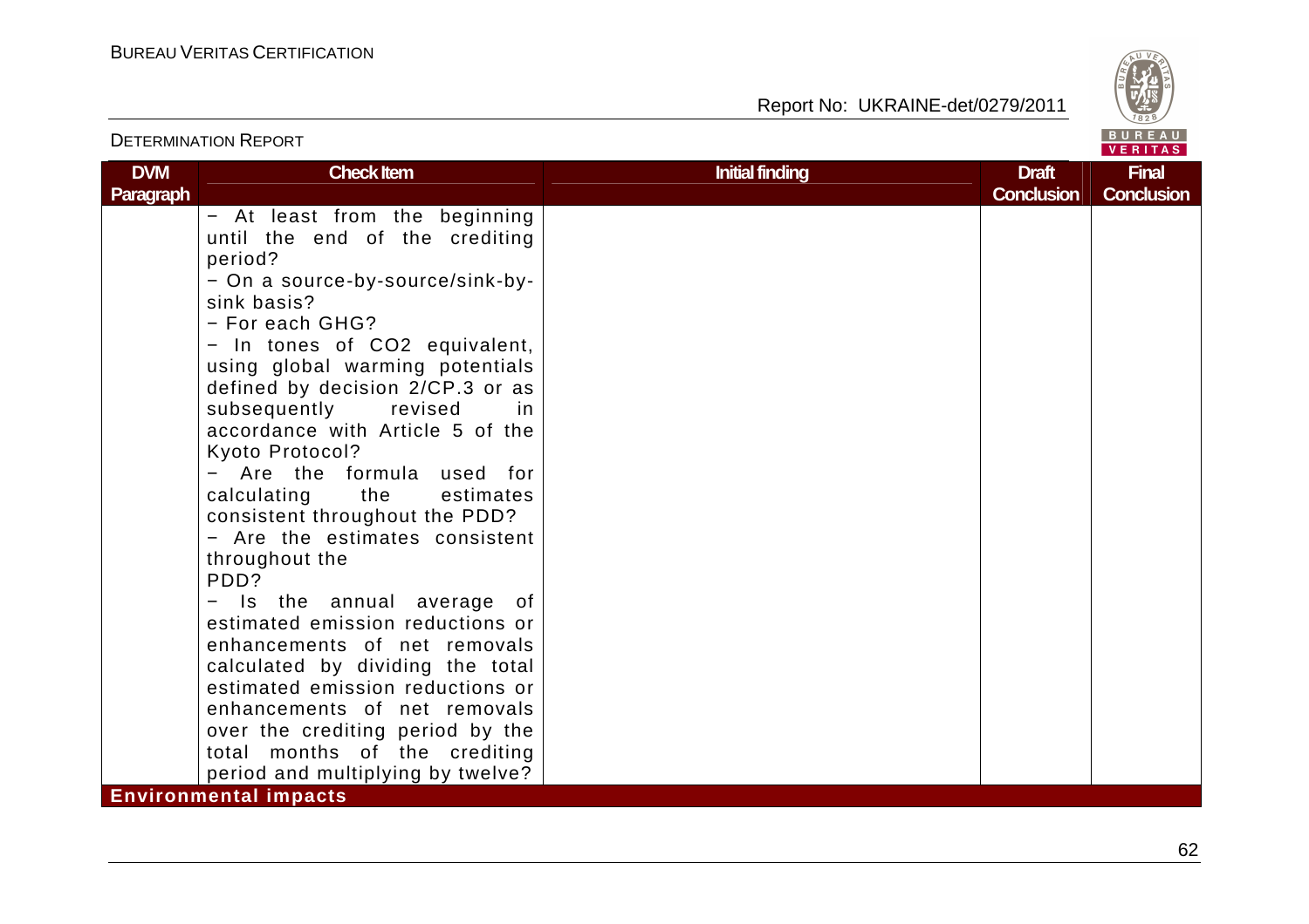| DVM Paragraph | Check Item | Initial finding | Draft Conclusion | Final Conclusion |
|---|---|---|---|---|
| | − At least from the beginning until the end of the crediting period?<br>− On a source-by-source/sink-by-sink basis?<br>− For each GHG?<br>− In tones of $CO_2$ equivalent, using global warming potentials defined by decision 2/CP.3 or as subsequently revised in accordance with Article 5 of the Kyoto Protocol?<br>− Are the formula used for calculating the estimates consistent throughout the PDD?<br>− Are the estimates consistent throughout the PDD?<br>− Is the annual average of estimated emission reductions or enhancements of net removals calculated by dividing the total estimated emission reductions or enhancements of net removals over the crediting period by the total months of the crediting period and multiplying by twelve? | | | |
| **Environmental impacts** | | | | |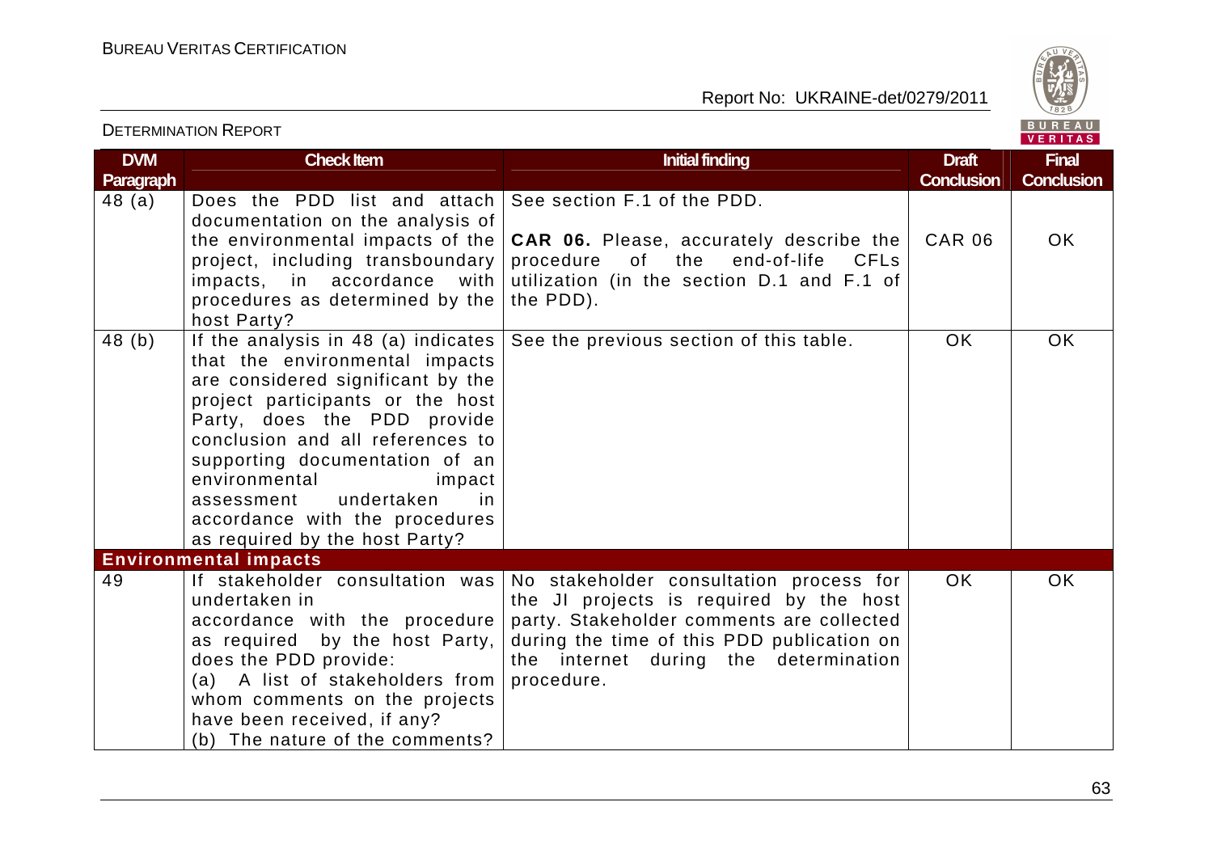| DVM Paragraph | Check Item | Initial finding | Draft Conclusion | Final Conclusion |
|---|---|---|---|---|
| 48 (a) | Does the PDD list and attach documentation on the analysis of the environmental impacts of the project, including transboundary impacts, in accordance with procedures as determined by the host Party? | See section F.1 of the PDD.<br><br>**CAR 06.** Please, accurately describe the procedure of the end-of-life CFLs utilization (in the section D.1 and F.1 of the PDD). | CAR 06 | OK |
| 48 (b) | If the analysis in 48 (a) indicates that the environmental impacts are considered significant by the project participants or the host Party, does the PDD provide conclusion and all references to supporting documentation of an environmental impact assessment undertaken in accordance with the procedures as required by the host Party? | See the previous section of this table. | OK | OK |
| **Environmental impacts** | | | | |
| 49 | If stakeholder consultation was undertaken in accordance with the procedure as required by the host Party, does the PDD provide:<br>(a) A list of stakeholders from whom comments on the projects have been received, if any?<br>(b) The nature of the comments? | No stakeholder consultation process for the JI projects is required by the host party. Stakeholder comments are collected during the time of this PDD publication on the internet during the determination procedure. | OK | OK |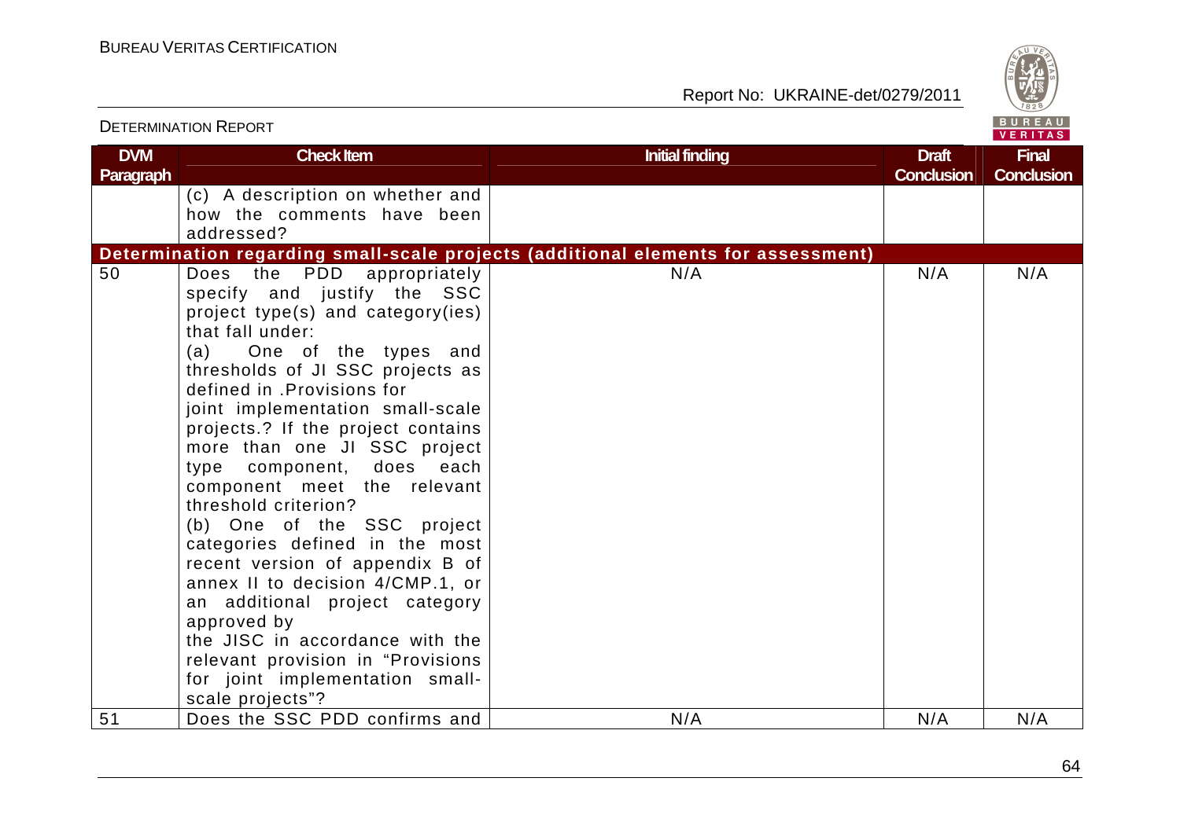| DVM Paragraph | Check Item | Initial finding | Draft Conclusion | Final Conclusion |
|---|---|---|---|---|
| | (c) A description on whether and how the comments have been addressed? | | | |
| **Determination regarding small-scale projects (additional elements for assessment)** | | | | |
| 50 | Does the PDD appropriately specify and justify the SSC project type(s) and category(ies) that fall under:<br>(a) One of the types and thresholds of JI SSC projects as defined in .Provisions for joint implementation small-scale projects.? If the project contains more than one JI SSC project type component, does each component meet the relevant threshold criterion?<br>(b) One of the SSC project categories defined in the most recent version of appendix B of annex II to decision 4/CMP.1, or an additional project category approved by the JISC in accordance with the relevant provision in "Provisions for joint implementation small-scale projects"? | N/A | N/A | N/A |
| 51 | Does the SSC PDD confirms and | N/A | N/A | N/A |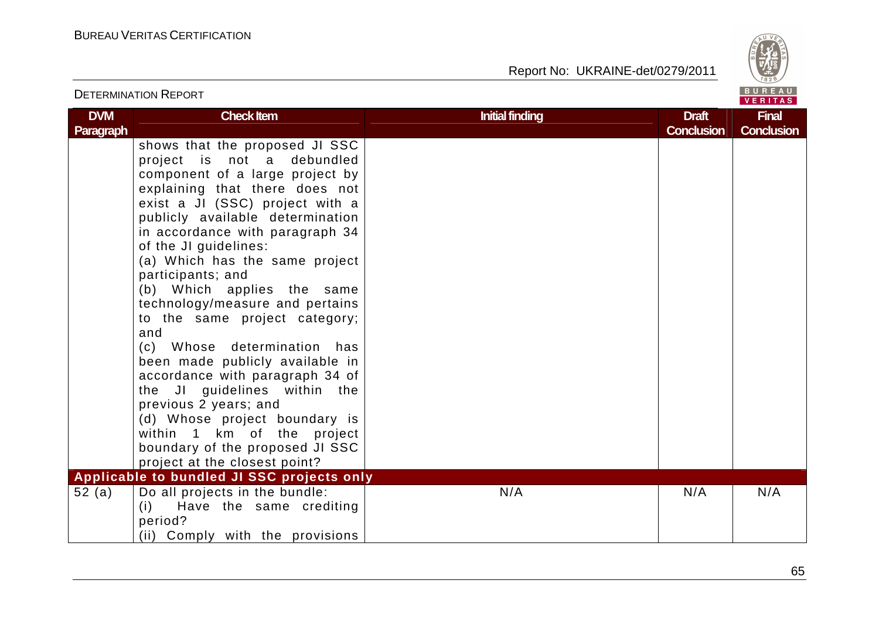| DVM Paragraph | Check Item | Initial finding | Draft Conclusion | Final Conclusion |
|---|---|---|---|---|
| | shows that the proposed JI SSC project is not a debundled component of a large project by explaining that there does not exist a JI (SSC) project with a publicly available determination in accordance with paragraph 34 of the JI guidelines:<br>(a) Which has the same project participants; and<br>(b) Which applies the same technology/measure and pertains to the same project category; and<br>(c) Whose determination has been made publicly available in accordance with paragraph 34 of the JI guidelines within the previous 2 years; and<br>(d) Whose project boundary is within 1 km of the project boundary of the proposed JI SSC project at the closest point? | | | |
| **Applicable to bundled JI SSC projects only** | | | | |
| 52 (a) | Do all projects in the bundle:<br>(i) Have the same crediting period?<br>(ii) Comply with the provisions | N/A | N/A | N/A |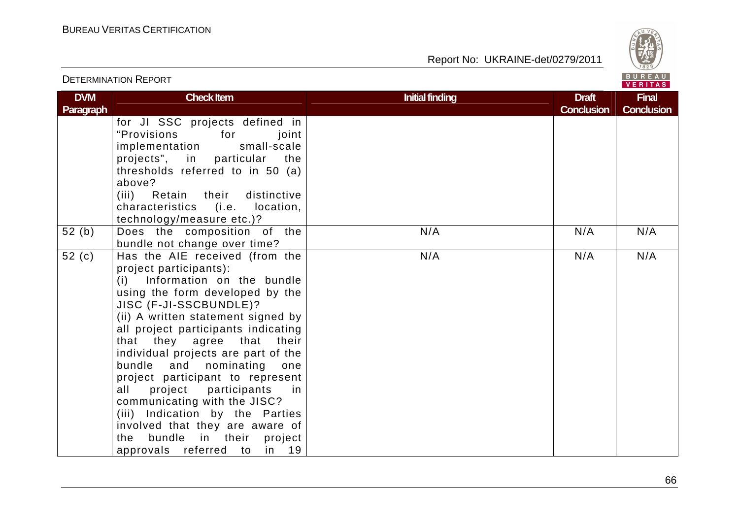| DVM Paragraph | Check Item | Initial finding | Draft Conclusion | Final Conclusion |
|---|---|---|---|---|
| | for JI SSC projects defined in "Provisions for joint implementation small-scale projects", in particular the thresholds referred to in 50 (a) above?<br>(iii) Retain their distinctive characteristics (i.e. location, technology/measure etc.)? | | | |
| 52 (b) | Does the composition of the bundle not change over time? | N/A | N/A | N/A |
| 52 (c) | Has the AIE received (from the project participants):<br>(i) Information on the bundle using the form developed by the JISC (F-JI-SSCBUNDLE)?<br>(ii) A written statement signed by all project participants indicating that they agree that their individual projects are part of the bundle and nominating one project participant to represent all project participants in communicating with the JISC?<br>(iii) Indication by the Parties involved that they are aware of the bundle in their project approvals referred to in 19 | N/A | N/A | N/A |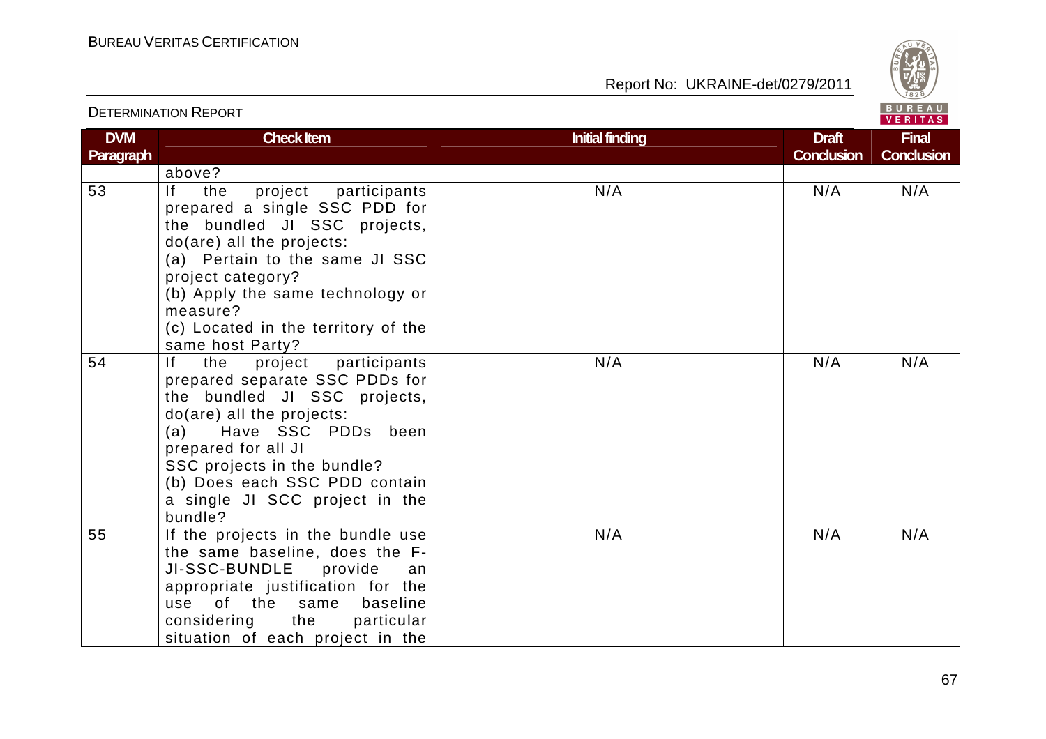| DVM Paragraph | Check Item | Initial finding | Draft Conclusion | Final Conclusion |
|---|---|---|---|---|
| | above? | | | |
| 53 | If the project participants prepared a single SSC PDD for the bundled JI SSC projects, do(are) all the projects:<br>(a) Pertain to the same JI SSC project category?<br>(b) Apply the same technology or measure?<br>(c) Located in the territory of the same host Party? | N/A | N/A | N/A |
| 54 | If the project participants prepared separate SSC PDDs for the bundled JI SSC projects, do(are) all the projects:<br>(a) Have SSC PDDs been prepared for all JI SSC projects in the bundle?<br>(b) Does each SSC PDD contain a single JI SCC project in the bundle? | N/A | N/A | N/A |
| 55 | If the projects in the bundle use the same baseline, does the F-JI-SSC-BUNDLE provide an appropriate justification for the use of the same baseline considering the particular situation of each project in the | N/A | N/A | N/A |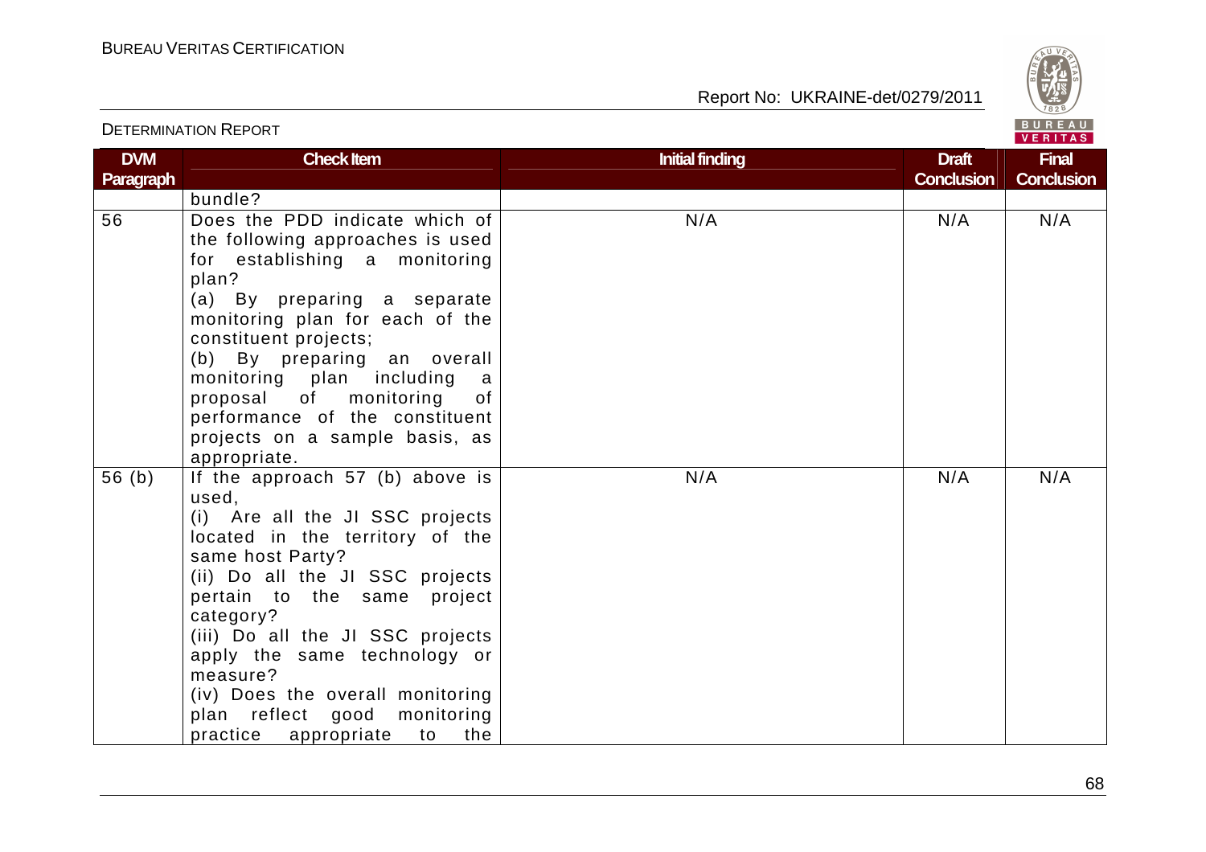| DVM Paragraph | Check Item | Initial finding | Draft Conclusion | Final Conclusion |
|---|---|---|---|---|
| | bundle? | | | |
| 56 | Does the PDD indicate which of the following approaches is used for establishing a monitoring plan?<br>(a) By preparing a separate monitoring plan for each of the constituent projects;<br>(b) By preparing an overall monitoring plan including a proposal of monitoring of performance of the constituent projects on a sample basis, as appropriate. | N/A | N/A | N/A |
| 56 (b) | If the approach 57 (b) above is used,<br>(i) Are all the JI SSC projects located in the territory of the same host Party?<br>(ii) Do all the JI SSC projects pertain to the same project category?<br>(iii) Do all the JI SSC projects apply the same technology or measure?<br>(iv) Does the overall monitoring plan reflect good monitoring practice appropriate to the | N/A | N/A | N/A |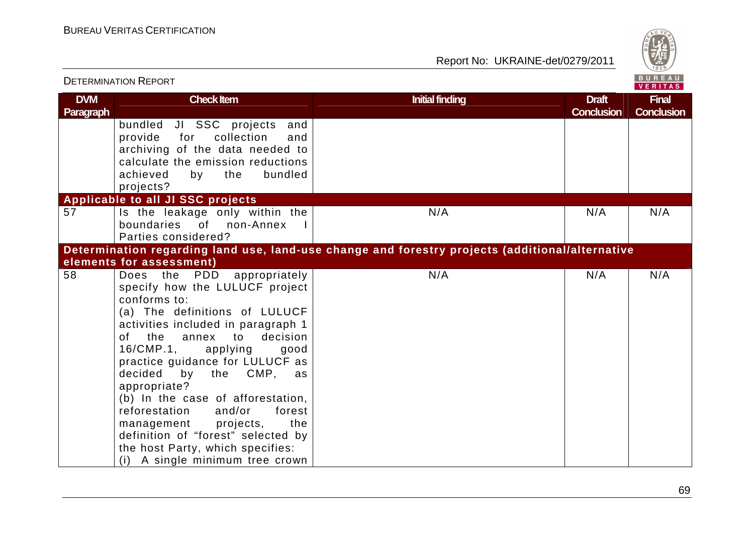| DVM Paragraph | Check Item | Initial finding | Draft Conclusion | Final Conclusion |
|---|---|---|---|---|
| | bundled JI SSC projects and provide for collection and archiving of the data needed to calculate the emission reductions achieved by the bundled projects? | | | |
| **Applicable to all JI SSC projects** | | | | |
| 57 | Is the leakage only within the boundaries of non-Annex I Parties considered? | N/A | N/A | N/A |
| **Determination regarding land use, land-use change and forestry projects (additional/alternative elements for assessment)** | | | | |
| 58 | Does the PDD appropriately specify how the LULUCF project conforms to:<br>(a) The definitions of LULUCF activities included in paragraph 1 of the annex to decision 16/CMP.1, applying good practice guidance for LULUCF as decided by the CMP, as appropriate?<br>(b) In the case of afforestation, reforestation and/or forest management projects, the definition of "forest" selected by the host Party, which specifies:<br>(i) A single minimum tree crown | N/A | N/A | N/A |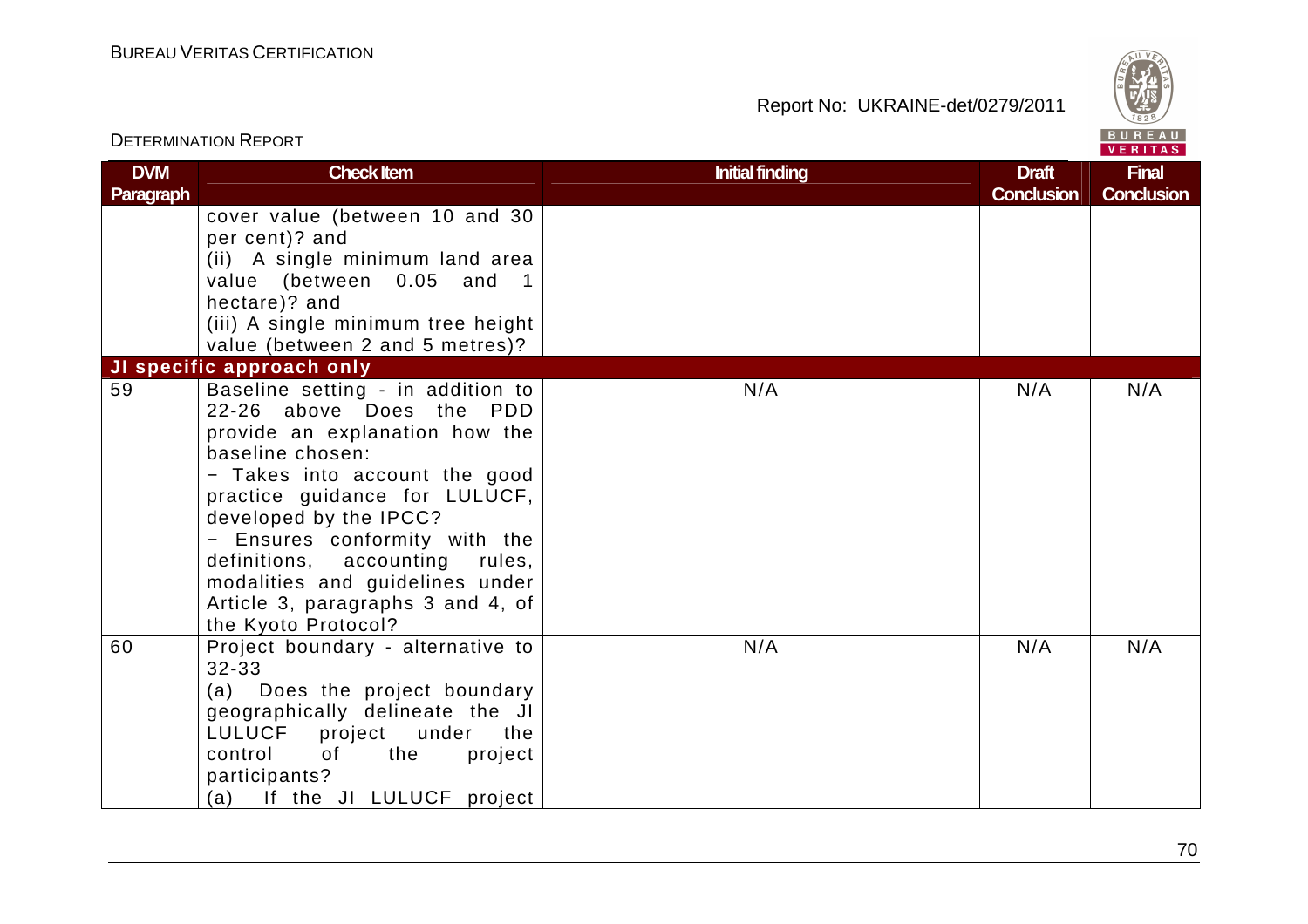| DVM Paragraph | Check Item | Initial finding | Draft Conclusion | Final Conclusion |
|---|---|---|---|---|
| | cover value (between 10 and 30 per cent)? and<br>(ii) A single minimum land area value (between 0.05 and 1 hectare)? and<br>(iii) A single minimum tree height value (between 2 and 5 metres)? | | | |
| **JI specific approach only** | | | | |
| 59 | Baseline setting - in addition to 22-26 above Does the PDD provide an explanation how the baseline chosen:<br>− Takes into account the good practice guidance for LULUCF, developed by the IPCC?<br>− Ensures conformity with the definitions, accounting rules, modalities and guidelines under Article 3, paragraphs 3 and 4, of the Kyoto Protocol? | N/A | N/A | N/A |
| 60 | Project boundary - alternative to 32-33<br>(a) Does the project boundary geographically delineate the JI LULUCF project under the control of the project participants?<br>(a) If the JI LULUCF project | N/A | N/A | N/A |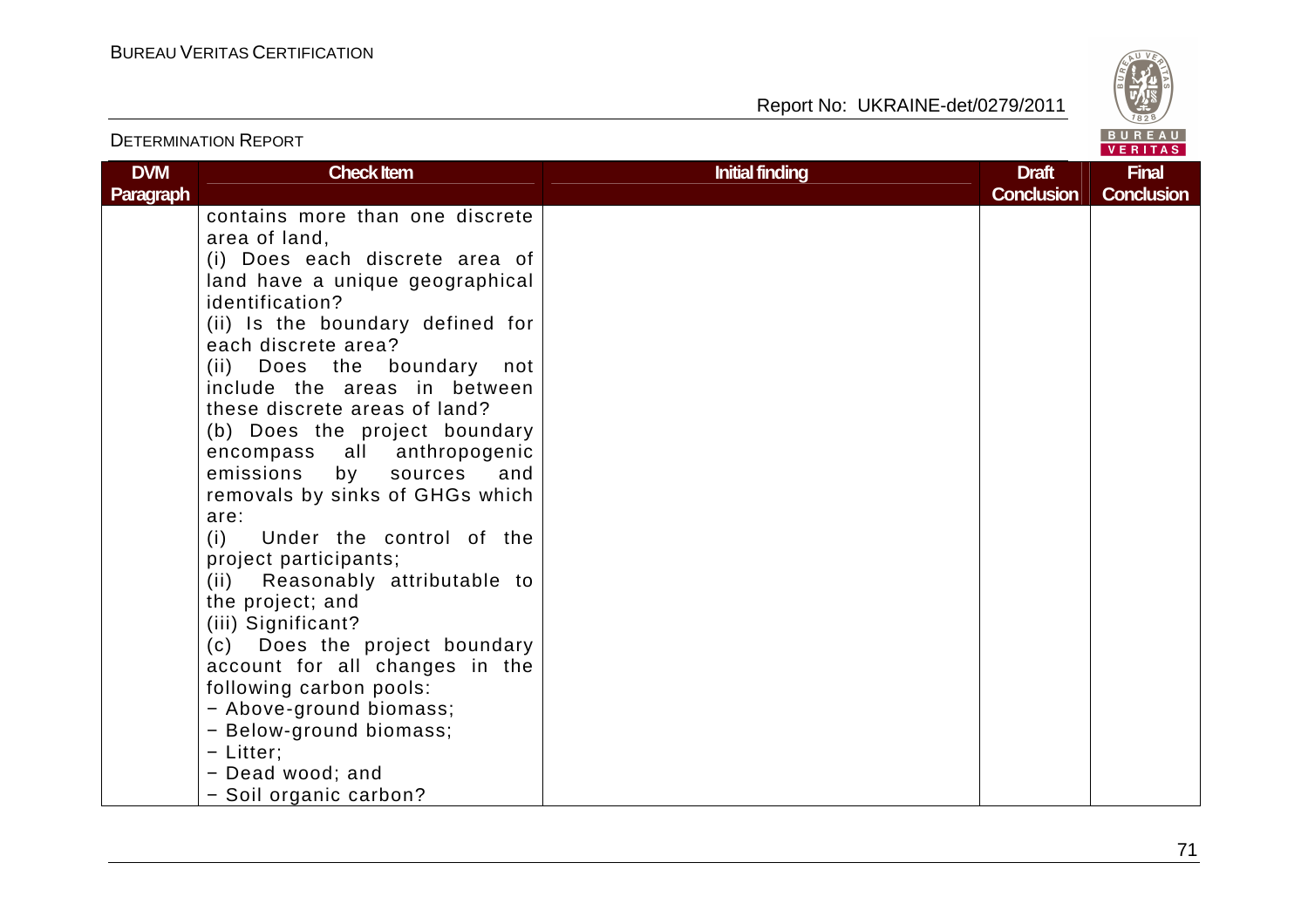| DVM Paragraph | Check Item | Initial finding | Draft Conclusion | Final Conclusion |
|---|---|---|---|---|
| | contains more than one discrete area of land,<br>(i) Does each discrete area of land have a unique geographical identification?<br>(ii) Is the boundary defined for each discrete area?<br>(ii) Does the boundary not include the areas in between these discrete areas of land?<br>(b) Does the project boundary encompass all anthropogenic emissions by sources and removals by sinks of GHGs which are:<br>(i) Under the control of the project participants;<br>(ii) Reasonably attributable to the project; and<br>(iii) Significant?<br>(c) Does the project boundary account for all changes in the following carbon pools:<br>− Above-ground biomass;<br>− Below-ground biomass;<br>− Litter;<br>− Dead wood; and<br>− Soil organic carbon? | | | |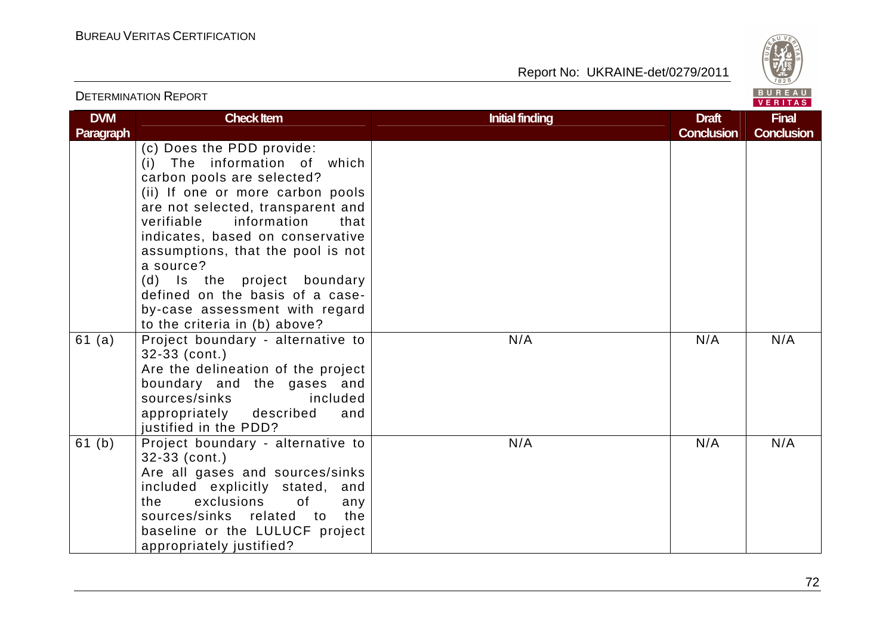| DVM Paragraph | Check Item | Initial finding | Draft Conclusion | Final Conclusion |
|---|---|---|---|---|
| | (c) Does the PDD provide: (i) The information of which carbon pools are selected? (ii) If one or more carbon pools are not selected, transparent and verifiable information that indicates, based on conservative assumptions, that the pool is not a source? (d) Is the project boundary defined on the basis of a case-by-case assessment with regard to the criteria in (b) above? | | | |
| 61 (a) | Project boundary - alternative to 32-33 (cont.) Are the delineation of the project boundary and the gases and sources/sinks included appropriately described and justified in the PDD? | N/A | N/A | N/A |
| 61 (b) | Project boundary - alternative to 32-33 (cont.) Are all gases and sources/sinks included explicitly stated, and the exclusions of any sources/sinks related to the baseline or the LULUCF project appropriately justified? | N/A | N/A | N/A |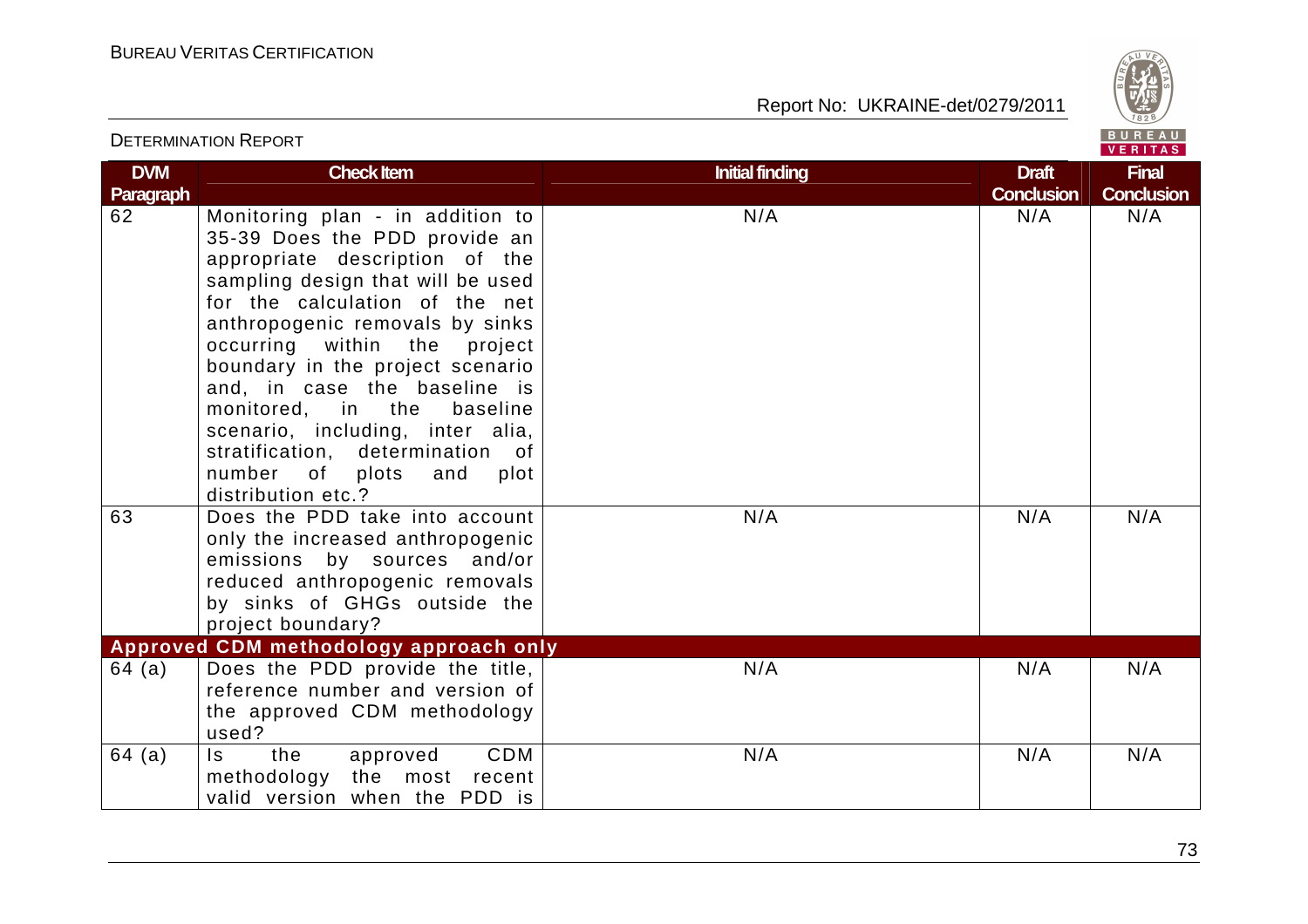| DVM Paragraph | Check Item | Initial finding | Draft Conclusion | Final Conclusion |
|---|---|---|---|---|
| 62 | Monitoring plan - in addition to 35-39 Does the PDD provide an appropriate description of the sampling design that will be used for the calculation of the net anthropogenic removals by sinks occurring within the project boundary in the project scenario and, in case the baseline is monitored, in the baseline scenario, including, inter alia, stratification, determination of number of plots and plot distribution etc.? | N/A | N/A | N/A |
| 63 | Does the PDD take into account only the increased anthropogenic emissions by sources and/or reduced anthropogenic removals by sinks of GHGs outside the project boundary? | N/A | N/A | N/A |
| **Approved CDM methodology approach only** | | | | |
| 64 (a) | Does the PDD provide the title, reference number and version of the approved CDM methodology used? | N/A | N/A | N/A |
| 64 (a) | Is the approved CDM methodology the most recent valid version when the PDD is | N/A | N/A | N/A |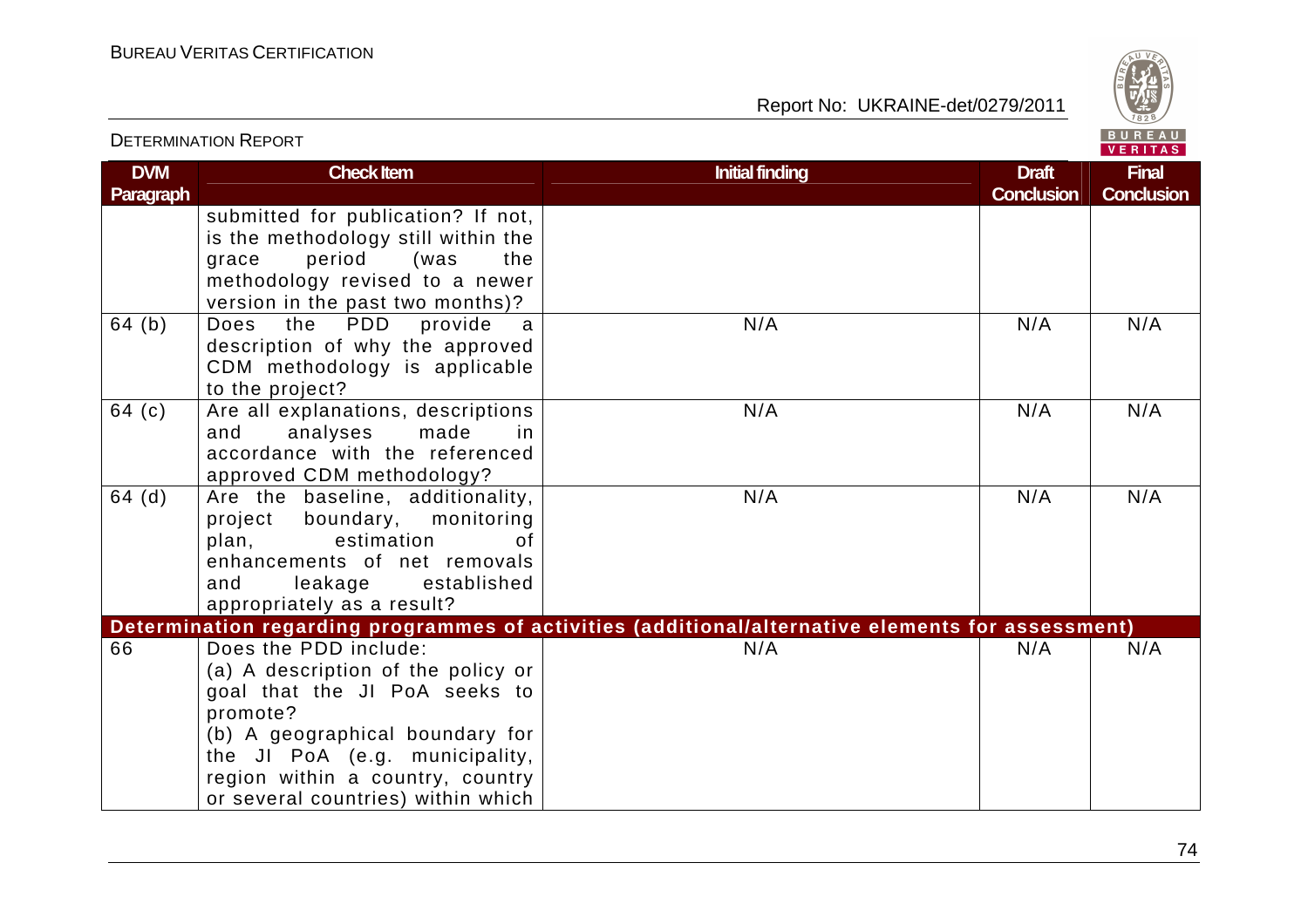| DVM Paragraph | Check Item | Initial finding | Draft Conclusion | Final Conclusion |
|---|---|---|---|---|
| | submitted for publication? If not, is the methodology still within the grace period (was the methodology revised to a newer version in the past two months)? | | | |
| 64 (b) | Does the PDD provide a description of why the approved CDM methodology is applicable to the project? | N/A | N/A | N/A |
| 64 (c) | Are all explanations, descriptions and analyses made in accordance with the referenced approved CDM methodology? | N/A | N/A | N/A |
| 64 (d) | Are the baseline, additionality, project boundary, monitoring plan, estimation of enhancements of net removals and leakage established appropriately as a result? | N/A | N/A | N/A |
| **Determination regarding programmes of activities (additional/alternative elements for assessment)** | | | | |
| 66 | Does the PDD include:<br>(a) A description of the policy or goal that the JI PoA seeks to promote?<br>(b) A geographical boundary for the JI PoA (e.g. municipality, region within a country, country or several countries) within which | N/A | N/A | N/A |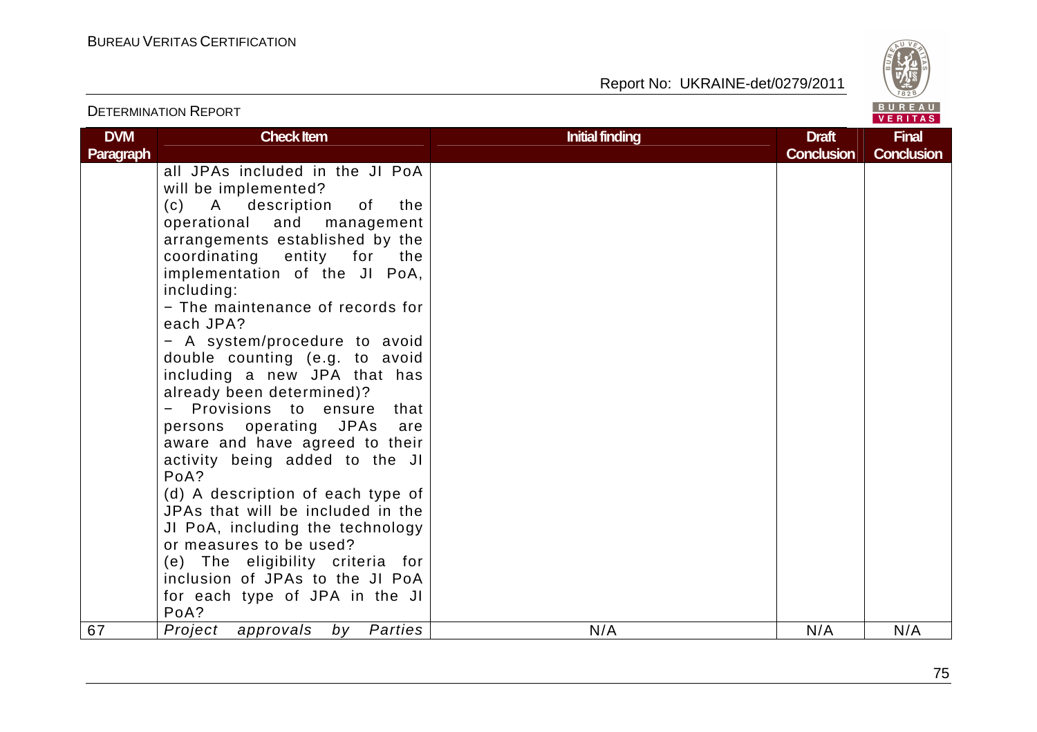| DVM Paragraph | Check Item | Initial finding | Draft Conclusion | Final Conclusion |
|---|---|---|---|---|
| | all JPAs included in the JI PoA will be implemented?<br>(c) A description of the operational and management arrangements established by the coordinating entity for the implementation of the JI PoA, including:<br>− The maintenance of records for each JPA?<br>− A system/procedure to avoid double counting (e.g. to avoid including a new JPA that has already been determined)?<br>− Provisions to ensure that persons operating JPAs are aware and have agreed to their activity being added to the JI PoA?<br>(d) A description of each type of JPAs that will be included in the JI PoA, including the technology or measures to be used?<br>(e) The eligibility criteria for inclusion of JPAs to the JI PoA for each type of JPA in the JI PoA? | | | |
| 67 | *Project approvals by Parties* | N/A | N/A | N/A |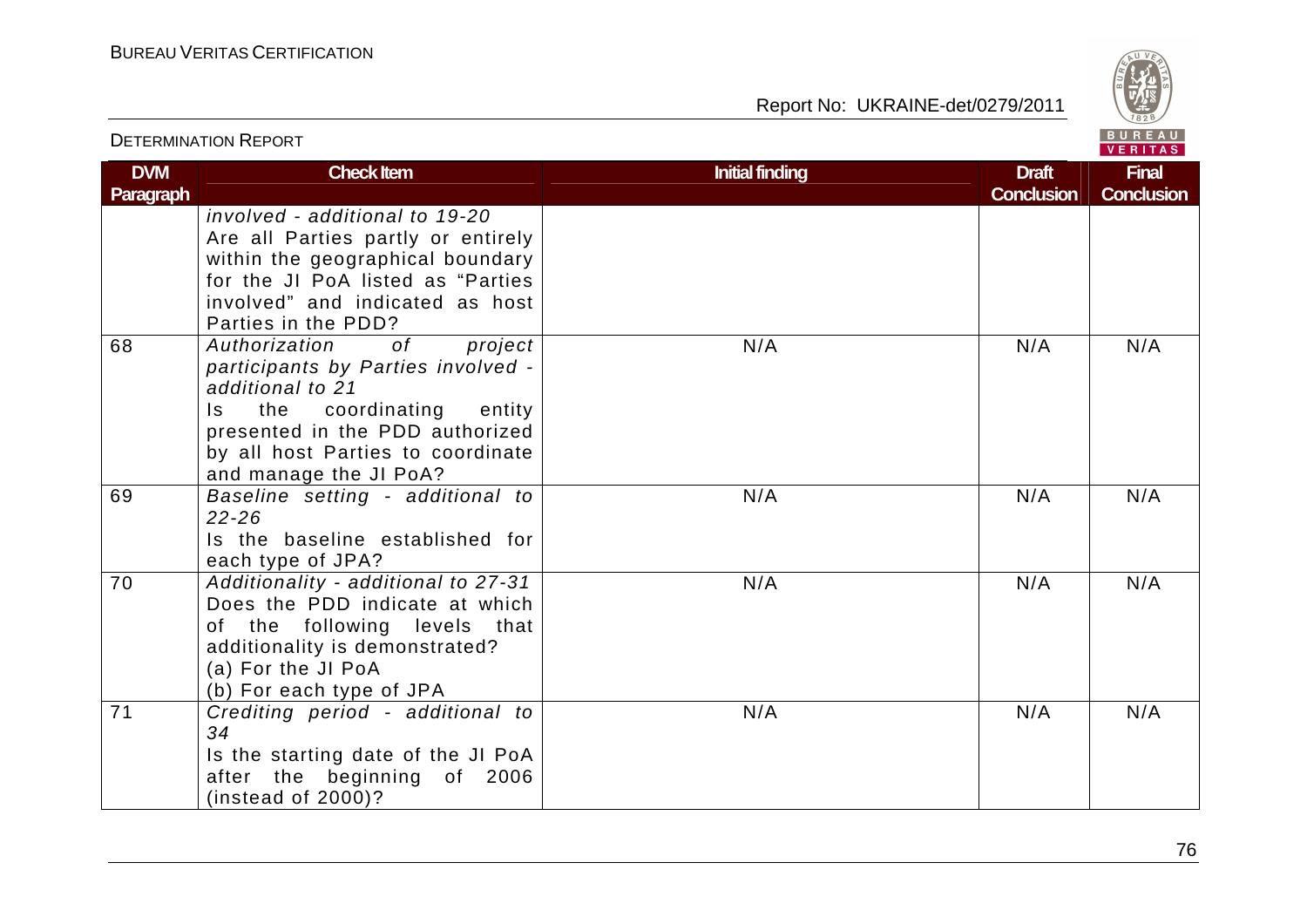| DVM Paragraph | Check Item | Initial finding | Draft Conclusion | Final Conclusion |
|---|---|---|---|---|
| | *involved - additional to 19-20* Are all Parties partly or entirely within the geographical boundary for the JI PoA listed as "Parties involved" and indicated as host Parties in the PDD? | | | |
| 68 | *Authorization of project participants by Parties involved - additional to 21* Is the coordinating entity presented in the PDD authorized by all host Parties to coordinate and manage the JI PoA? | N/A | N/A | N/A |
| 69 | *Baseline setting - additional to 22-26* Is the baseline established for each type of JPA? | N/A | N/A | N/A |
| 70 | *Additionality - additional to 27-31* Does the PDD indicate at which of the following levels that additionality is demonstrated? (a) For the JI PoA (b) For each type of JPA | N/A | N/A | N/A |
| 71 | *Crediting period - additional to 34* Is the starting date of the JI PoA after the beginning of 2006 (instead of 2000)? | N/A | N/A | N/A |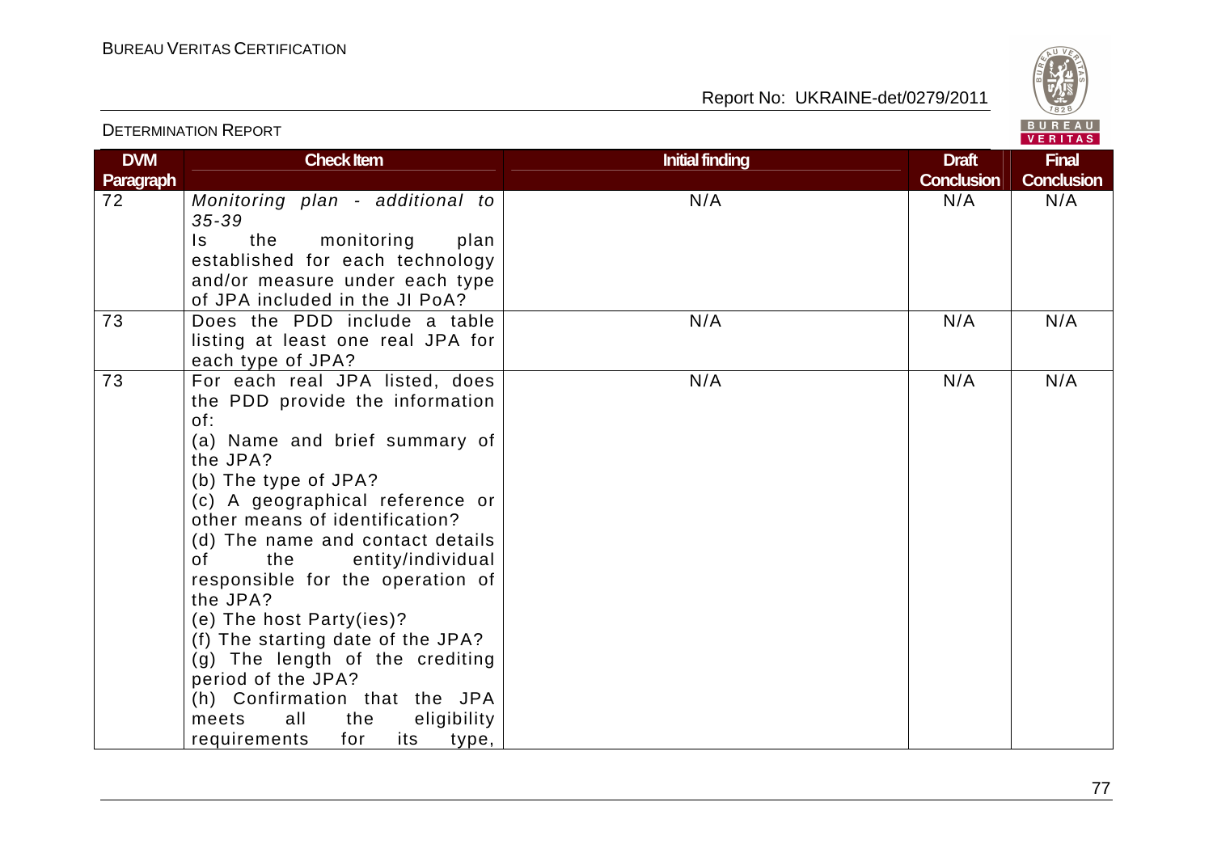| DVM Paragraph | Check Item | Initial finding | Draft Conclusion | Final Conclusion |
|---|---|---|---|---|
| 72 | *Monitoring plan - additional to 35-39*<br>Is the monitoring plan established for each technology and/or measure under each type of JPA included in the JI PoA? | N/A | N/A | N/A |
| 73 | Does the PDD include a table listing at least one real JPA for each type of JPA? | N/A | N/A | N/A |
| 73 | For each real JPA listed, does the PDD provide the information of:<br>(a) Name and brief summary of the JPA?<br>(b) The type of JPA?<br>(c) A geographical reference or other means of identification?<br>(d) The name and contact details of the entity/individual responsible for the operation of the JPA?<br>(e) The host Party(ies)?<br>(f) The starting date of the JPA?<br>(g) The length of the crediting period of the JPA?<br>(h) Confirmation that the JPA meets all the eligibility requirements for its type, | N/A | N/A | N/A |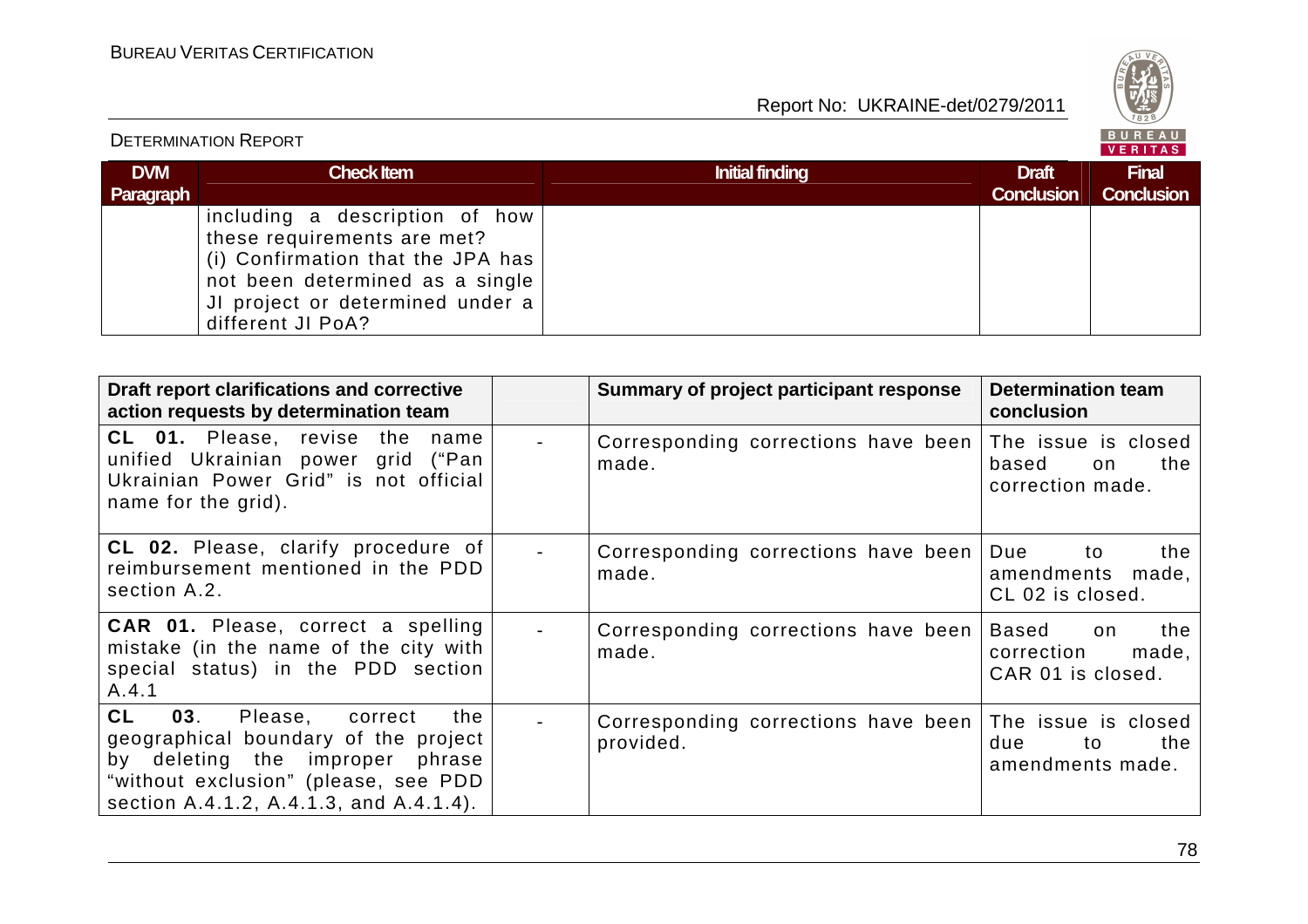| DVM Paragraph | Check Item | Initial finding | Draft Conclusion | Final Conclusion |
|---|---|---|---|---|
| | including a description of how these requirements are met? (i) Confirmation that the JPA has not been determined as a single JI project or determined under a different JI PoA? | | | |

| Draft report clarifications and corrective action requests by determination team | | Summary of project participant response | Determination team conclusion |
|---|---|---|---|
| **CL 01.** Please, revise the name unified Ukrainian power grid ("Pan Ukrainian Power Grid" is not official name for the grid). | - | Corresponding corrections have been made. | The issue is closed based on the correction made. |
| **CL 02.** Please, clarify procedure of reimbursement mentioned in the PDD section A.2. | - | Corresponding corrections have been made. | Due to the amendments made, CL 02 is closed. |
| **CAR 01.** Please, correct a spelling mistake (in the name of the city with special status) in the PDD section A.4.1 | - | Corresponding corrections have been made. | Based on the correction made, CAR 01 is closed. |
| **CL 03**. Please, correct the geographical boundary of the project by deleting the improper phrase "without exclusion" (please, see PDD section A.4.1.2, A.4.1.3, and A.4.1.4). | - | Corresponding corrections have been provided. | The issue is closed due to the amendments made. |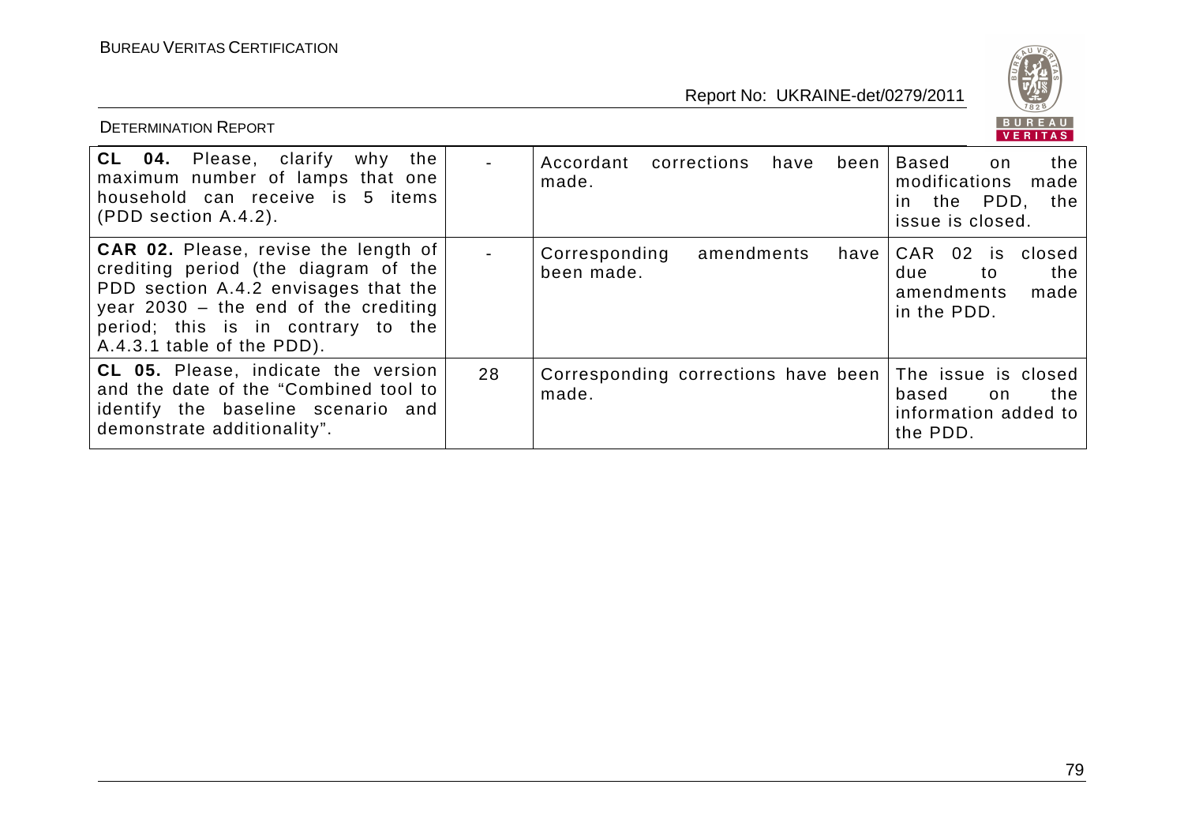| | | | |
|---|---|---|---|
| **CL 04.** Please, clarify why the maximum number of lamps that one household can receive is 5 items (PDD section A.4.2). | - | Accordant corrections have been made. | Based on the modifications made in the PDD, the issue is closed. |
| **CAR 02.** Please, revise the length of crediting period (the diagram of the PDD section A.4.2 envisages that the year 2030 – the end of the crediting period; this is in contrary to the A.4.3.1 table of the PDD). | - | Corresponding amendments have been made. | CAR 02 is closed due to the amendments made in the PDD. |
| **CL 05.** Please, indicate the version and the date of the "Combined tool to identify the baseline scenario and demonstrate additionality". | 28 | Corresponding corrections have been made. | The issue is closed based on the information added to the PDD. |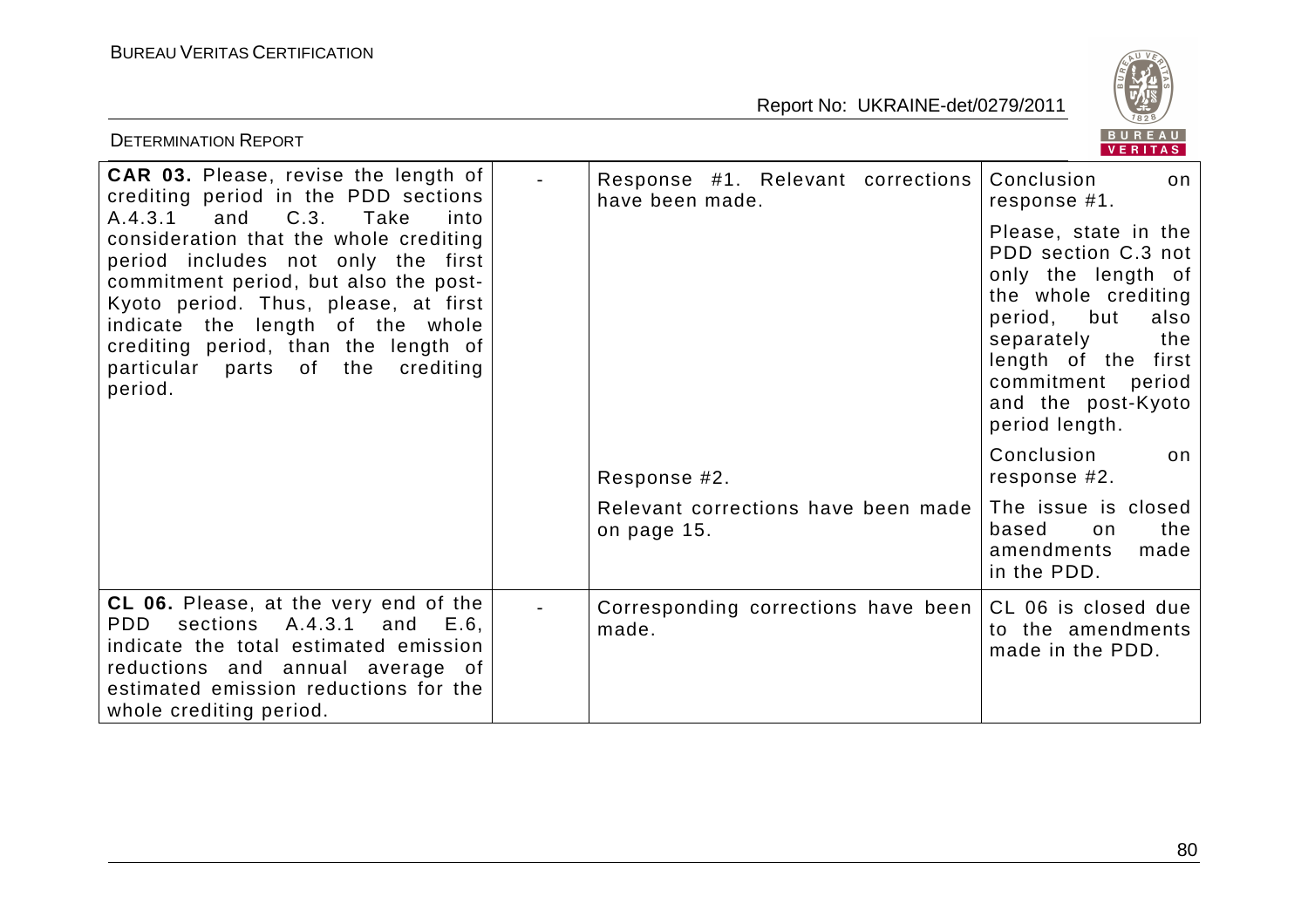| | | | |
|---|---|---|---|
| **CAR 03.** Please, revise the length of crediting period in the PDD sections A.4.3.1 and C.3. Take into consideration that the whole crediting period includes not only the first commitment period, but also the post-Kyoto period. Thus, please, at first indicate the length of the whole crediting period, than the length of particular parts of the crediting period. | - | Response #1. Relevant corrections have been made. | Conclusion on response #1.<br><br>Please, state in the PDD section C.3 not only the length of the whole crediting period, but also separately the length of the first commitment period and the post-Kyoto period length. |
| | | Response #2.<br><br>Relevant corrections have been made on page 15. | Conclusion on response #2.<br><br>The issue is closed based on the amendments made in the PDD. |
| **CL 06.** Please, at the very end of the PDD sections A.4.3.1 and E.6, indicate the total estimated emission reductions and annual average of estimated emission reductions for the whole crediting period. | - | Corresponding corrections have been made. | CL 06 is closed due to the amendments made in the PDD. |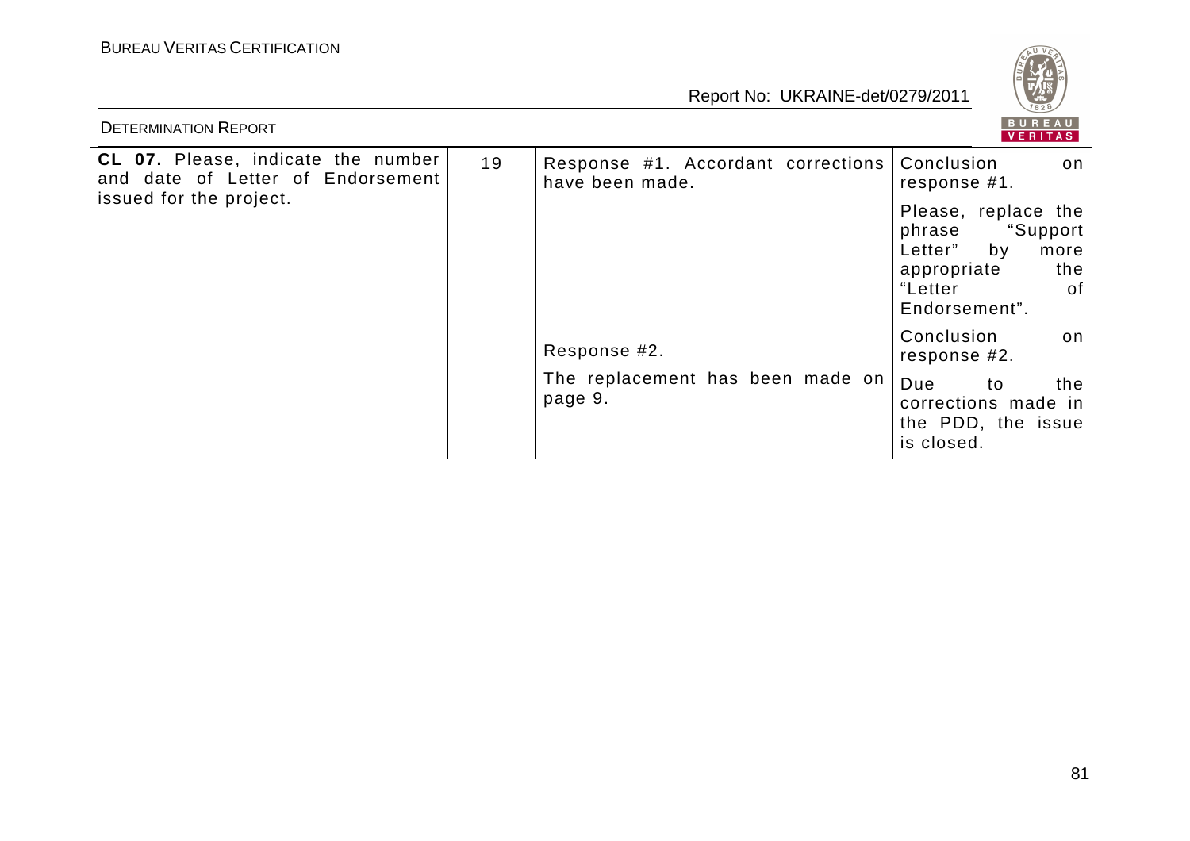| | | | |
|---|---|---|---|
| **CL 07.** Please, indicate the number and date of Letter of Endorsement issued for the project. | 19 | Response #1. Accordant corrections have been made. | Conclusion on response #1.<br><br>Please, replace the phrase "Support Letter" by more appropriate the "Letter of Endorsement". |
| | | Response #2.<br><br>The replacement has been made on page 9. | Conclusion on response #2.<br><br>Due to the corrections made in the PDD, the issue is closed. |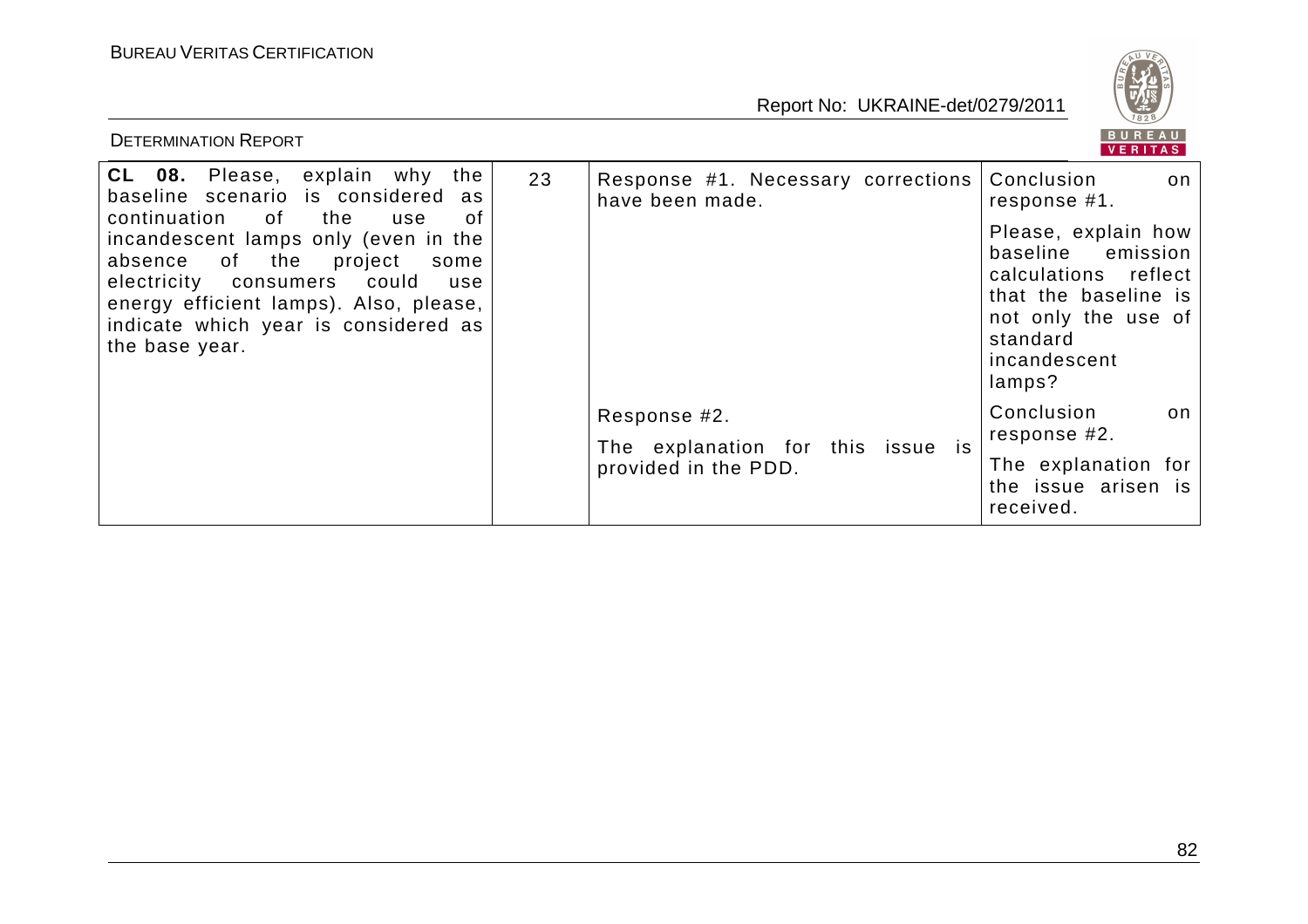| | | | |
|---|---|---|---|
| **CL 08.** Please, explain why the baseline scenario is considered as continuation of the use of incandescent lamps only (even in the absence of the project some electricity consumers could use energy efficient lamps). Also, please, indicate which year is considered as the base year. | 23 | Response #1. Necessary corrections have been made. | Conclusion on response #1.<br>Please, explain how baseline emission calculations reflect that the baseline is not only the use of standard incandescent lamps? |
| | | Response #2.<br>The explanation for this issue is provided in the PDD. | Conclusion on response #2.<br>The explanation for the issue arisen is received. |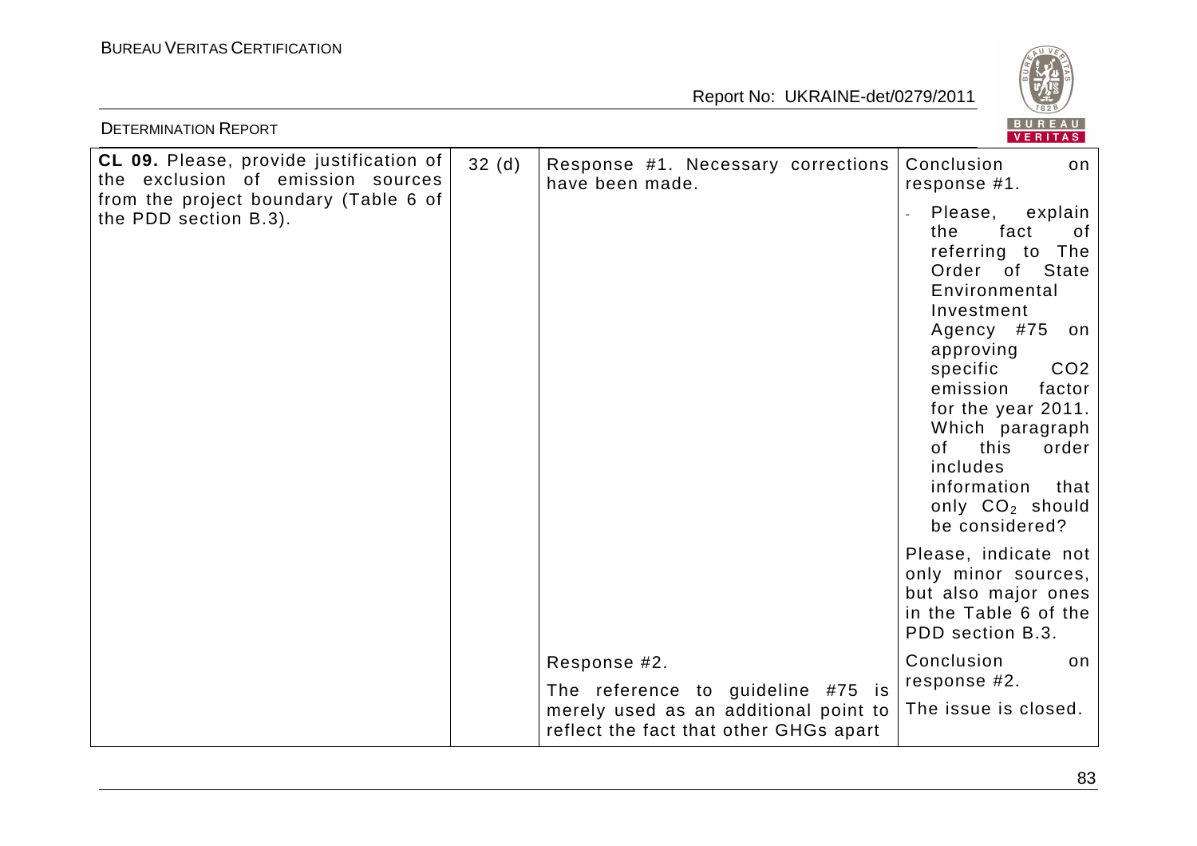| **CL 09.** Please, provide justification of the exclusion of emission sources from the project boundary (Table 6 of the PDD section B.3). | 32 (d) | Response #1. Necessary corrections have been made. | Conclusion on response #1.<br><br>- Please, explain the fact of referring to The Order of State Environmental Investment Agency #75 on approving specific CO2 emission factor for the year 2011. Which paragraph of this order includes information that only $CO_2$ should be considered?<br><br>Please, indicate not only minor sources, but also major ones in the Table 6 of the PDD section B.3. |
|---|---|---|---|
| | | Response #2.<br><br>The reference to guideline #75 is merely used as an additional point to reflect the fact that other GHGs apart | Conclusion on response #2.<br><br>The issue is closed. |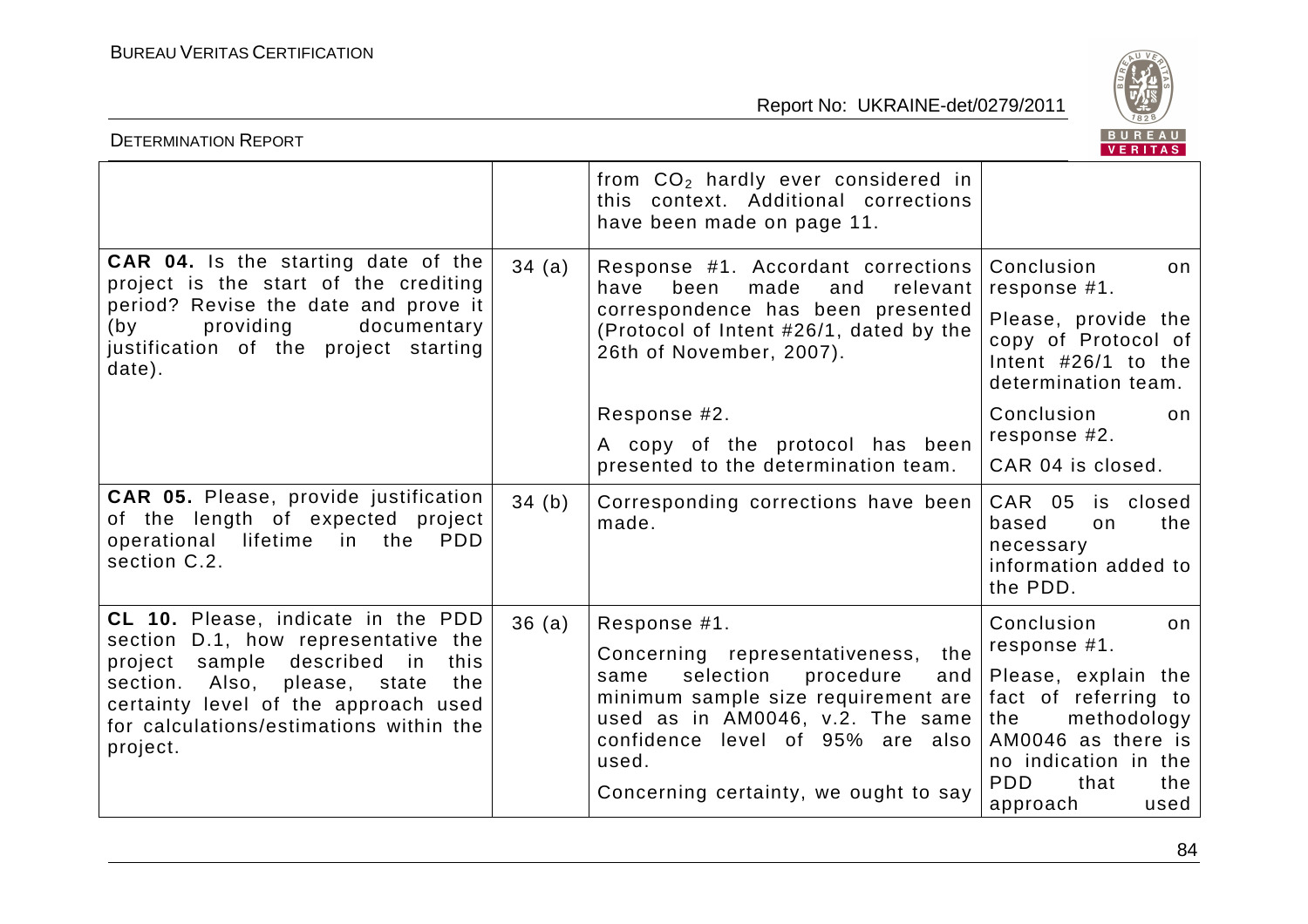| | | | |
|---|---|---|---|
| | | from $CO_2$ hardly ever considered in this context. Additional corrections have been made on page 11. | |
| **CAR 04.** Is the starting date of the project is the start of the crediting period? Revise the date and prove it (by providing documentary justification of the project starting date). | 34 (a) | Response #1. Accordant corrections have been made and relevant correspondence has been presented (Protocol of Intent #26/1, dated by the 26th of November, 2007). | Conclusion on response #1. Please, provide the copy of Protocol of Intent #26/1 to the determination team. |
| | | Response #2. A copy of the protocol has been presented to the determination team. | Conclusion on response #2. CAR 04 is closed. |
| **CAR 05.** Please, provide justification of the length of expected project operational lifetime in the PDD section C.2. | 34 (b) | Corresponding corrections have been made. | CAR 05 is closed based on the necessary information added to the PDD. |
| **CL 10.** Please, indicate in the PDD section D.1, how representative the project sample described in this section. Also, please, state the certainty level of the approach used for calculations/estimations within the project. | 36 (a) | Response #1. Concerning representativeness, the same selection procedure and minimum sample size requirement are used as in AM0046, v.2. The same confidence level of 95% are also used. Concerning certainty, we ought to say | Conclusion on response #1. Please, explain the fact of referring to the methodology AM0046 as there is no indication in the PDD that the approach used |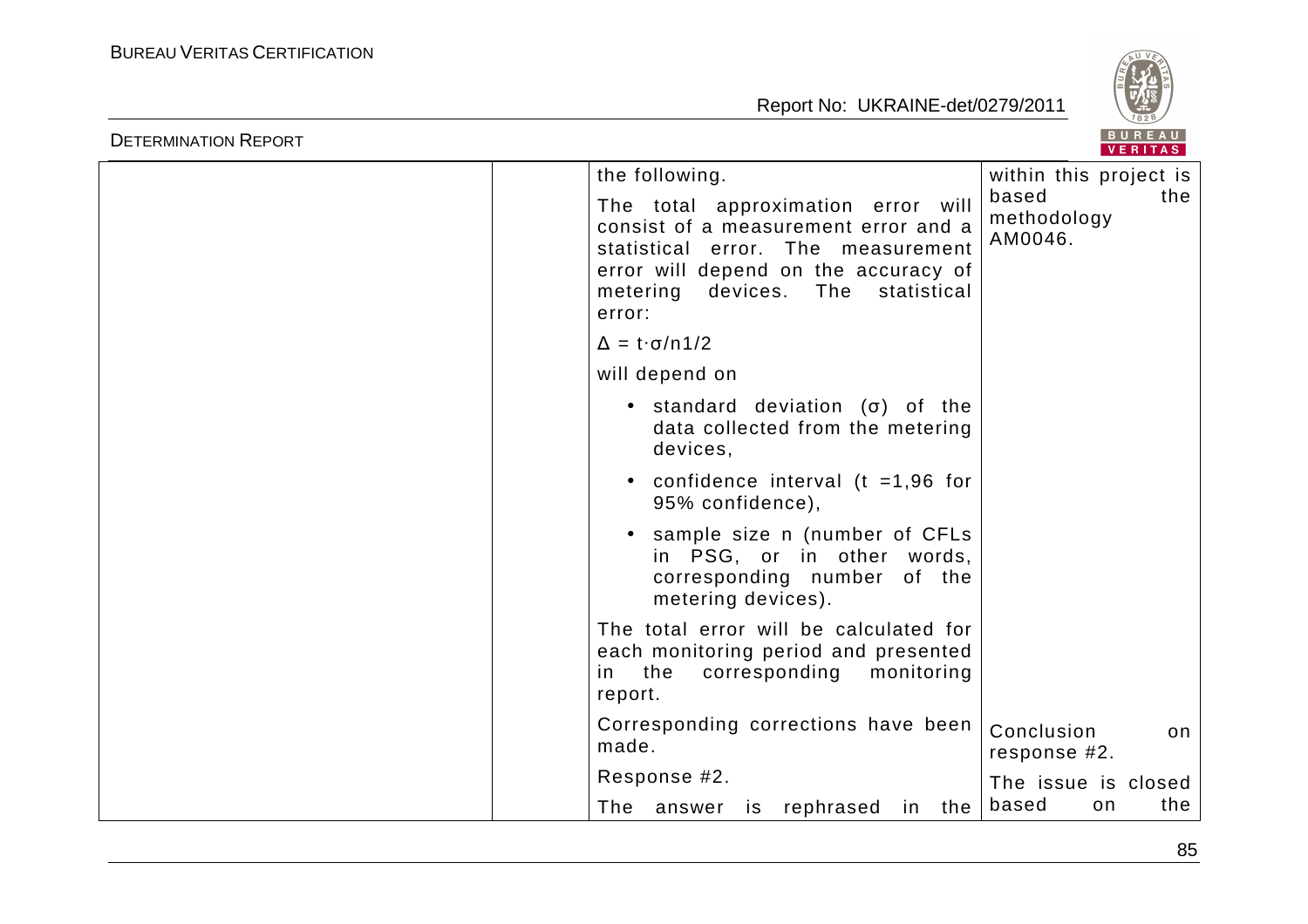| | | | |
|---|---|---|---|
| | | the following.<br><br>The total approximation error will consist of a measurement error and a statistical error. The measurement error will depend on the accuracy of metering devices. The statistical error:<br><br>$\Delta = t \cdot \sigma / n1/2$<br><br>will depend on<br><br>• standard deviation ($\sigma$) of the data collected from the metering devices,<br><br>• confidence interval (t =1,96 for 95% confidence),<br><br>• sample size n (number of CFLs in PSG, or in other words, corresponding number of the metering devices).<br><br>The total error will be calculated for each monitoring period and presented in the corresponding monitoring report. | within this project is based the methodology AM0046. |
| | | Corresponding corrections have been made.<br><br>Response #2.<br><br>The answer is rephrased in the | Conclusion on response #2.<br><br>The issue is closed based on the |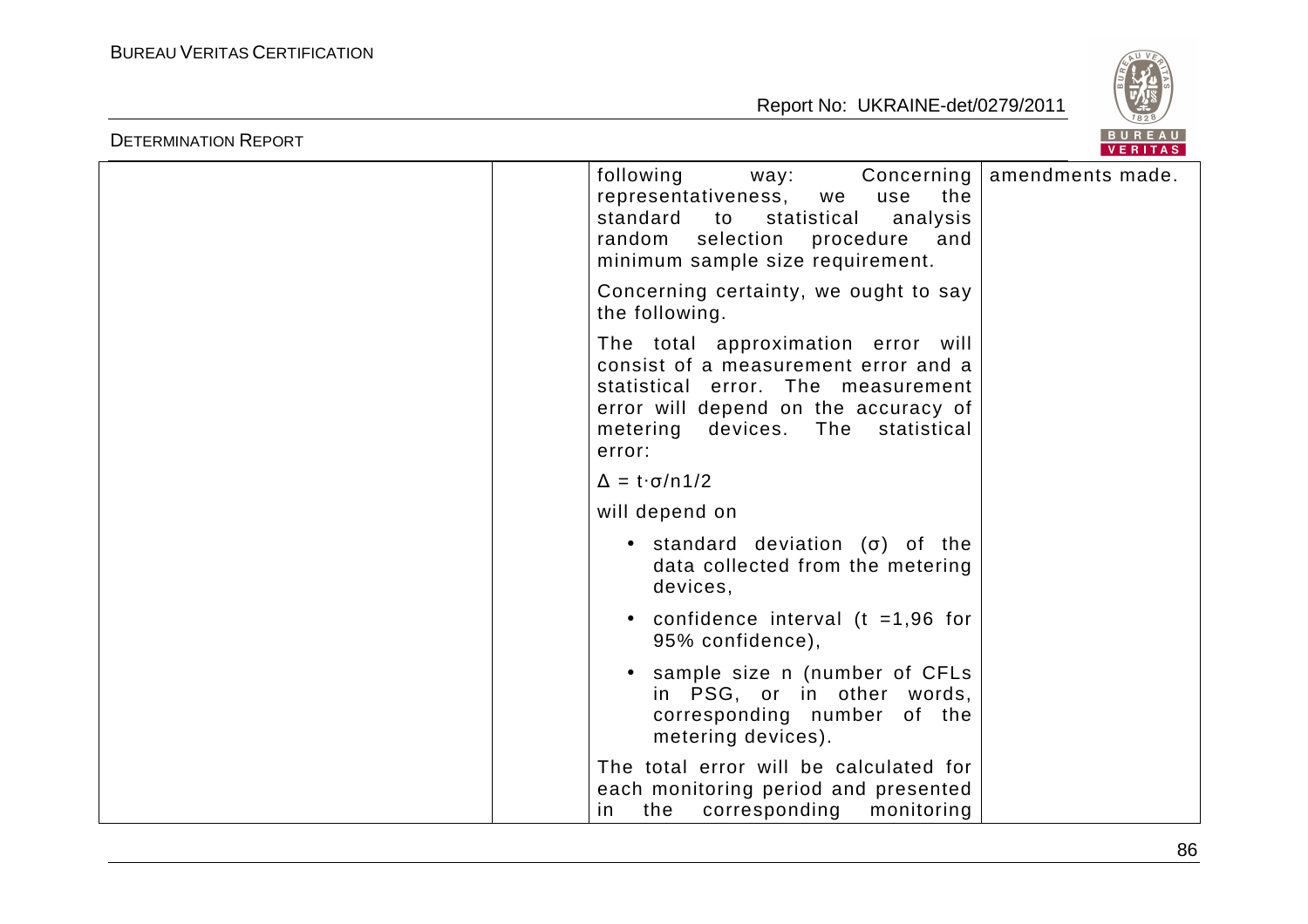| | | following way: Concerning representativeness, we use the standard to statistical analysis random selection procedure and minimum sample size requirement.<br><br>Concerning certainty, we ought to say the following.<br><br>The total approximation error will consist of a measurement error and a statistical error. The measurement error will depend on the accuracy of metering devices. The statistical error:<br><br>$\Delta = t \cdot \sigma / n1/2$<br><br>will depend on<br><br>• standard deviation ($\sigma$) of the data collected from the metering devices,<br><br>• confidence interval ($t = 1,96$ for 95% confidence),<br><br>• sample size n (number of CFLs in PSG, or in other words, corresponding number of the metering devices).<br><br>The total error will be calculated for each monitoring period and presented in the corresponding monitoring | amendments made. |
|---|---|---|---|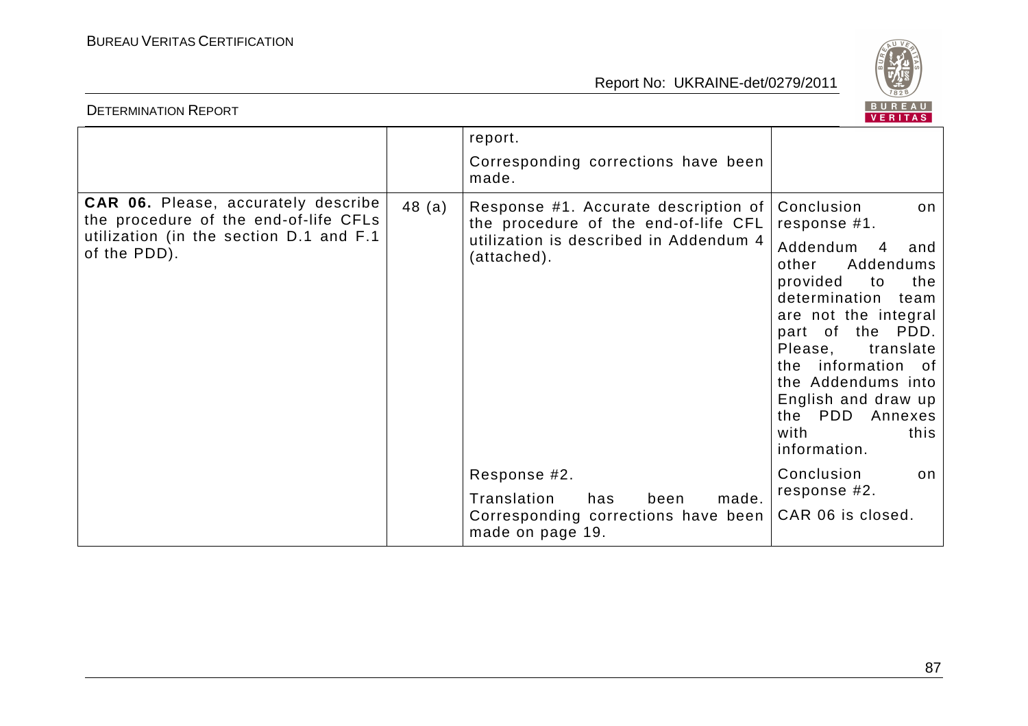| | | | |
|---|---|---|---|
| | | report.<br><br>Corresponding corrections have been made. | |
| **CAR 06.** Please, accurately describe the procedure of the end-of-life CFLs utilization (in the section D.1 and F.1 of the PDD). | 48 (a) | Response #1. Accurate description of the procedure of the end-of-life CFL utilization is described in Addendum 4 (attached). | Conclusion on response #1.<br><br>Addendum 4 and other Addendums provided to the determination team are not the integral part of the PDD. Please, translate the information of the Addendums into English and draw up the PDD Annexes with this information. |
| | | Response #2.<br><br>Translation has been made. Corresponding corrections have been made on page 19. | Conclusion on response #2.<br><br>CAR 06 is closed. |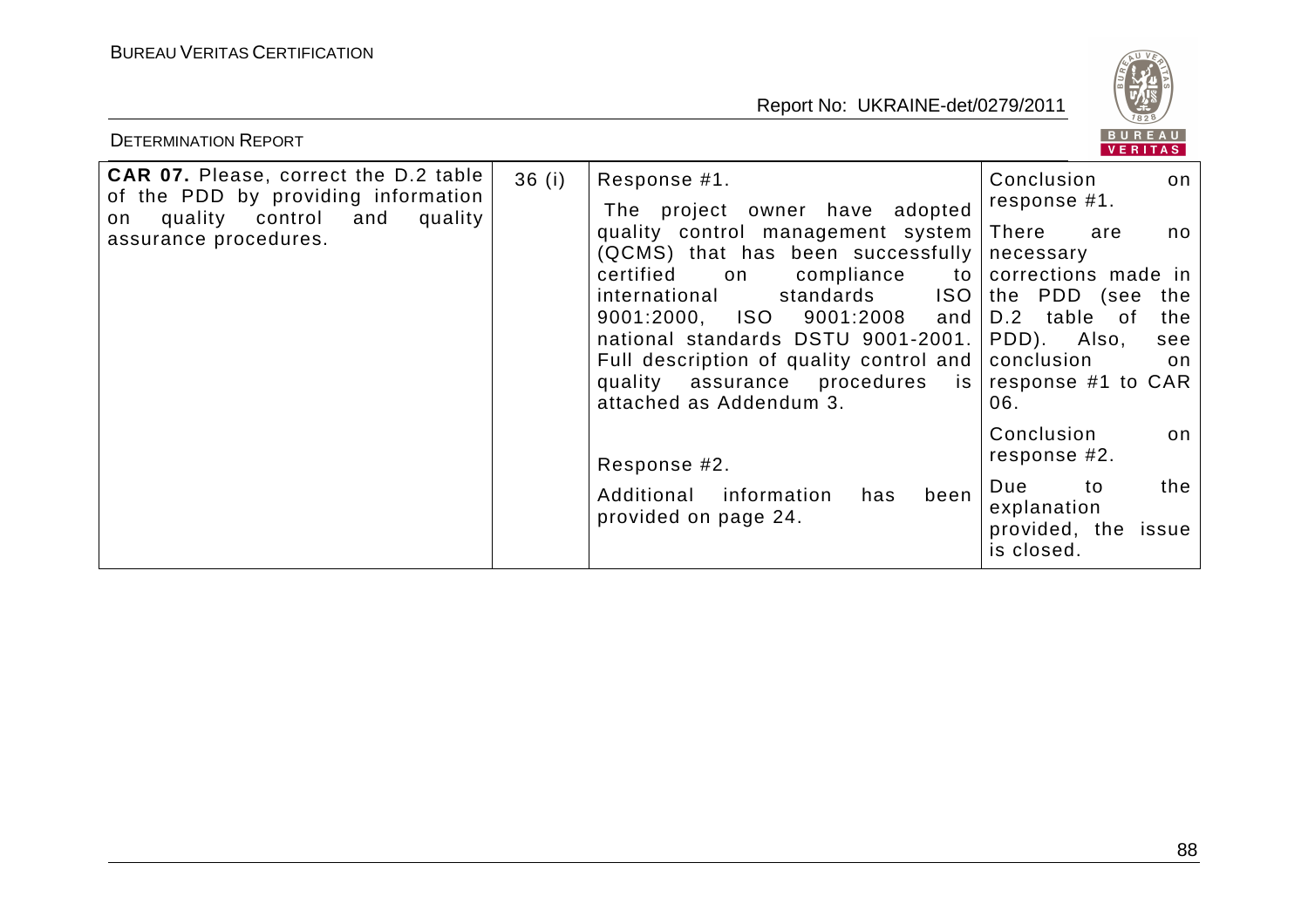| **CAR 07.** Please, correct the D.2 table of the PDD by providing information on quality control and quality assurance procedures. | 36 (i) | Response #1.<br>The project owner have adopted quality control management system (QCMS) that has been successfully certified on compliance to international standards ISO 9001:2000, ISO 9001:2008 and national standards DSTU 9001-2001. Full description of quality control and quality assurance procedures is attached as Addendum 3.<br><br>Response #2.<br>Additional information has been provided on page 24. | Conclusion on response #1.<br>There are no necessary corrections made in the PDD (see the D.2 table of the PDD). Also, see conclusion on response #1 to CAR 06.<br><br>Conclusion on response #2.<br>Due to the explanation provided, the issue is closed. |
|---|---|---|---|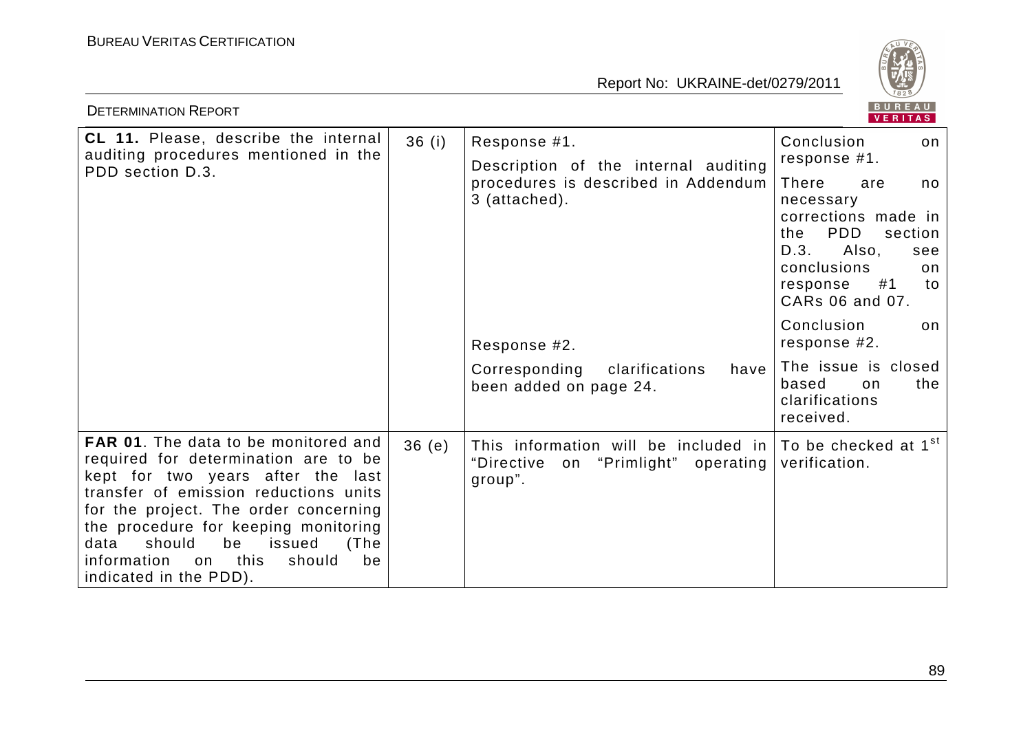| | | | |
|---|---|---|---|
| **CL 11.** Please, describe the internal auditing procedures mentioned in the PDD section D.3. | 36 (i) | Response #1.<br>Description of the internal auditing procedures is described in Addendum 3 (attached).<br><br>Response #2.<br>Corresponding clarifications have been added on page 24. | Conclusion on response #1.<br>There are no necessary corrections made in the PDD section D.3. Also, see conclusions on response #1 to CARs 06 and 07.<br><br>Conclusion on response #2.<br>The issue is closed based on the clarifications received. |
| **FAR 01**. The data to be monitored and required for determination are to be kept for two years after the last transfer of emission reductions units for the project. The order concerning the procedure for keeping monitoring data should be issued (The information on this should be indicated in the PDD). | 36 (e) | This information will be included in "Directive on "Primlight" operating group". | To be checked at 1st verification. |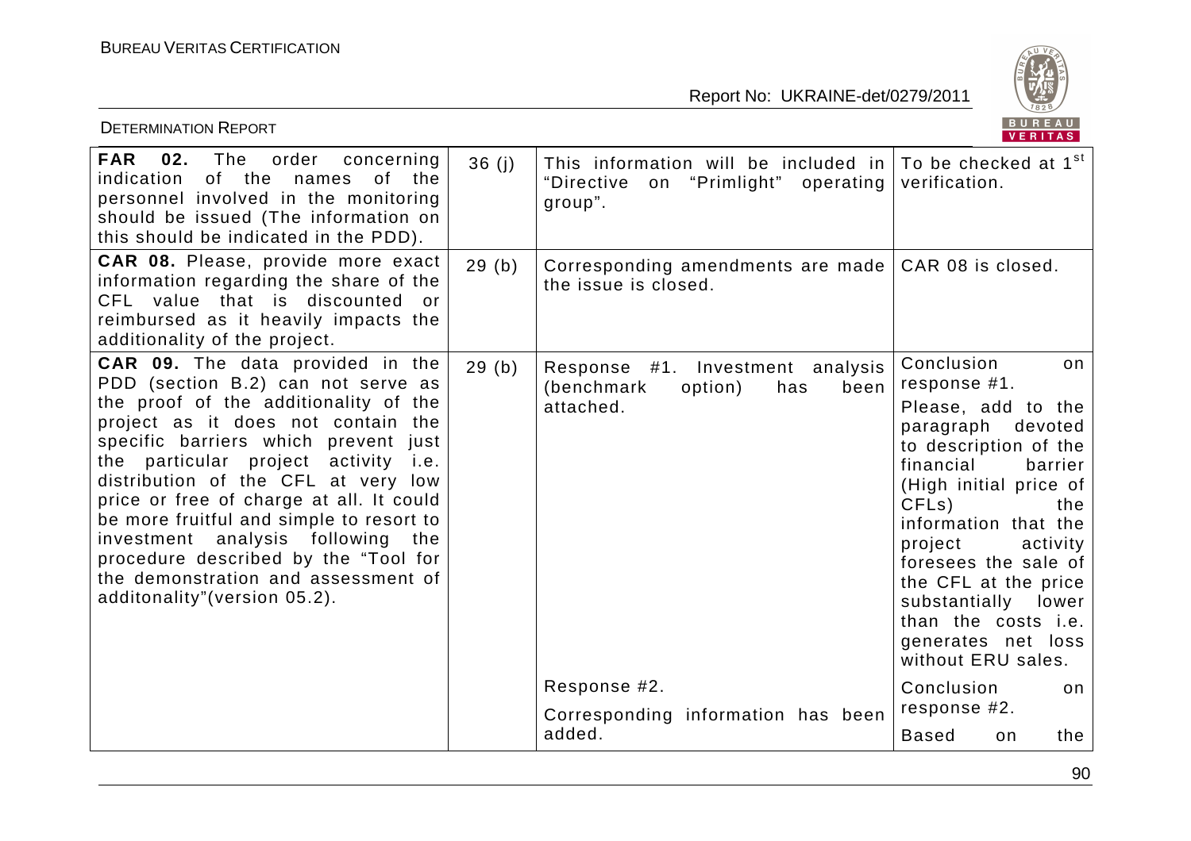| | | | |
|---|---|---|---|
| **FAR 02.** The order concerning indication of the names of the personnel involved in the monitoring should be issued (The information on this should be indicated in the PDD). | 36 (j) | This information will be included in "Directive on "Primlight" operating group". | To be checked at 1st verification. |
| **CAR 08.** Please, provide more exact information regarding the share of the CFL value that is discounted or reimbursed as it heavily impacts the additionality of the project. | 29 (b) | Corresponding amendments are made the issue is closed. | CAR 08 is closed. |
| **CAR 09.** The data provided in the PDD (section B.2) can not serve as the proof of the additionality of the project as it does not contain the specific barriers which prevent just the particular project activity i.e. distribution of the CFL at very low price or free of charge at all. It could be more fruitful and simple to resort to investment analysis following the procedure described by the "Tool for the demonstration and assessment of additonality"(version 05.2). | 29 (b) | Response #1. Investment analysis (benchmark option) has been attached.<br><br>Response #2.<br>Corresponding information has been added. | Conclusion on response #1.<br>Please, add to the paragraph devoted to description of the financial barrier (High initial price of CFLs) the information that the project activity foresees the sale of the CFL at the price substantially lower than the costs i.e. generates net loss without ERU sales.<br><br>Conclusion on response #2.<br>Based on the |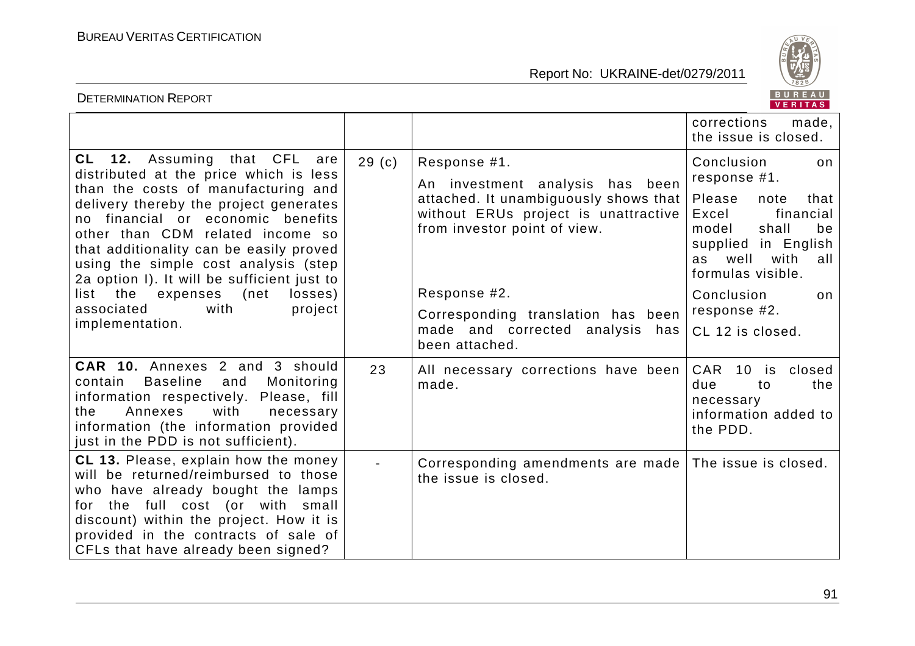|  |  |  | corrections made, the issue is closed. |
|---|---|---|---|
| **CL 12.** Assuming that CFL are distributed at the price which is less than the costs of manufacturing and delivery thereby the project generates no financial or economic benefits other than CDM related income so that additionality can be easily proved using the simple cost analysis (step 2a option I). It will be sufficient just to list the expenses (net losses) associated with project implementation. | 29 (c) | Response #1.<br>An investment analysis has been attached. It unambiguously shows that without ERUs project is unattractive from investor point of view.<br><br>Response #2.<br>Corresponding translation has been made and corrected analysis has been attached. | Conclusion on response #1.<br>Please note that Excel financial model shall be supplied in English as well with all formulas visible.<br>Conclusion on response #2.<br>CL 12 is closed. |
| **CAR 10.** Annexes 2 and 3 should contain Baseline and Monitoring information respectively. Please, fill the Annexes with necessary information (the information provided just in the PDD is not sufficient). | 23 | All necessary corrections have been made. | CAR 10 is closed due to the necessary information added to the PDD. |
| **CL 13.** Please, explain how the money will be returned/reimbursed to those who have already bought the lamps for the full cost (or with small discount) within the project. How it is provided in the contracts of sale of CFLs that have already been signed? | - | Corresponding amendments are made the issue is closed. | The issue is closed. |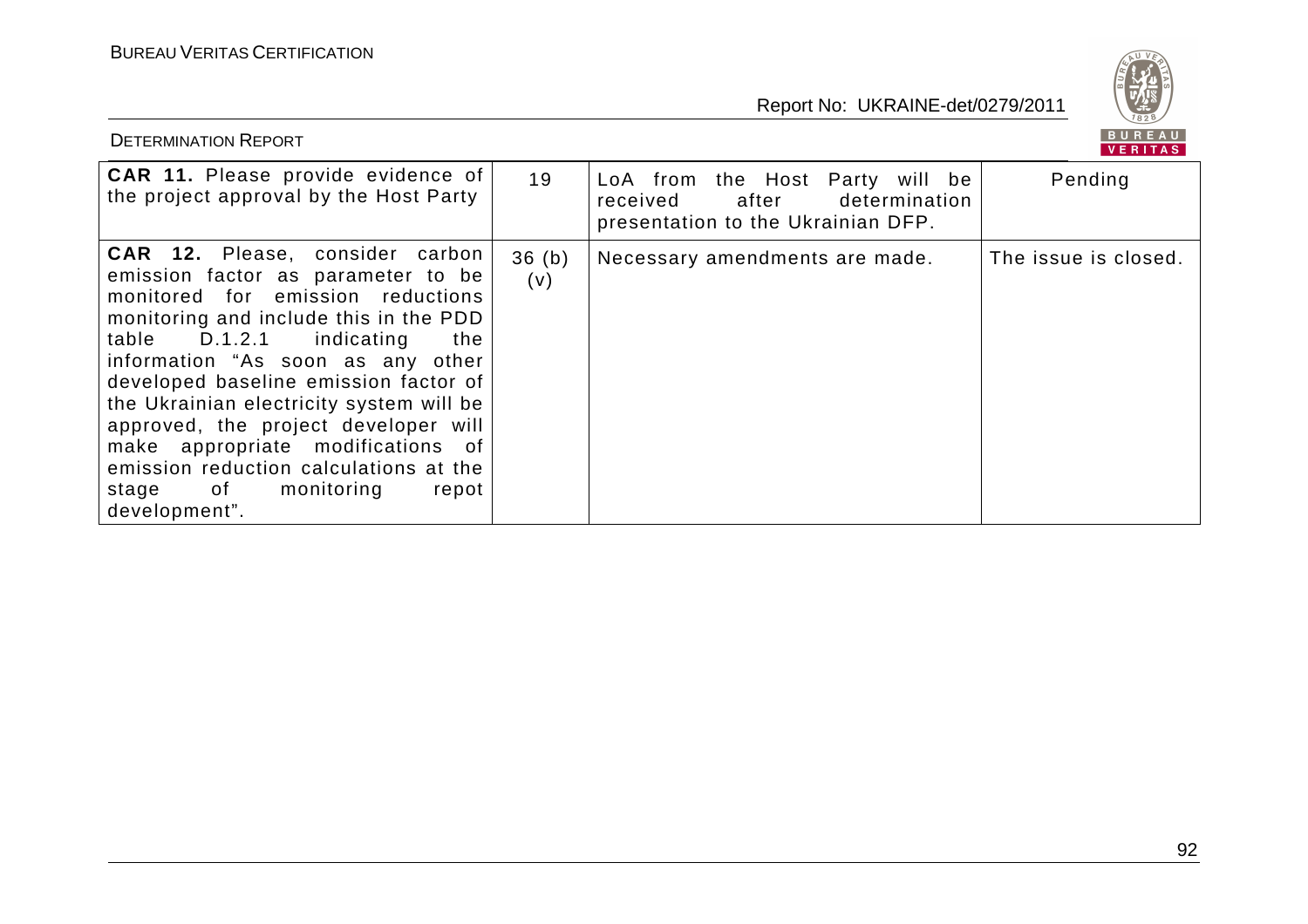| | | | |
|---|---|---|---|
| **CAR 11.** Please provide evidence of the project approval by the Host Party | 19 | LoA from the Host Party will be received after determination presentation to the Ukrainian DFP. | Pending |
| **CAR 12.** Please, consider carbon emission factor as parameter to be monitored for emission reductions monitoring and include this in the PDD table D.1.2.1 indicating the information "As soon as any other developed baseline emission factor of the Ukrainian electricity system will be approved, the project developer will make appropriate modifications of emission reduction calculations at the stage of monitoring repot development". | 36 (b) (v) | Necessary amendments are made. | The issue is closed. |